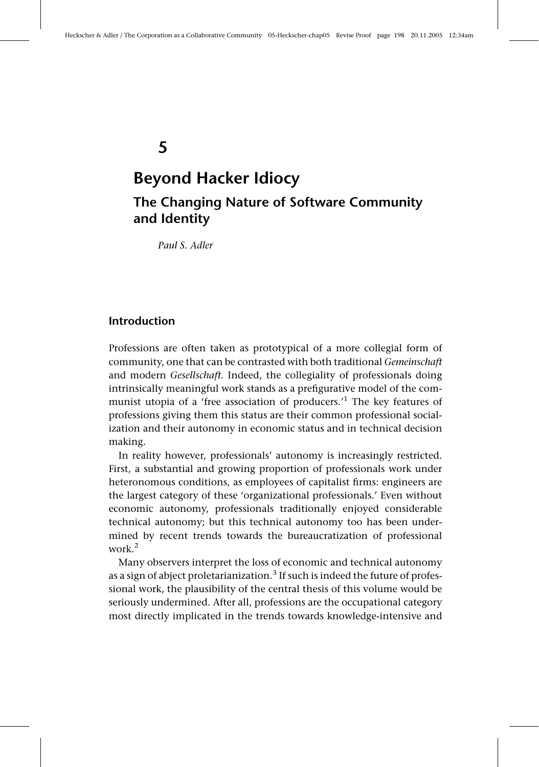# 5

# Beyond Hacker Idiocy

## The Changing Nature of Software Community and Identity

*Paul S. Adler*

### Introduction

Professions are often taken as prototypical of a more collegial form of community, one that can be contrasted with both traditional *Gemeinschaft* and modern *Gesellschaft*. Indeed, the collegiality of professionals doing intrinsically meaningful work stands as a prefigurative model of the communist utopia of a 'free association of producers.'[1] The key features of professions giving them this status are their common professional socialization and their autonomy in economic status and in technical decision making.

In reality however, professionals' autonomy is increasingly restricted. First, a substantial and growing proportion of professionals work under heteronomous conditions, as employees of capitalist firms: engineers are the largest category of these 'organizational professionals.' Even without economic autonomy, professionals traditionally enjoyed considerable technical autonomy; but this technical autonomy too has been undermined by recent trends towards the bureaucratization of professional work.[2]

Many observers interpret the loss of economic and technical autonomy as a sign of abject proletarianization.[3] If such is indeed the future of professional work, the plausibility of the central thesis of this volume would be seriously undermined. After all, professions are the occupational category most directly implicated in the trends towards knowledge-intensive and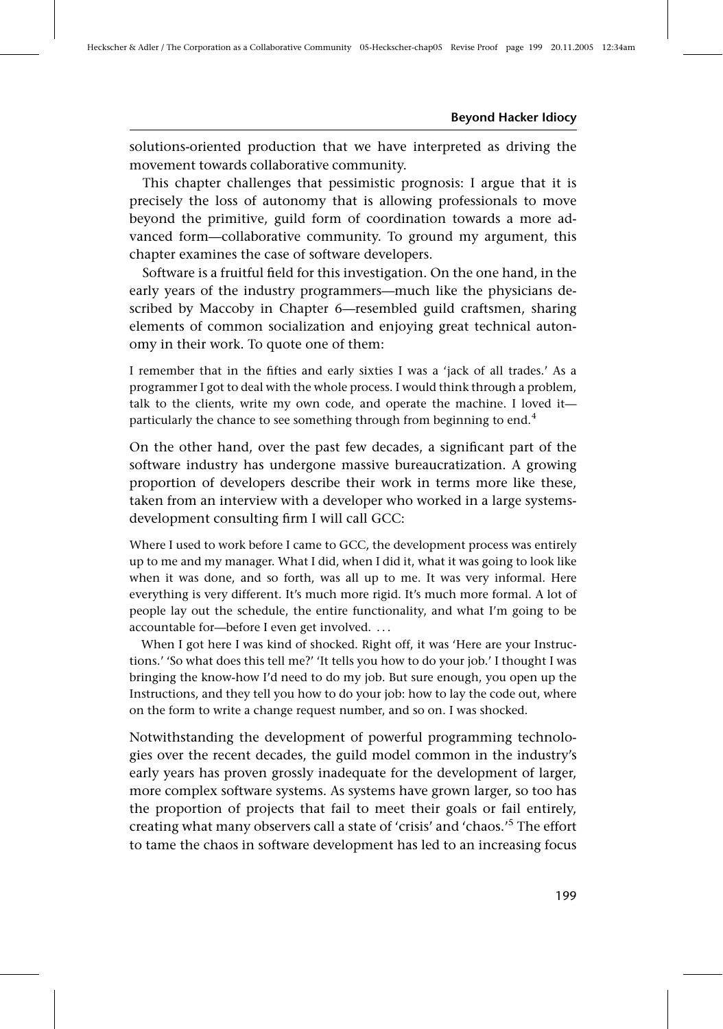solutions-oriented production that we have interpreted as driving the movement towards collaborative community.

This chapter challenges that pessimistic prognosis: I argue that it is precisely the loss of autonomy that is allowing professionals to move beyond the primitive, guild form of coordination towards a more advanced form—collaborative community. To ground my argument, this chapter examines the case of software developers.

Software is a fruitful field for this investigation. On the one hand, in the early years of the industry programmers—much like the physicians described by Maccoby in Chapter 6—resembled guild craftsmen, sharing elements of common socialization and enjoying great technical autonomy in their work. To quote one of them:

> I remember that in the fifties and early sixties I was a 'jack of all trades.' As a programmer I got to deal with the whole process. I would think through a problem, talk to the clients, write my own code, and operate the machine. I loved it—particularly the chance to see something through from beginning to end.[4]

On the other hand, over the past few decades, a significant part of the software industry has undergone massive bureaucratization. A growing proportion of developers describe their work in terms more like these, taken from an interview with a developer who worked in a large systems-development consulting firm I will call GCC:

> Where I used to work before I came to GCC, the development process was entirely up to me and my manager. What I did, when I did it, what it was going to look like when it was done, and so forth, was all up to me. It was very informal. Here everything is very different. It's much more rigid. It's much more formal. A lot of people lay out the schedule, the entire functionality, and what I'm going to be accountable for—before I even get involved. ...
>
> When I got here I was kind of shocked. Right off, it was 'Here are your Instructions.' 'So what does this tell me?' 'It tells you how to do your job.' I thought I was bringing the know-how I'd need to do my job. But sure enough, you open up the Instructions, and they tell you how to do your job: how to lay the code out, where on the form to write a change request number, and so on. I was shocked.

Notwithstanding the development of powerful programming technologies over the recent decades, the guild model common in the industry's early years has proven grossly inadequate for the development of larger, more complex software systems. As systems have grown larger, so too has the proportion of projects that fail to meet their goals or fail entirely, creating what many observers call a state of 'crisis' and 'chaos.'[5] The effort to tame the chaos in software development has led to an increasing focus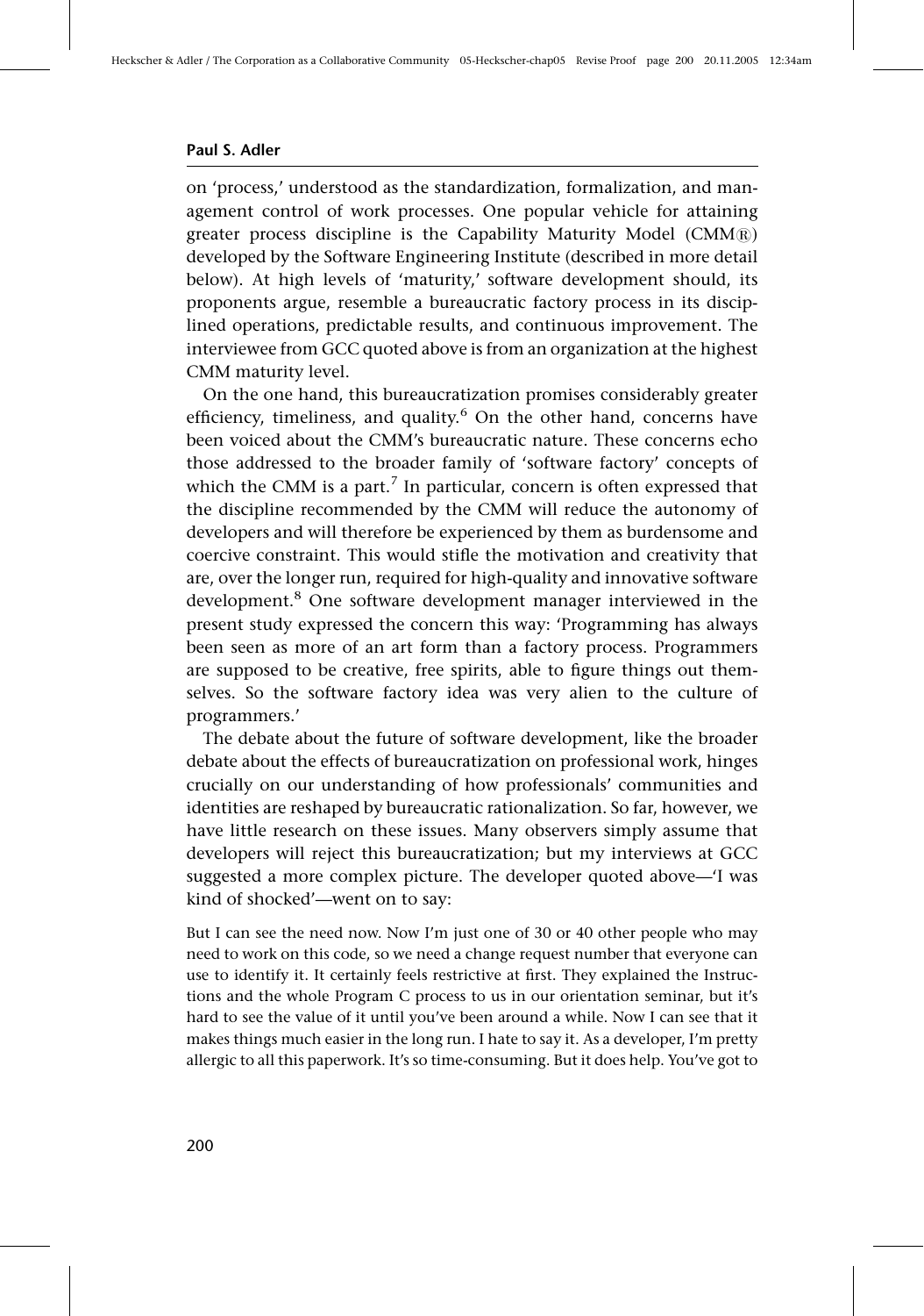on 'process,' understood as the standardization, formalization, and management control of work processes. One popular vehicle for attaining greater process discipline is the Capability Maturity Model (CMM®) developed by the Software Engineering Institute (described in more detail below). At high levels of 'maturity,' software development should, its proponents argue, resemble a bureaucratic factory process in its disciplined operations, predictable results, and continuous improvement. The interviewee from GCC quoted above is from an organization at the highest CMM maturity level.

On the one hand, this bureaucratization promises considerably greater efficiency, timeliness, and quality.[6] On the other hand, concerns have been voiced about the CMM's bureaucratic nature. These concerns echo those addressed to the broader family of 'software factory' concepts of which the CMM is a part.[7] In particular, concern is often expressed that the discipline recommended by the CMM will reduce the autonomy of developers and will therefore be experienced by them as burdensome and coercive constraint. This would stifle the motivation and creativity that are, over the longer run, required for high-quality and innovative software development.[8] One software development manager interviewed in the present study expressed the concern this way: 'Programming has always been seen as more of an art form than a factory process. Programmers are supposed to be creative, free spirits, able to figure things out themselves. So the software factory idea was very alien to the culture of programmers.'

The debate about the future of software development, like the broader debate about the effects of bureaucratization on professional work, hinges crucially on our understanding of how professionals' communities and identities are reshaped by bureaucratic rationalization. So far, however, we have little research on these issues. Many observers simply assume that developers will reject this bureaucratization; but my interviews at GCC suggested a more complex picture. The developer quoted above—'I was kind of shocked'—went on to say:

> But I can see the need now. Now I'm just one of 30 or 40 other people who may need to work on this code, so we need a change request number that everyone can use to identify it. It certainly feels restrictive at first. They explained the Instructions and the whole Program C process to us in our orientation seminar, but it's hard to see the value of it until you've been around a while. Now I can see that it makes things much easier in the long run. I hate to say it. As a developer, I'm pretty allergic to all this paperwork. It's so time-consuming. But it does help. You've got to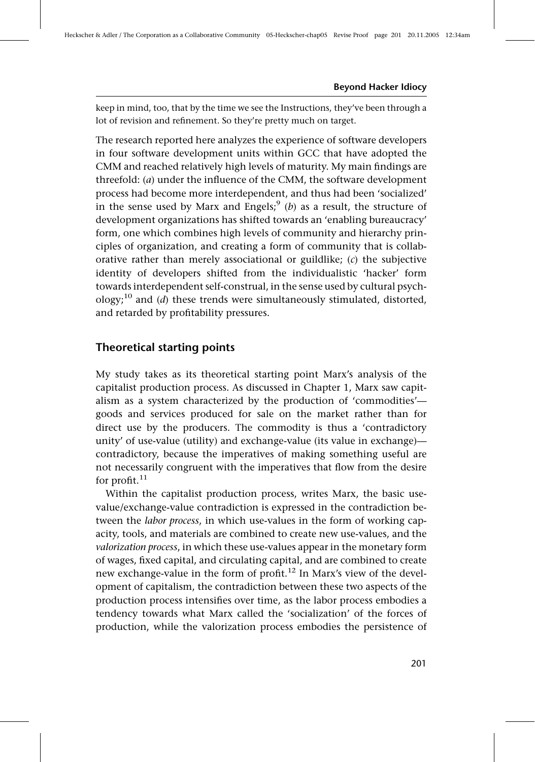keep in mind, too, that by the time we see the Instructions, they've been through a lot of revision and refinement. So they're pretty much on target.

The research reported here analyzes the experience of software developers in four software development units within GCC that have adopted the CMM and reached relatively high levels of maturity. My main findings are threefold: (*a*) under the influence of the CMM, the software development process had become more interdependent, and thus had been 'socialized' in the sense used by Marx and Engels;[9] (*b*) as a result, the structure of development organizations has shifted towards an 'enabling bureaucracy' form, one which combines high levels of community and hierarchy principles of organization, and creating a form of community that is collaborative rather than merely associational or guildlike; (*c*) the subjective identity of developers shifted from the individualistic 'hacker' form towards interdependent self-construal, in the sense used by cultural psychology;[10] and (*d*) these trends were simultaneously stimulated, distorted, and retarded by profitability pressures.

## Theoretical starting points

My study takes as its theoretical starting point Marx's analysis of the capitalist production process. As discussed in Chapter 1, Marx saw capitalism as a system characterized by the production of 'commodities'—goods and services produced for sale on the market rather than for direct use by the producers. The commodity is thus a 'contradictory unity' of use-value (utility) and exchange-value (its value in exchange)—contradictory, because the imperatives of making something useful are not necessarily congruent with the imperatives that flow from the desire for profit.[11]

Within the capitalist production process, writes Marx, the basic use-value/exchange-value contradiction is expressed in the contradiction between the *labor process*, in which use-values in the form of working capacity, tools, and materials are combined to create new use-values, and the *valorization process*, in which these use-values appear in the monetary form of wages, fixed capital, and circulating capital, and are combined to create new exchange-value in the form of profit.[12] In Marx's view of the development of capitalism, the contradiction between these two aspects of the production process intensifies over time, as the labor process embodies a tendency towards what Marx called the 'socialization' of the forces of production, while the valorization process embodies the persistence of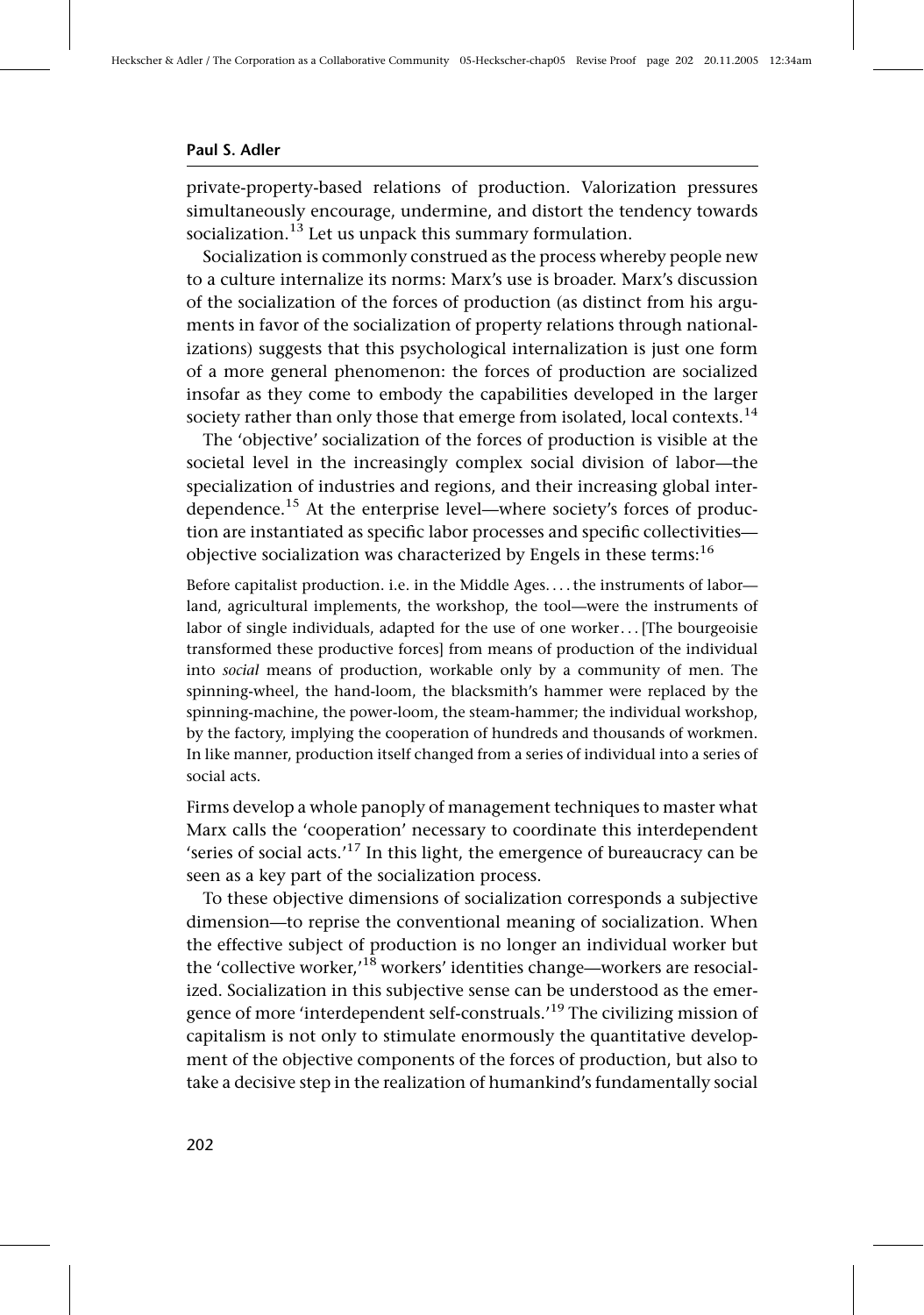private-property-based relations of production. Valorization pressures simultaneously encourage, undermine, and distort the tendency towards socialization.[13] Let us unpack this summary formulation.

Socialization is commonly construed as the process whereby people new to a culture internalize its norms: Marx's use is broader. Marx's discussion of the socialization of the forces of production (as distinct from his arguments in favor of the socialization of property relations through nationalizations) suggests that this psychological internalization is just one form of a more general phenomenon: the forces of production are socialized insofar as they come to embody the capabilities developed in the larger society rather than only those that emerge from isolated, local contexts.[14]

The 'objective' socialization of the forces of production is visible at the societal level in the increasingly complex social division of labor—the specialization of industries and regions, and their increasing global interdependence.[15] At the enterprise level—where society's forces of production are instantiated as specific labor processes and specific collectivities—objective socialization was characterized by Engels in these terms:[16]

> Before capitalist production. i.e. in the Middle Ages. . . . the instruments of labor—land, agricultural implements, the workshop, the tool—were the instruments of labor of single individuals, adapted for the use of one worker . . . [The bourgeoisie transformed these productive forces] from means of production of the individual into *social* means of production, workable only by a community of men. The spinning-wheel, the hand-loom, the blacksmith's hammer were replaced by the spinning-machine, the power-loom, the steam-hammer; the individual workshop, by the factory, implying the cooperation of hundreds and thousands of workmen. In like manner, production itself changed from a series of individual into a series of social acts.

Firms develop a whole panoply of management techniques to master what Marx calls the 'cooperation' necessary to coordinate this interdependent 'series of social acts.'[17] In this light, the emergence of bureaucracy can be seen as a key part of the socialization process.

To these objective dimensions of socialization corresponds a subjective dimension—to reprise the conventional meaning of socialization. When the effective subject of production is no longer an individual worker but the 'collective worker,'[18] workers' identities change—workers are resocialized. Socialization in this subjective sense can be understood as the emergence of more 'interdependent self-construals.'[19] The civilizing mission of capitalism is not only to stimulate enormously the quantitative development of the objective components of the forces of production, but also to take a decisive step in the realization of humankind's fundamentally social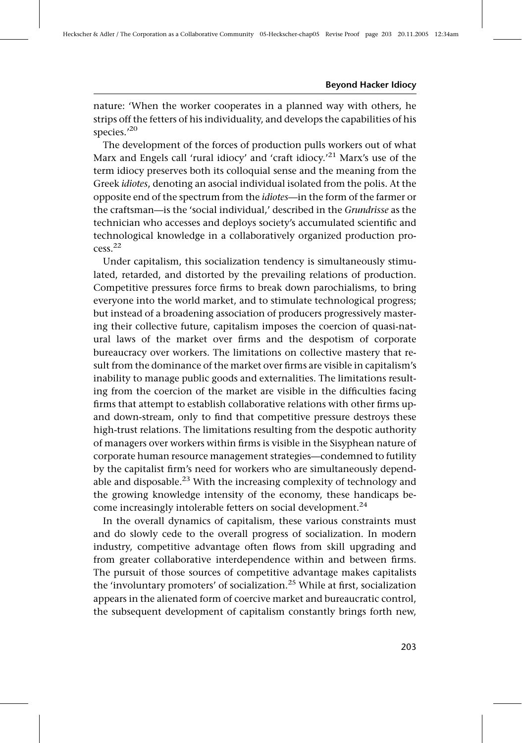nature: 'When the worker cooperates in a planned way with others, he strips off the fetters of his individuality, and develops the capabilities of his species.'[20]

The development of the forces of production pulls workers out of what Marx and Engels call 'rural idiocy' and 'craft idiocy.'[21] Marx's use of the term idiocy preserves both its colloquial sense and the meaning from the Greek *idiotes*, denoting an asocial individual isolated from the polis. At the opposite end of the spectrum from the *idiotes*—in the form of the farmer or the craftsman—is the 'social individual,' described in the *Grundrisse* as the technician who accesses and deploys society's accumulated scientific and technological knowledge in a collaboratively organized production process.[22]

Under capitalism, this socialization tendency is simultaneously stimulated, retarded, and distorted by the prevailing relations of production. Competitive pressures force firms to break down parochialisms, to bring everyone into the world market, and to stimulate technological progress; but instead of a broadening association of producers progressively mastering their collective future, capitalism imposes the coercion of quasi-natural laws of the market over firms and the despotism of corporate bureaucracy over workers. The limitations on collective mastery that result from the dominance of the market over firms are visible in capitalism's inability to manage public goods and externalities. The limitations resulting from the coercion of the market are visible in the difficulties facing firms that attempt to establish collaborative relations with other firms up- and down-stream, only to find that competitive pressure destroys these high-trust relations. The limitations resulting from the despotic authority of managers over workers within firms is visible in the Sisyphean nature of corporate human resource management strategies—condemned to futility by the capitalist firm's need for workers who are simultaneously dependable and disposable.[23] With the increasing complexity of technology and the growing knowledge intensity of the economy, these handicaps become increasingly intolerable fetters on social development.[24]

In the overall dynamics of capitalism, these various constraints must and do slowly cede to the overall progress of socialization. In modern industry, competitive advantage often flows from skill upgrading and from greater collaborative interdependence within and between firms. The pursuit of those sources of competitive advantage makes capitalists the 'involuntary promoters' of socialization.[25] While at first, socialization appears in the alienated form of coercive market and bureaucratic control, the subsequent development of capitalism constantly brings forth new,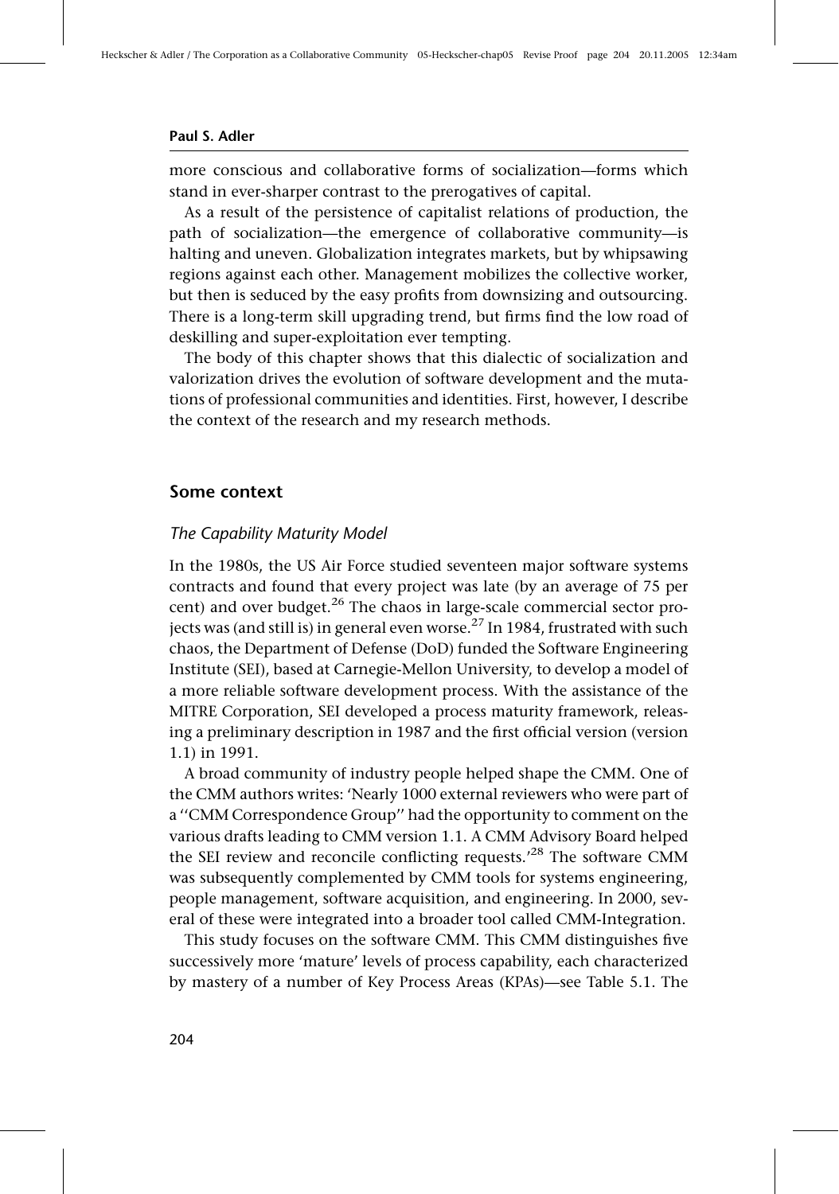more conscious and collaborative forms of socialization—forms which stand in ever-sharper contrast to the prerogatives of capital.

As a result of the persistence of capitalist relations of production, the path of socialization—the emergence of collaborative community—is halting and uneven. Globalization integrates markets, but by whipsawing regions against each other. Management mobilizes the collective worker, but then is seduced by the easy profits from downsizing and outsourcing. There is a long-term skill upgrading trend, but firms find the low road of deskilling and super-exploitation ever tempting.

The body of this chapter shows that this dialectic of socialization and valorization drives the evolution of software development and the mutations of professional communities and identities. First, however, I describe the context of the research and my research methods.

## Some context

### *The Capability Maturity Model*

In the 1980s, the US Air Force studied seventeen major software systems contracts and found that every project was late (by an average of 75 per cent) and over budget.[26] The chaos in large-scale commercial sector projects was (and still is) in general even worse.[27] In 1984, frustrated with such chaos, the Department of Defense (DoD) funded the Software Engineering Institute (SEI), based at Carnegie-Mellon University, to develop a model of a more reliable software development process. With the assistance of the MITRE Corporation, SEI developed a process maturity framework, releasing a preliminary description in 1987 and the first official version (version 1.1) in 1991.

A broad community of industry people helped shape the CMM. One of the CMM authors writes: 'Nearly 1000 external reviewers who were part of a "CMM Correspondence Group" had the opportunity to comment on the various drafts leading to CMM version 1.1. A CMM Advisory Board helped the SEI review and reconcile conflicting requests.'[28] The software CMM was subsequently complemented by CMM tools for systems engineering, people management, software acquisition, and engineering. In 2000, several of these were integrated into a broader tool called CMM-Integration.

This study focuses on the software CMM. This CMM distinguishes five successively more 'mature' levels of process capability, each characterized by mastery of a number of Key Process Areas (KPAs)—see Table 5.1. The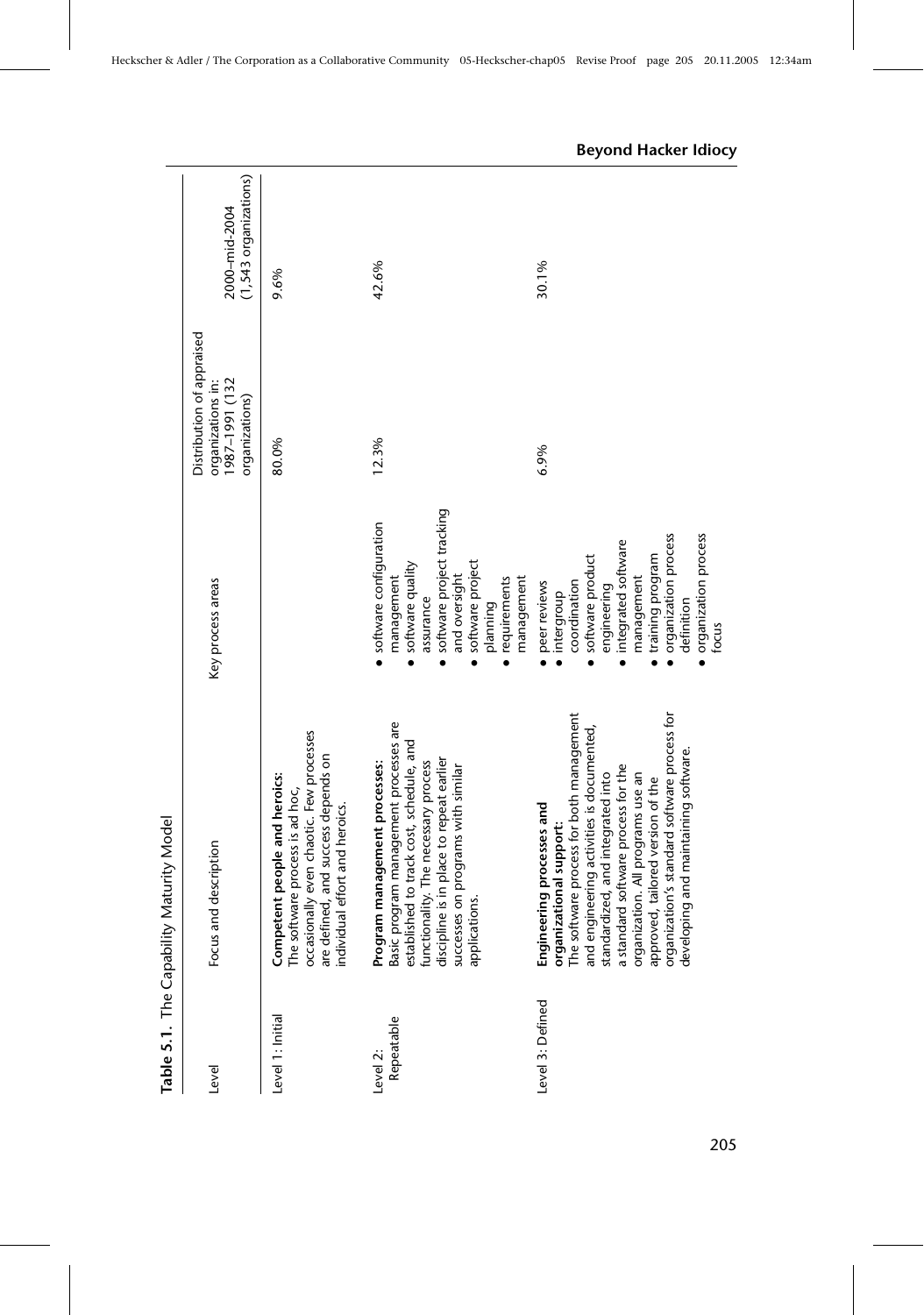**Table 5.1.** The Capability Maturity Model

| Level | Focus and description | Key process areas | Distribution of appraised organizations in: 1987–1991 (132 organizations) | 2000–mid-2004 (1,543 organizations) |
|---|---|---|---|---|
| Level 1: Initial | **Competent people and heroics:** The software process is ad hoc, occasionally even chaotic. Few processes are defined, and success depends on individual effort and heroics. | | 80.0% | 9.6% |
| Level 2: Repeatable | **Program management processes:** Basic program management processes are established to track cost, schedule, and functionality. The necessary process discipline is in place to repeat earlier successes on programs with similar applications. | • software configuration management<br>• software quality assurance<br>• software project tracking and oversight<br>• software project planning<br>• requirements management | 12.3% | 42.6% |
| Level 3: Defined | **Engineering processes and organizational support:** The software process for both management and engineering activities is documented, standardized, and integrated into a standard software process for the organization. All programs use an approved, tailored version of the organization's standard software process for developing and maintaining software. | • peer reviews<br>• intergroup coordination<br>• software product engineering<br>• integrated software management<br>• training program<br>• organization process definition<br>• organization process focus | 6.9% | 30.1% |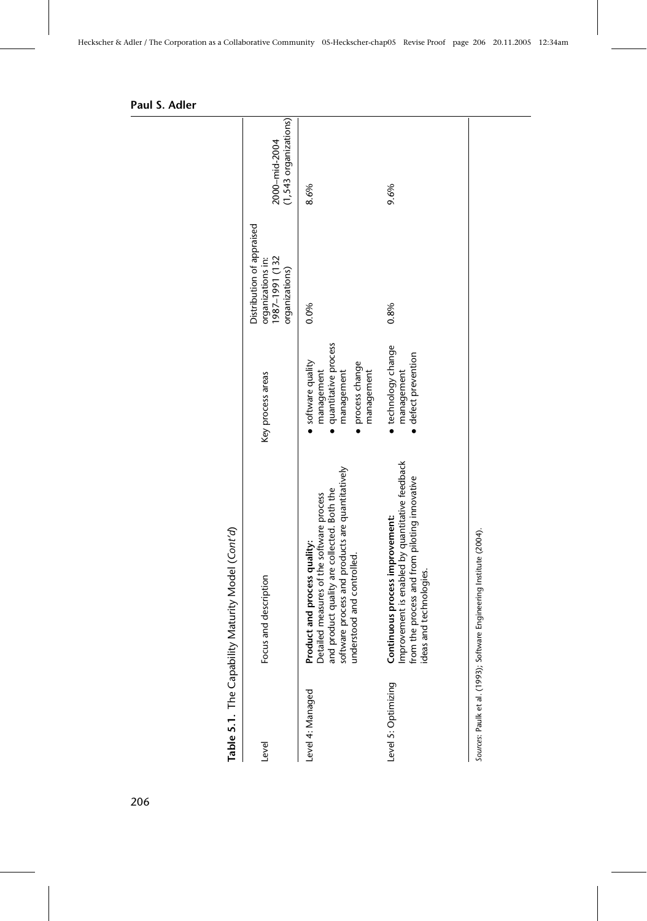**Table 5.1.** The Capability Maturity Model (*Cont'd*)

| Level | Focus and description | Key process areas | Distribution of appraised organizations in: 1987–1991 (132 organizations) | 2000–mid-2004 (1,543 organizations) |
|---|---|---|---|---|
| Level 4: Managed | **Product and process quality:** Detailed measures of the software process and product quality are collected. Both the software process and products are quantitatively understood and controlled. | • software quality management<br>• quantitative process management<br>• process change management | 0.0% | 8.6% |
| Level 5: Optimizing | **Continuous process improvement:** Improvement is enabled by quantitative feedback from the process and from piloting innovative ideas and technologies. | • technology change management<br>• defect prevention | 0.8% | 9.6% |

*Sources*: Paulk et al. (1993); Software Engineering Institute (2004).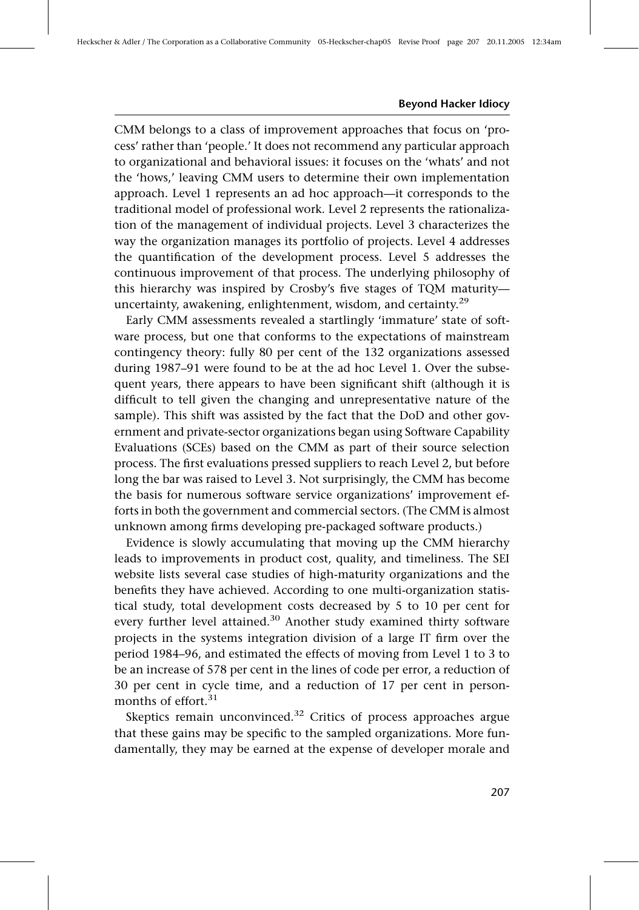CMM belongs to a class of improvement approaches that focus on 'process' rather than 'people.' It does not recommend any particular approach to organizational and behavioral issues: it focuses on the 'whats' and not the 'hows,' leaving CMM users to determine their own implementation approach. Level 1 represents an ad hoc approach—it corresponds to the traditional model of professional work. Level 2 represents the rationalization of the management of individual projects. Level 3 characterizes the way the organization manages its portfolio of projects. Level 4 addresses the quantification of the development process. Level 5 addresses the continuous improvement of that process. The underlying philosophy of this hierarchy was inspired by Crosby's five stages of TQM maturity—uncertainty, awakening, enlightenment, wisdom, and certainty.[29]

Early CMM assessments revealed a startlingly 'immature' state of software process, but one that conforms to the expectations of mainstream contingency theory: fully 80 per cent of the 132 organizations assessed during 1987–91 were found to be at the ad hoc Level 1. Over the subsequent years, there appears to have been significant shift (although it is difficult to tell given the changing and unrepresentative nature of the sample). This shift was assisted by the fact that the DoD and other government and private-sector organizations began using Software Capability Evaluations (SCEs) based on the CMM as part of their source selection process. The first evaluations pressed suppliers to reach Level 2, but before long the bar was raised to Level 3. Not surprisingly, the CMM has become the basis for numerous software service organizations' improvement efforts in both the government and commercial sectors. (The CMM is almost unknown among firms developing pre-packaged software products.)

Evidence is slowly accumulating that moving up the CMM hierarchy leads to improvements in product cost, quality, and timeliness. The SEI website lists several case studies of high-maturity organizations and the benefits they have achieved. According to one multi-organization statistical study, total development costs decreased by 5 to 10 per cent for every further level attained.[30] Another study examined thirty software projects in the systems integration division of a large IT firm over the period 1984–96, and estimated the effects of moving from Level 1 to 3 to be an increase of 578 per cent in the lines of code per error, a reduction of 30 per cent in cycle time, and a reduction of 17 per cent in person-months of effort.[31]

Skeptics remain unconvinced.[32] Critics of process approaches argue that these gains may be specific to the sampled organizations. More fundamentally, they may be earned at the expense of developer morale and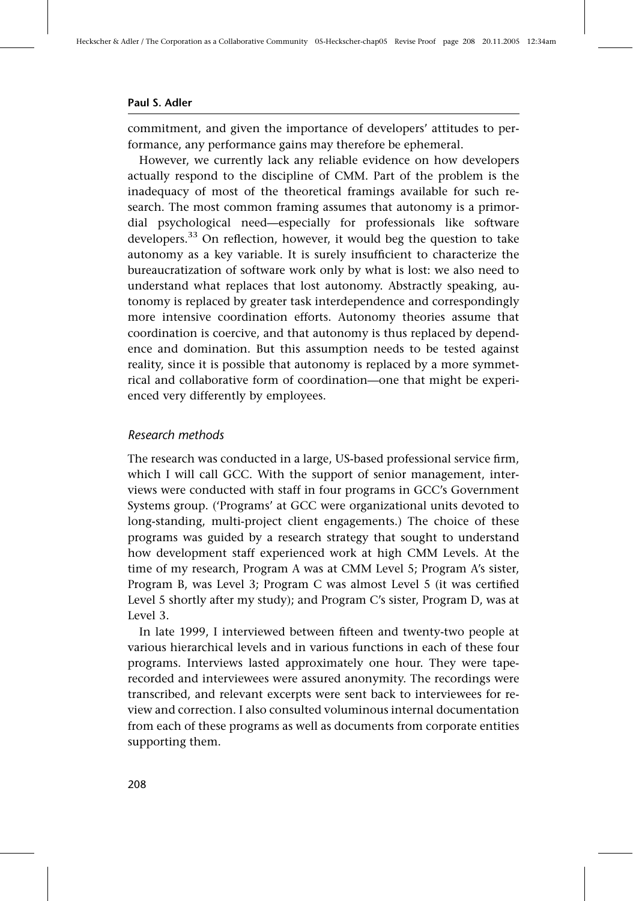commitment, and given the importance of developers' attitudes to performance, any performance gains may therefore be ephemeral.

However, we currently lack any reliable evidence on how developers actually respond to the discipline of CMM. Part of the problem is the inadequacy of most of the theoretical framings available for such research. The most common framing assumes that autonomy is a primordial psychological need—especially for professionals like software developers.[33] On reflection, however, it would beg the question to take autonomy as a key variable. It is surely insufficient to characterize the bureaucratization of software work only by what is lost: we also need to understand what replaces that lost autonomy. Abstractly speaking, autonomy is replaced by greater task interdependence and correspondingly more intensive coordination efforts. Autonomy theories assume that coordination is coercive, and that autonomy is thus replaced by dependence and domination. But this assumption needs to be tested against reality, since it is possible that autonomy is replaced by a more symmetrical and collaborative form of coordination—one that might be experienced very differently by employees.

### *Research methods*

The research was conducted in a large, US-based professional service firm, which I will call GCC. With the support of senior management, interviews were conducted with staff in four programs in GCC's Government Systems group. ('Programs' at GCC were organizational units devoted to long-standing, multi-project client engagements.) The choice of these programs was guided by a research strategy that sought to understand how development staff experienced work at high CMM Levels. At the time of my research, Program A was at CMM Level 5; Program A's sister, Program B, was Level 3; Program C was almost Level 5 (it was certified Level 5 shortly after my study); and Program C's sister, Program D, was at Level 3.

In late 1999, I interviewed between fifteen and twenty-two people at various hierarchical levels and in various functions in each of these four programs. Interviews lasted approximately one hour. They were tape-recorded and interviewees were assured anonymity. The recordings were transcribed, and relevant excerpts were sent back to interviewees for review and correction. I also consulted voluminous internal documentation from each of these programs as well as documents from corporate entities supporting them.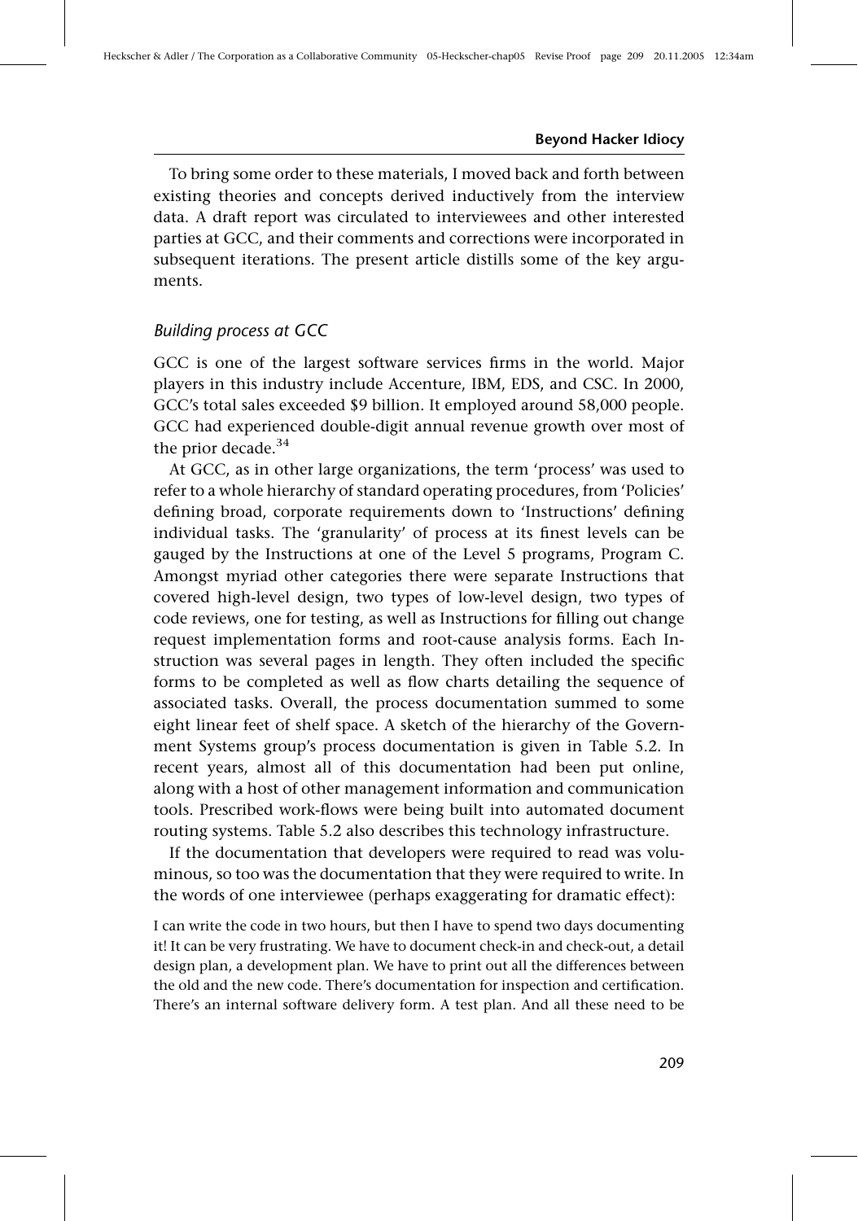To bring some order to these materials, I moved back and forth between existing theories and concepts derived inductively from the interview data. A draft report was circulated to interviewees and other interested parties at GCC, and their comments and corrections were incorporated in subsequent iterations. The present article distills some of the key arguments.

### *Building process at GCC*

GCC is one of the largest software services firms in the world. Major players in this industry include Accenture, IBM, EDS, and CSC. In 2000, GCC's total sales exceeded $9 billion. It employed around 58,000 people. GCC had experienced double-digit annual revenue growth over most of the prior decade.[34]

At GCC, as in other large organizations, the term 'process' was used to refer to a whole hierarchy of standard operating procedures, from 'Policies' defining broad, corporate requirements down to 'Instructions' defining individual tasks. The 'granularity' of process at its finest levels can be gauged by the Instructions at one of the Level 5 programs, Program C. Amongst myriad other categories there were separate Instructions that covered high-level design, two types of low-level design, two types of code reviews, one for testing, as well as Instructions for filling out change request implementation forms and root-cause analysis forms. Each Instruction was several pages in length. They often included the specific forms to be completed as well as flow charts detailing the sequence of associated tasks. Overall, the process documentation summed to some eight linear feet of shelf space. A sketch of the hierarchy of the Government Systems group's process documentation is given in Table 5.2. In recent years, almost all of this documentation had been put online, along with a host of other management information and communication tools. Prescribed work-flows were being built into automated document routing systems. Table 5.2 also describes this technology infrastructure.

If the documentation that developers were required to read was voluminous, so too was the documentation that they were required to write. In the words of one interviewee (perhaps exaggerating for dramatic effect):

> I can write the code in two hours, but then I have to spend two days documenting it! It can be very frustrating. We have to document check-in and check-out, a detail design plan, a development plan. We have to print out all the differences between the old and the new code. There's documentation for inspection and certification. There's an internal software delivery form. A test plan. And all these need to be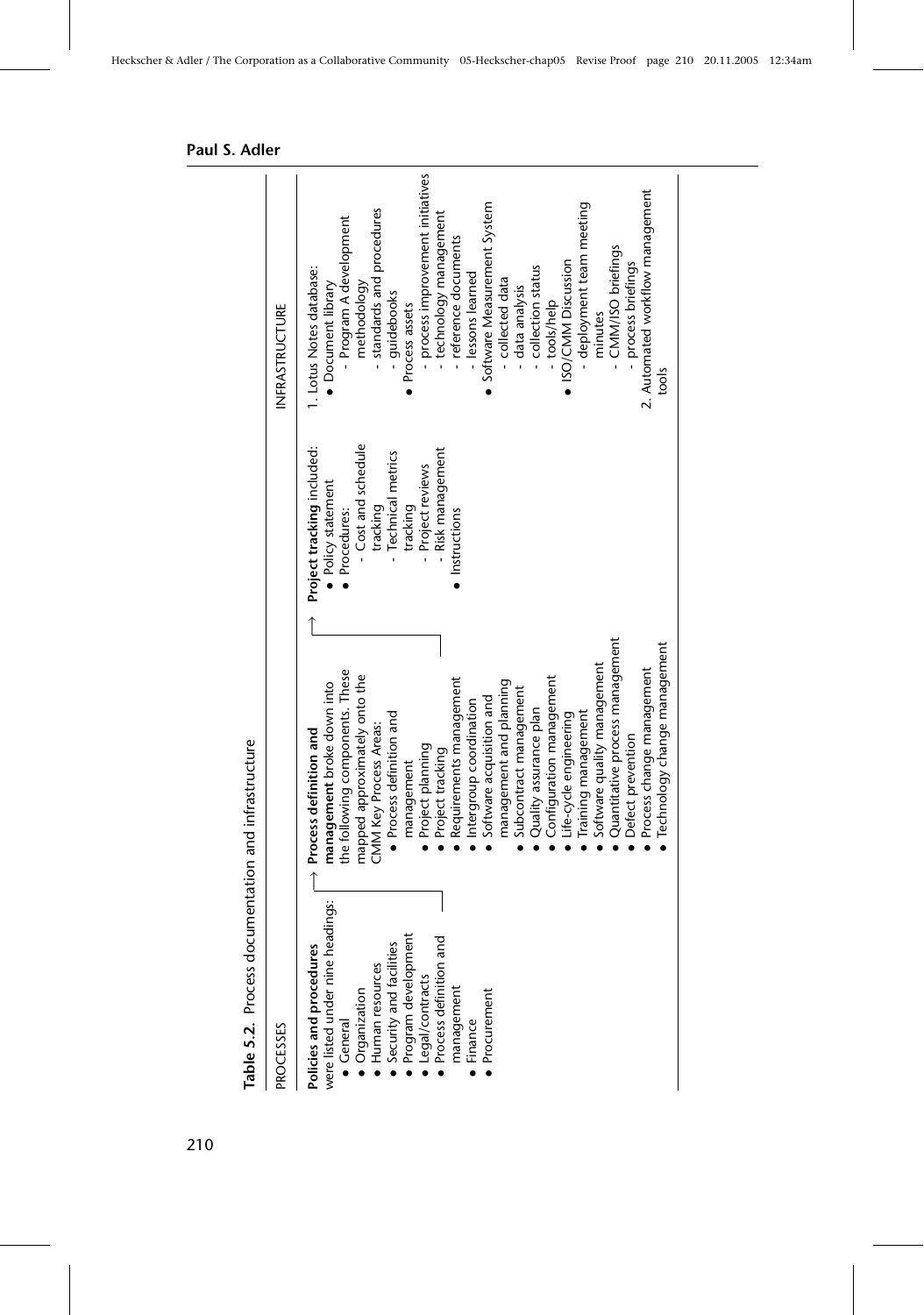**Table 5.2.** Process documentation and infrastructure

| PROCESSES | | | INFRASTRUCTURE |
|---|---|---|---|
| **Policies and procedures** were listed under nine headings:<br>• General<br>• Organization<br>• Human resources<br>• Security and facilities<br>• Program development<br>• Legal/contracts<br>• Process definition and management<br>• Finance<br>• Procurement | → **Process definition and management** broke down into the following components. These mapped approximately onto the CMM Key Process Areas:<br>• Process definition and management<br>• Project planning<br>• Project tracking<br>• Requirements management<br>• Intergroup coordination<br>• Software acquisition and management and planning<br>• Subcontract management<br>• Quality assurance plan<br>• Configuration management<br>• Life-cycle engineering<br>• Training management<br>• Software quality management<br>• Quantitative process management<br>• Defect prevention<br>• Process change management<br>• Technology change management | → **Project tracking** included:<br>• Policy statement<br>• Procedures:<br>- Cost and schedule tracking<br>- Technical metrics tracking<br>- Project reviews<br>- Risk management<br>• Instructions | 1. Lotus Notes database:<br>• Document library<br>- Program A development methodology<br>- standards and procedures<br>- guidebooks<br>• Process assets<br>- process improvement initiatives<br>- technology management<br>- reference documents<br>- lessons learned<br>• Software Measurement System<br>- collected data<br>- data analysis<br>- collection status<br>- tools/help<br>• ISO/CMM Discussion<br>- deployment team meeting minutes<br>- CMM/ISO briefings<br>- process briefings<br>2. Automated workflow management tools |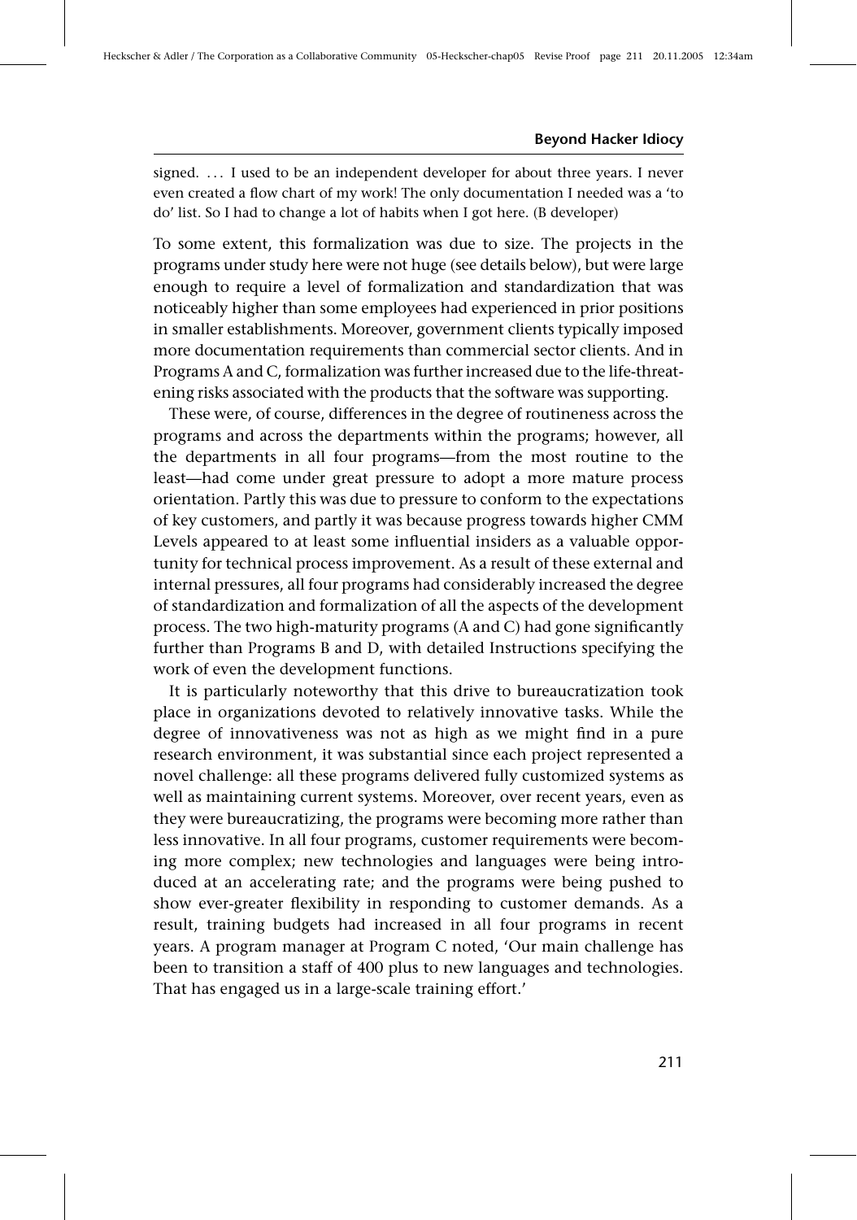signed. . . . I used to be an independent developer for about three years. I never even created a flow chart of my work! The only documentation I needed was a 'to do' list. So I had to change a lot of habits when I got here. (B developer)

To some extent, this formalization was due to size. The projects in the programs under study here were not huge (see details below), but were large enough to require a level of formalization and standardization that was noticeably higher than some employees had experienced in prior positions in smaller establishments. Moreover, government clients typically imposed more documentation requirements than commercial sector clients. And in Programs A and C, formalization was further increased due to the life-threatening risks associated with the products that the software was supporting.

These were, of course, differences in the degree of routineness across the programs and across the departments within the programs; however, all the departments in all four programs—from the most routine to the least—had come under great pressure to adopt a more mature process orientation. Partly this was due to pressure to conform to the expectations of key customers, and partly it was because progress towards higher CMM Levels appeared to at least some influential insiders as a valuable opportunity for technical process improvement. As a result of these external and internal pressures, all four programs had considerably increased the degree of standardization and formalization of all the aspects of the development process. The two high-maturity programs (A and C) had gone significantly further than Programs B and D, with detailed Instructions specifying the work of even the development functions.

It is particularly noteworthy that this drive to bureaucratization took place in organizations devoted to relatively innovative tasks. While the degree of innovativeness was not as high as we might find in a pure research environment, it was substantial since each project represented a novel challenge: all these programs delivered fully customized systems as well as maintaining current systems. Moreover, over recent years, even as they were bureaucratizing, the programs were becoming more rather than less innovative. In all four programs, customer requirements were becoming more complex; new technologies and languages were being introduced at an accelerating rate; and the programs were being pushed to show ever-greater flexibility in responding to customer demands. As a result, training budgets had increased in all four programs in recent years. A program manager at Program C noted, 'Our main challenge has been to transition a staff of 400 plus to new languages and technologies. That has engaged us in a large-scale training effort.'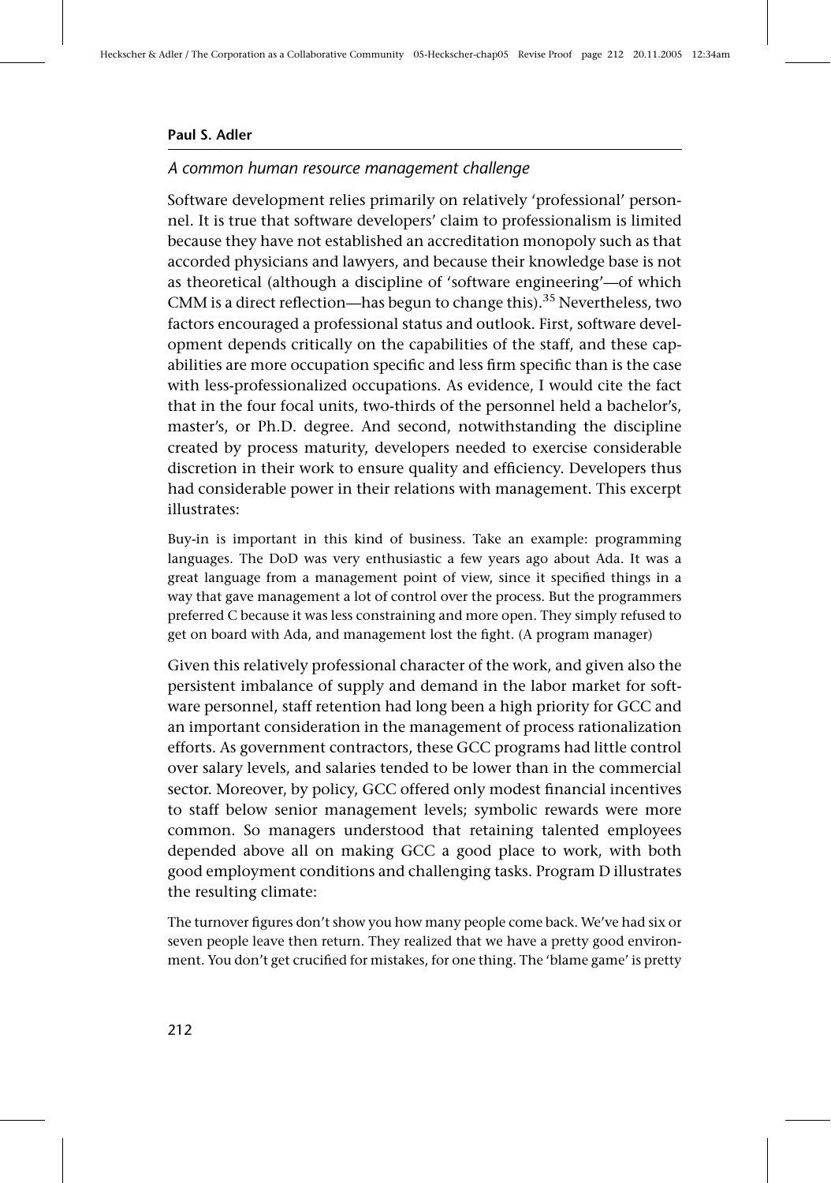### *A common human resource management challenge*

Software development relies primarily on relatively 'professional' personnel. It is true that software developers' claim to professionalism is limited because they have not established an accreditation monopoly such as that accorded physicians and lawyers, and because their knowledge base is not as theoretical (although a discipline of 'software engineering'—of which CMM is a direct reflection—has begun to change this).[35] Nevertheless, two factors encouraged a professional status and outlook. First, software development depends critically on the capabilities of the staff, and these capabilities are more occupation specific and less firm specific than is the case with less-professionalized occupations. As evidence, I would cite the fact that in the four focal units, two-thirds of the personnel held a bachelor's, master's, or Ph.D. degree. And second, notwithstanding the discipline created by process maturity, developers needed to exercise considerable discretion in their work to ensure quality and efficiency. Developers thus had considerable power in their relations with management. This excerpt illustrates:

> Buy-in is important in this kind of business. Take an example: programming languages. The DoD was very enthusiastic a few years ago about Ada. It was a great language from a management point of view, since it specified things in a way that gave management a lot of control over the process. But the programmers preferred C because it was less constraining and more open. They simply refused to get on board with Ada, and management lost the fight. (A program manager)

Given this relatively professional character of the work, and given also the persistent imbalance of supply and demand in the labor market for software personnel, staff retention had long been a high priority for GCC and an important consideration in the management of process rationalization efforts. As government contractors, these GCC programs had little control over salary levels, and salaries tended to be lower than in the commercial sector. Moreover, by policy, GCC offered only modest financial incentives to staff below senior management levels; symbolic rewards were more common. So managers understood that retaining talented employees depended above all on making GCC a good place to work, with both good employment conditions and challenging tasks. Program D illustrates the resulting climate:

> The turnover figures don't show you how many people come back. We've had six or seven people leave then return. They realized that we have a pretty good environment. You don't get crucified for mistakes, for one thing. The 'blame game' is pretty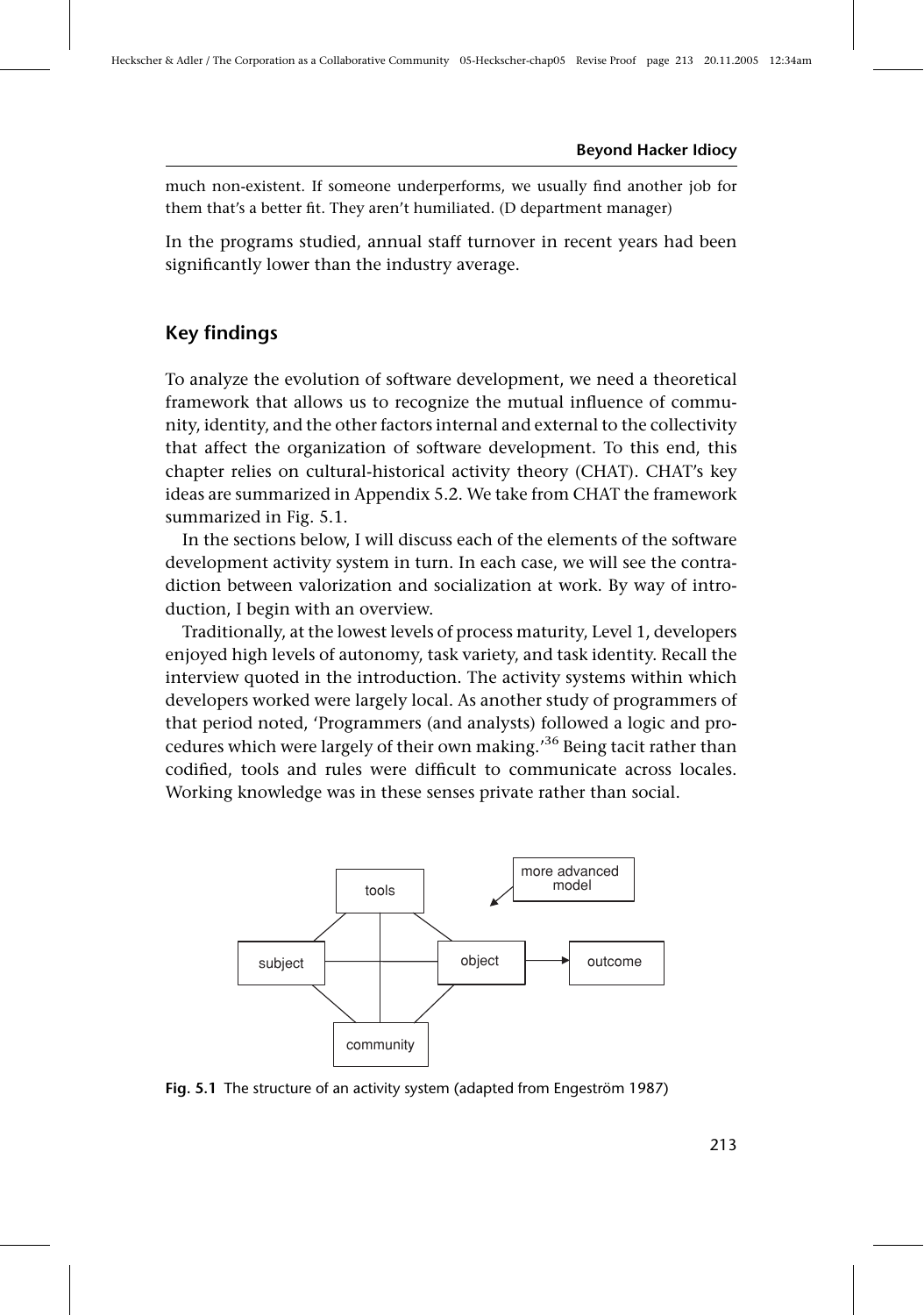much non-existent. If someone underperforms, we usually find another job for them that's a better fit. They aren't humiliated. (D department manager)

In the programs studied, annual staff turnover in recent years had been significantly lower than the industry average.

## Key findings

To analyze the evolution of software development, we need a theoretical framework that allows us to recognize the mutual influence of community, identity, and the other factors internal and external to the collectivity that affect the organization of software development. To this end, this chapter relies on cultural-historical activity theory (CHAT). CHAT's key ideas are summarized in Appendix 5.2. We take from CHAT the framework summarized in Fig. 5.1.

In the sections below, I will discuss each of the elements of the software development activity system in turn. In each case, we will see the contradiction between valorization and socialization at work. By way of introduction, I begin with an overview.

Traditionally, at the lowest levels of process maturity, Level 1, developers enjoyed high levels of autonomy, task variety, and task identity. Recall the interview quoted in the introduction. The activity systems within which developers worked were largely local. As another study of programmers of that period noted, 'Programmers (and analysts) followed a logic and procedures which were largely of their own making.'[36] Being tacit rather than codified, tools and rules were difficult to communicate across locales. Working knowledge was in these senses private rather than social.

Fig. 5.1 The structure of an activity system (adapted from Engeström 1987)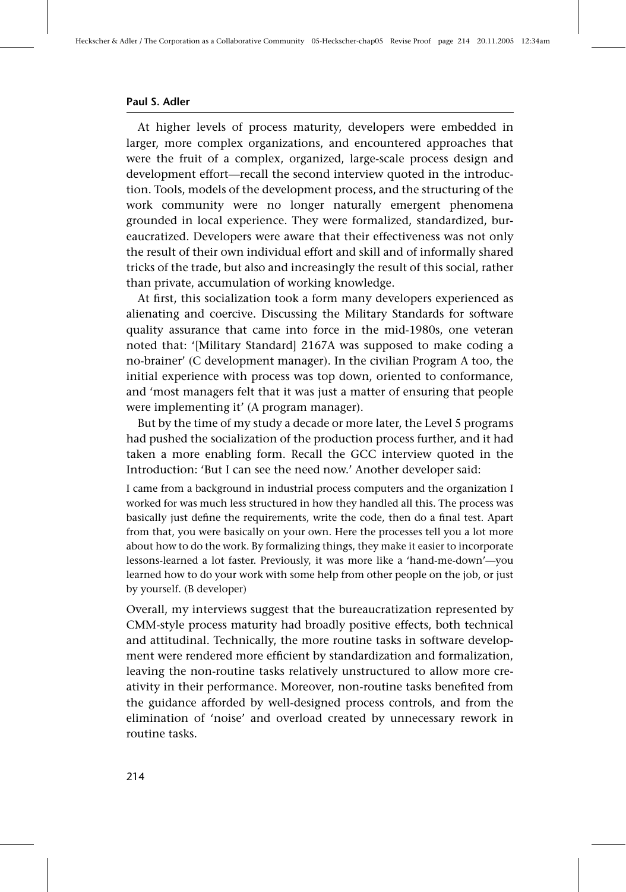At higher levels of process maturity, developers were embedded in larger, more complex organizations, and encountered approaches that were the fruit of a complex, organized, large-scale process design and development effort—recall the second interview quoted in the introduction. Tools, models of the development process, and the structuring of the work community were no longer naturally emergent phenomena grounded in local experience. They were formalized, standardized, bureaucratized. Developers were aware that their effectiveness was not only the result of their own individual effort and skill and of informally shared tricks of the trade, but also and increasingly the result of this social, rather than private, accumulation of working knowledge.

At first, this socialization took a form many developers experienced as alienating and coercive. Discussing the Military Standards for software quality assurance that came into force in the mid-1980s, one veteran noted that: '[Military Standard] 2167A was supposed to make coding a no-brainer' (C development manager). In the civilian Program A too, the initial experience with process was top down, oriented to conformance, and 'most managers felt that it was just a matter of ensuring that people were implementing it' (A program manager).

But by the time of my study a decade or more later, the Level 5 programs had pushed the socialization of the production process further, and it had taken a more enabling form. Recall the GCC interview quoted in the Introduction: 'But I can see the need now.' Another developer said:

> I came from a background in industrial process computers and the organization I worked for was much less structured in how they handled all this. The process was basically just define the requirements, write the code, then do a final test. Apart from that, you were basically on your own. Here the processes tell you a lot more about how to do the work. By formalizing things, they make it easier to incorporate lessons-learned a lot faster. Previously, it was more like a 'hand-me-down'—you learned how to do your work with some help from other people on the job, or just by yourself. (B developer)

Overall, my interviews suggest that the bureaucratization represented by CMM-style process maturity had broadly positive effects, both technical and attitudinal. Technically, the more routine tasks in software development were rendered more efficient by standardization and formalization, leaving the non-routine tasks relatively unstructured to allow more creativity in their performance. Moreover, non-routine tasks benefited from the guidance afforded by well-designed process controls, and from the elimination of 'noise' and overload created by unnecessary rework in routine tasks.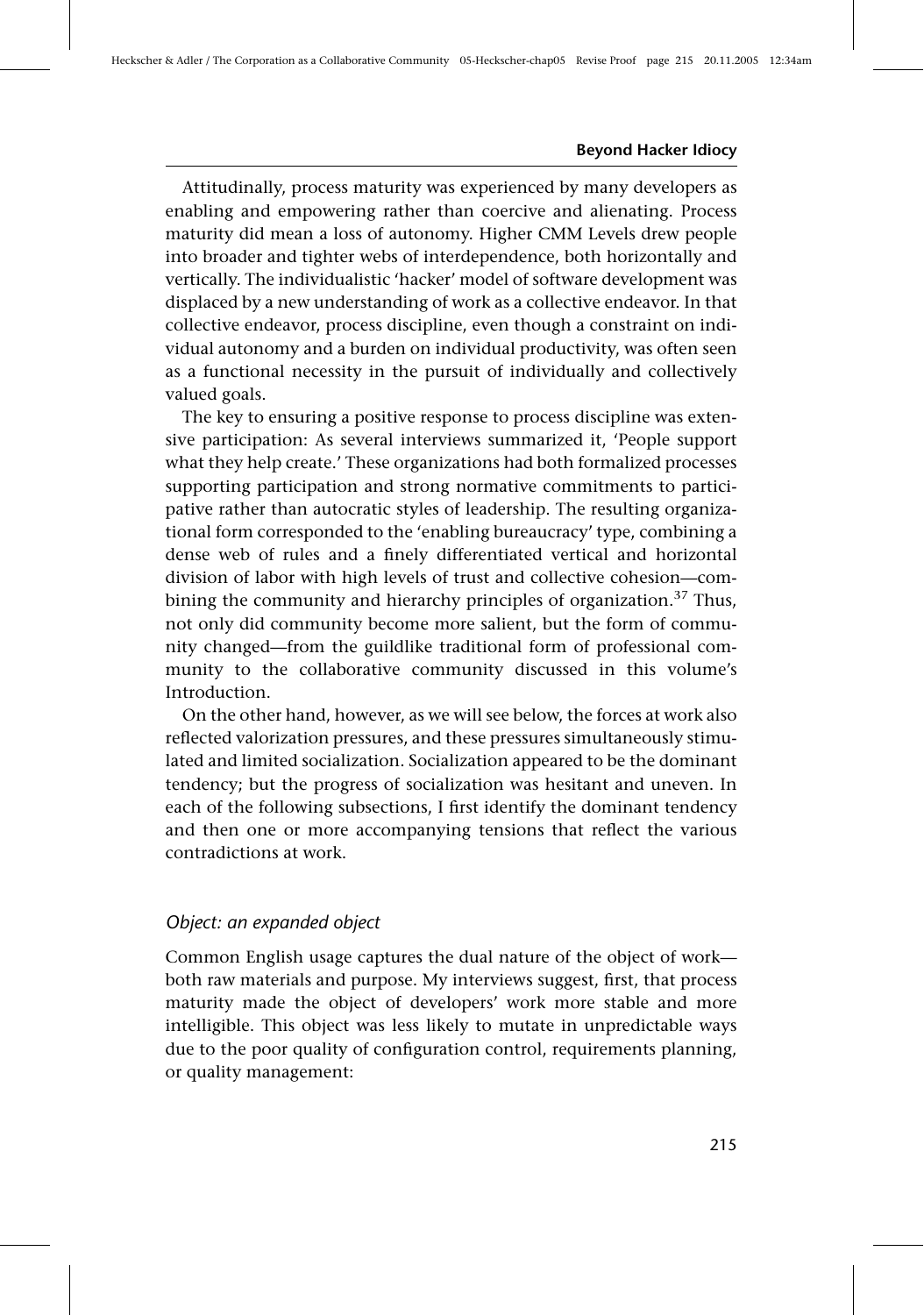Attitudinally, process maturity was experienced by many developers as enabling and empowering rather than coercive and alienating. Process maturity did mean a loss of autonomy. Higher CMM Levels drew people into broader and tighter webs of interdependence, both horizontally and vertically. The individualistic 'hacker' model of software development was displaced by a new understanding of work as a collective endeavor. In that collective endeavor, process discipline, even though a constraint on individual autonomy and a burden on individual productivity, was often seen as a functional necessity in the pursuit of individually and collectively valued goals.

The key to ensuring a positive response to process discipline was extensive participation: As several interviews summarized it, 'People support what they help create.' These organizations had both formalized processes supporting participation and strong normative commitments to participative rather than autocratic styles of leadership. The resulting organizational form corresponded to the 'enabling bureaucracy' type, combining a dense web of rules and a finely differentiated vertical and horizontal division of labor with high levels of trust and collective cohesion—combining the community and hierarchy principles of organization.[37] Thus, not only did community become more salient, but the form of community changed—from the guildlike traditional form of professional community to the collaborative community discussed in this volume's Introduction.

On the other hand, however, as we will see below, the forces at work also reflected valorization pressures, and these pressures simultaneously stimulated and limited socialization. Socialization appeared to be the dominant tendency; but the progress of socialization was hesitant and uneven. In each of the following subsections, I first identify the dominant tendency and then one or more accompanying tensions that reflect the various contradictions at work.

### *Object: an expanded object*

Common English usage captures the dual nature of the object of work—both raw materials and purpose. My interviews suggest, first, that process maturity made the object of developers' work more stable and more intelligible. This object was less likely to mutate in unpredictable ways due to the poor quality of configuration control, requirements planning, or quality management: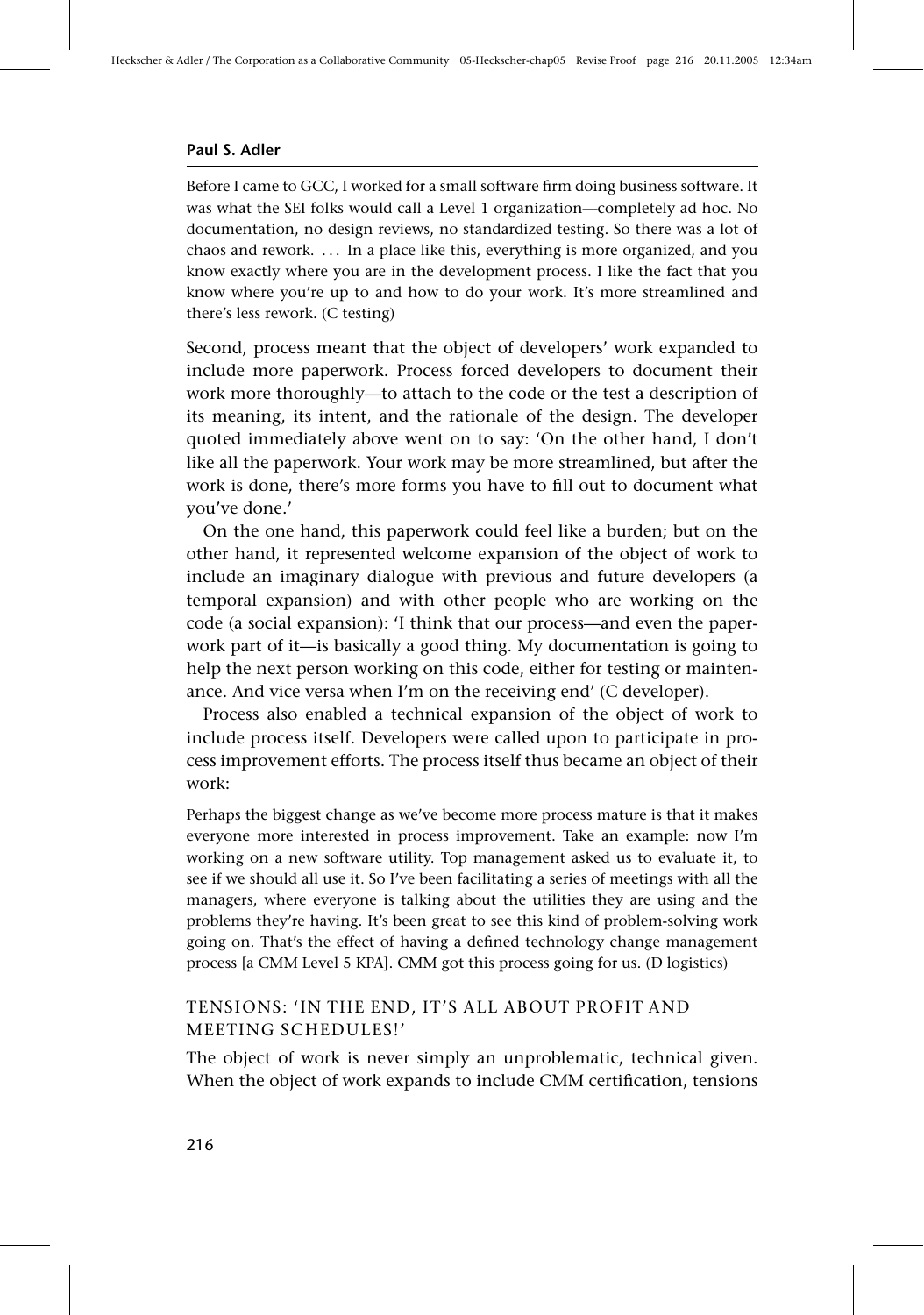> Before I came to GCC, I worked for a small software firm doing business software. It was what the SEI folks would call a Level 1 organization—completely ad hoc. No documentation, no design reviews, no standardized testing. So there was a lot of chaos and rework. . . . In a place like this, everything is more organized, and you know exactly where you are in the development process. I like the fact that you know where you're up to and how to do your work. It's more streamlined and there's less rework. (C testing)

Second, process meant that the object of developers' work expanded to include more paperwork. Process forced developers to document their work more thoroughly—to attach to the code or the test a description of its meaning, its intent, and the rationale of the design. The developer quoted immediately above went on to say: 'On the other hand, I don't like all the paperwork. Your work may be more streamlined, but after the work is done, there's more forms you have to fill out to document what you've done.'

On the one hand, this paperwork could feel like a burden; but on the other hand, it represented welcome expansion of the object of work to include an imaginary dialogue with previous and future developers (a temporal expansion) and with other people who are working on the code (a social expansion): 'I think that our process—and even the paperwork part of it—is basically a good thing. My documentation is going to help the next person working on this code, either for testing or maintenance. And vice versa when I'm on the receiving end' (C developer).

Process also enabled a technical expansion of the object of work to include process itself. Developers were called upon to participate in process improvement efforts. The process itself thus became an object of their work:

> Perhaps the biggest change as we've become more process mature is that it makes everyone more interested in process improvement. Take an example: now I'm working on a new software utility. Top management asked us to evaluate it, to see if we should all use it. So I've been facilitating a series of meetings with all the managers, where everyone is talking about the utilities they are using and the problems they're having. It's been great to see this kind of problem-solving work going on. That's the effect of having a defined technology change management process [a CMM Level 5 KPA]. CMM got this process going for us. (D logistics)

## TENSIONS: 'IN THE END, IT'S ALL ABOUT PROFIT AND MEETING SCHEDULES!'

The object of work is never simply an unproblematic, technical given. When the object of work expands to include CMM certification, tensions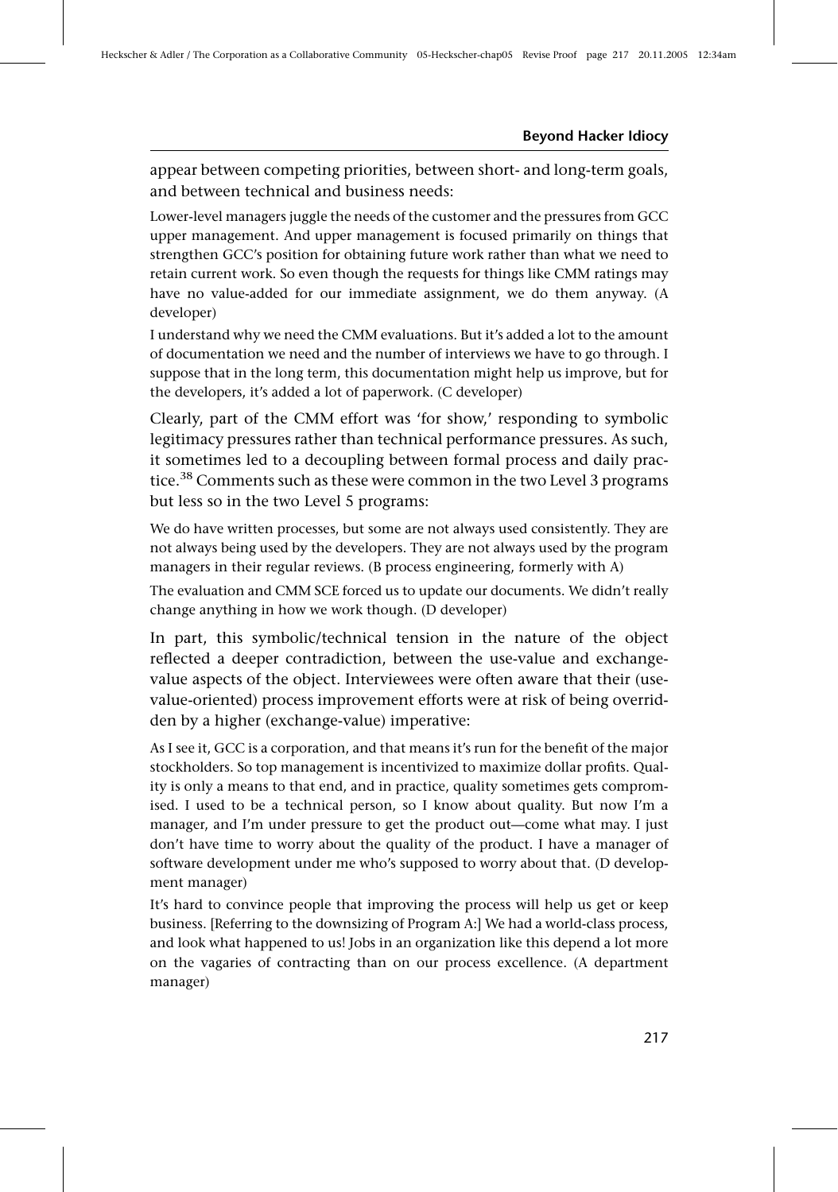appear between competing priorities, between short- and long-term goals, and between technical and business needs:

> Lower-level managers juggle the needs of the customer and the pressures from GCC upper management. And upper management is focused primarily on things that strengthen GCC's position for obtaining future work rather than what we need to retain current work. So even though the requests for things like CMM ratings may have no value-added for our immediate assignment, we do them anyway. (A developer)

> I understand why we need the CMM evaluations. But it's added a lot to the amount of documentation we need and the number of interviews we have to go through. I suppose that in the long term, this documentation might help us improve, but for the developers, it's added a lot of paperwork. (C developer)

Clearly, part of the CMM effort was 'for show,' responding to symbolic legitimacy pressures rather than technical performance pressures. As such, it sometimes led to a decoupling between formal process and daily practice.[38] Comments such as these were common in the two Level 3 programs but less so in the two Level 5 programs:

> We do have written processes, but some are not always used consistently. They are not always being used by the developers. They are not always used by the program managers in their regular reviews. (B process engineering, formerly with A)

> The evaluation and CMM SCE forced us to update our documents. We didn't really change anything in how we work though. (D developer)

In part, this symbolic/technical tension in the nature of the object reflected a deeper contradiction, between the use-value and exchange-value aspects of the object. Interviewees were often aware that their (use-value-oriented) process improvement efforts were at risk of being overridden by a higher (exchange-value) imperative:

> As I see it, GCC is a corporation, and that means it's run for the benefit of the major stockholders. So top management is incentivized to maximize dollar profits. Quality is only a means to that end, and in practice, quality sometimes gets compromised. I used to be a technical person, so I know about quality. But now I'm a manager, and I'm under pressure to get the product out—come what may. I just don't have time to worry about the quality of the product. I have a manager of software development under me who's supposed to worry about that. (D development manager)

> It's hard to convince people that improving the process will help us get or keep business. [Referring to the downsizing of Program A:] We had a world-class process, and look what happened to us! Jobs in an organization like this depend a lot more on the vagaries of contracting than on our process excellence. (A department manager)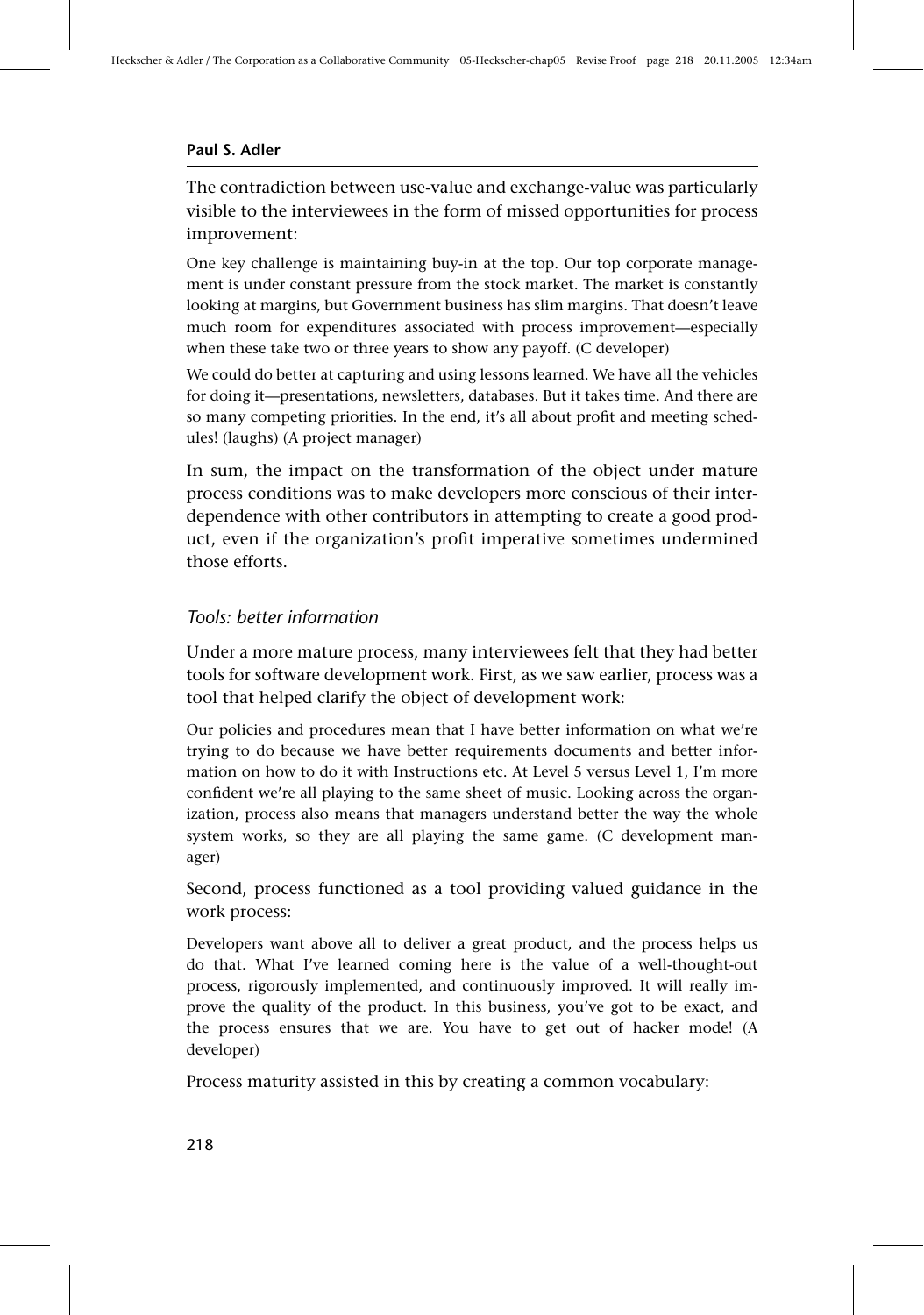The contradiction between use-value and exchange-value was particularly visible to the interviewees in the form of missed opportunities for process improvement:

> One key challenge is maintaining buy-in at the top. Our top corporate management is under constant pressure from the stock market. The market is constantly looking at margins, but Government business has slim margins. That doesn't leave much room for expenditures associated with process improvement—especially when these take two or three years to show any payoff. (C developer)

> We could do better at capturing and using lessons learned. We have all the vehicles for doing it—presentations, newsletters, databases. But it takes time. And there are so many competing priorities. In the end, it's all about profit and meeting schedules! (laughs) (A project manager)

In sum, the impact on the transformation of the object under mature process conditions was to make developers more conscious of their interdependence with other contributors in attempting to create a good product, even if the organization's profit imperative sometimes undermined those efforts.

### *Tools: better information*

Under a more mature process, many interviewees felt that they had better tools for software development work. First, as we saw earlier, process was a tool that helped clarify the object of development work:

> Our policies and procedures mean that I have better information on what we're trying to do because we have better requirements documents and better information on how to do it with Instructions etc. At Level 5 versus Level 1, I'm more confident we're all playing to the same sheet of music. Looking across the organization, process also means that managers understand better the way the whole system works, so they are all playing the same game. (C development manager)

Second, process functioned as a tool providing valued guidance in the work process:

> Developers want above all to deliver a great product, and the process helps us do that. What I've learned coming here is the value of a well-thought-out process, rigorously implemented, and continuously improved. It will really improve the quality of the product. In this business, you've got to be exact, and the process ensures that we are. You have to get out of hacker mode! (A developer)

Process maturity assisted in this by creating a common vocabulary: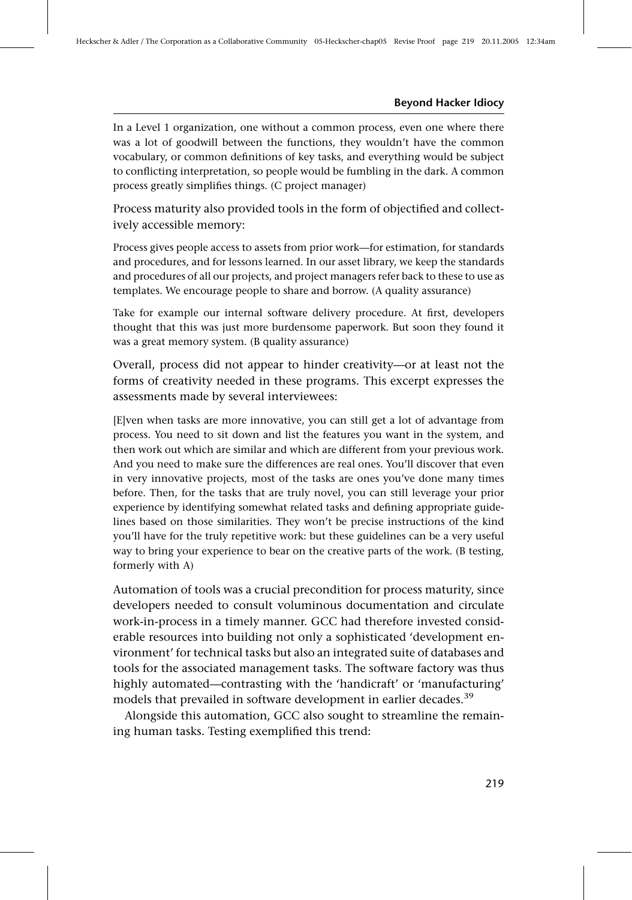In a Level 1 organization, one without a common process, even one where there was a lot of goodwill between the functions, they wouldn't have the common vocabulary, or common definitions of key tasks, and everything would be subject to conflicting interpretation, so people would be fumbling in the dark. A common process greatly simplifies things. (C project manager)

Process maturity also provided tools in the form of objectified and collectively accessible memory:

> Process gives people access to assets from prior work—for estimation, for standards and procedures, and for lessons learned. In our asset library, we keep the standards and procedures of all our projects, and project managers refer back to these to use as templates. We encourage people to share and borrow. (A quality assurance)

> Take for example our internal software delivery procedure. At first, developers thought that this was just more burdensome paperwork. But soon they found it was a great memory system. (B quality assurance)

Overall, process did not appear to hinder creativity—or at least not the forms of creativity needed in these programs. This excerpt expresses the assessments made by several interviewees:

> [E]ven when tasks are more innovative, you can still get a lot of advantage from process. You need to sit down and list the features you want in the system, and then work out which are similar and which are different from your previous work. And you need to make sure the differences are real ones. You'll discover that even in very innovative projects, most of the tasks are ones you've done many times before. Then, for the tasks that are truly novel, you can still leverage your prior experience by identifying somewhat related tasks and defining appropriate guidelines based on those similarities. They won't be precise instructions of the kind you'll have for the truly repetitive work: but these guidelines can be a very useful way to bring your experience to bear on the creative parts of the work. (B testing, formerly with A)

Automation of tools was a crucial precondition for process maturity, since developers needed to consult voluminous documentation and circulate work-in-process in a timely manner. GCC had therefore invested considerable resources into building not only a sophisticated 'development environment' for technical tasks but also an integrated suite of databases and tools for the associated management tasks. The software factory was thus highly automated—contrasting with the 'handicraft' or 'manufacturing' models that prevailed in software development in earlier decades.[39]

Alongside this automation, GCC also sought to streamline the remaining human tasks. Testing exemplified this trend: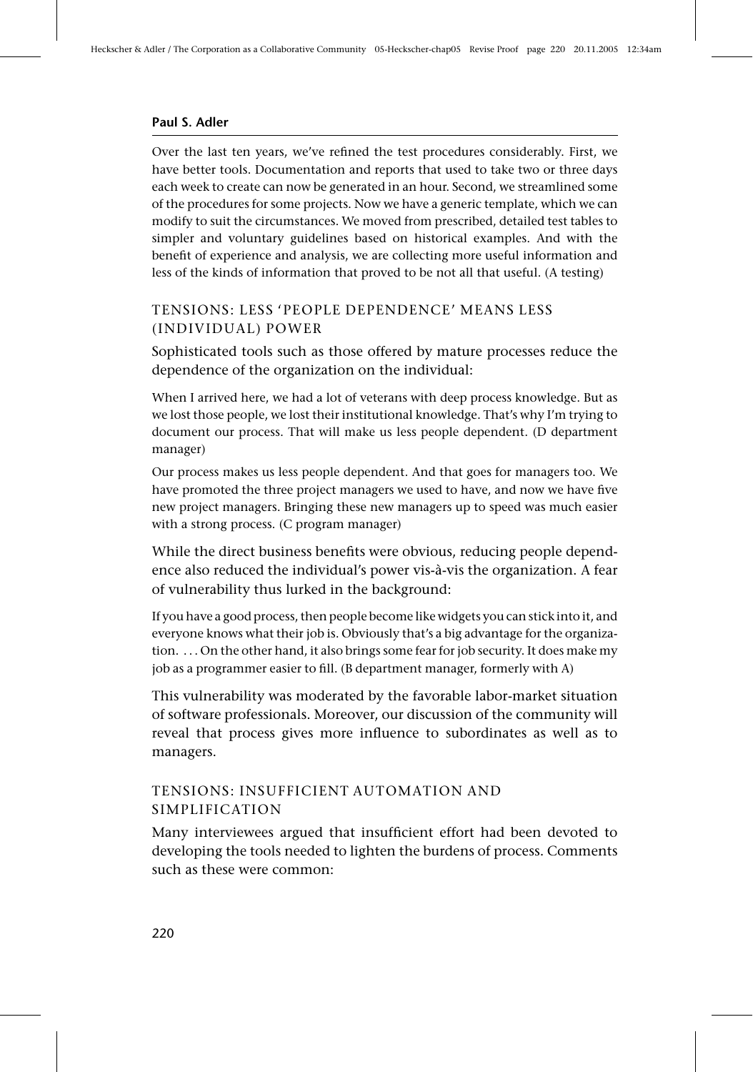Over the last ten years, we've refined the test procedures considerably. First, we have better tools. Documentation and reports that used to take two or three days each week to create can now be generated in an hour. Second, we streamlined some of the procedures for some projects. Now we have a generic template, which we can modify to suit the circumstances. We moved from prescribed, detailed test tables to simpler and voluntary guidelines based on historical examples. And with the benefit of experience and analysis, we are collecting more useful information and less of the kinds of information that proved to be not all that useful. (A testing)

### TENSIONS: LESS 'PEOPLE DEPENDENCE' MEANS LESS (INDIVIDUAL) POWER

Sophisticated tools such as those offered by mature processes reduce the dependence of the organization on the individual:

When I arrived here, we had a lot of veterans with deep process knowledge. But as we lost those people, we lost their institutional knowledge. That's why I'm trying to document our process. That will make us less people dependent. (D department manager)

Our process makes us less people dependent. And that goes for managers too. We have promoted the three project managers we used to have, and now we have five new project managers. Bringing these new managers up to speed was much easier with a strong process. (C program manager)

While the direct business benefits were obvious, reducing people dependence also reduced the individual's power vis-à-vis the organization. A fear of vulnerability thus lurked in the background:

If you have a good process, then people become like widgets you can stick into it, and everyone knows what their job is. Obviously that's a big advantage for the organization. ... On the other hand, it also brings some fear for job security. It does make my job as a programmer easier to fill. (B department manager, formerly with A)

This vulnerability was moderated by the favorable labor-market situation of software professionals. Moreover, our discussion of the community will reveal that process gives more influence to subordinates as well as to managers.

### TENSIONS: INSUFFICIENT AUTOMATION AND SIMPLIFICATION

Many interviewees argued that insufficient effort had been devoted to developing the tools needed to lighten the burdens of process. Comments such as these were common: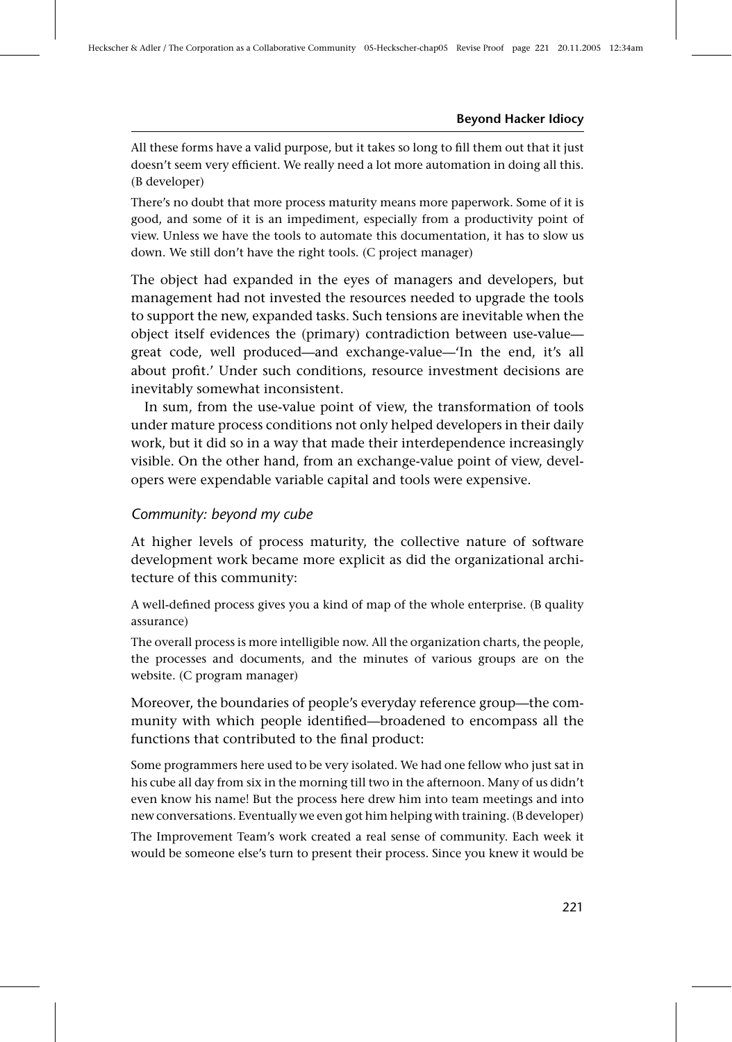All these forms have a valid purpose, but it takes so long to fill them out that it just doesn't seem very efficient. We really need a lot more automation in doing all this. (B developer)

There's no doubt that more process maturity means more paperwork. Some of it is good, and some of it is an impediment, especially from a productivity point of view. Unless we have the tools to automate this documentation, it has to slow us down. We still don't have the right tools. (C project manager)

The object had expanded in the eyes of managers and developers, but management had not invested the resources needed to upgrade the tools to support the new, expanded tasks. Such tensions are inevitable when the object itself evidences the (primary) contradiction between use-value—great code, well produced—and exchange-value—'In the end, it's all about profit.' Under such conditions, resource investment decisions are inevitably somewhat inconsistent.

In sum, from the use-value point of view, the transformation of tools under mature process conditions not only helped developers in their daily work, but it did so in a way that made their interdependence increasingly visible. On the other hand, from an exchange-value point of view, developers were expendable variable capital and tools were expensive.

### *Community: beyond my cube*

At higher levels of process maturity, the collective nature of software development work became more explicit as did the organizational architecture of this community:

A well-defined process gives you a kind of map of the whole enterprise. (B quality assurance)

The overall process is more intelligible now. All the organization charts, the people, the processes and documents, and the minutes of various groups are on the website. (C program manager)

Moreover, the boundaries of people's everyday reference group—the community with which people identified—broadened to encompass all the functions that contributed to the final product:

Some programmers here used to be very isolated. We had one fellow who just sat in his cube all day from six in the morning till two in the afternoon. Many of us didn't even know his name! But the process here drew him into team meetings and into new conversations. Eventually we even got him helping with training. (B developer)

The Improvement Team's work created a real sense of community. Each week it would be someone else's turn to present their process. Since you knew it would be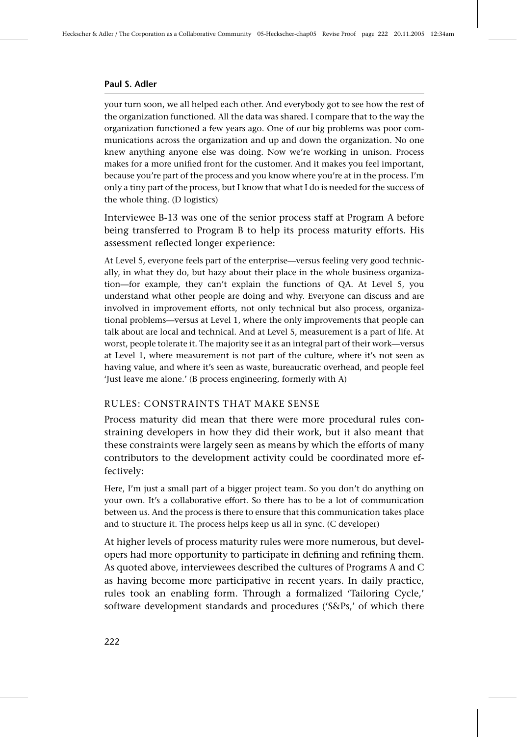your turn soon, we all helped each other. And everybody got to see how the rest of the organization functioned. All the data was shared. I compare that to the way the organization functioned a few years ago. One of our big problems was poor communications across the organization and up and down the organization. No one knew anything anyone else was doing. Now we're working in unison. Process makes for a more unified front for the customer. And it makes you feel important, because you're part of the process and you know where you're at in the process. I'm only a tiny part of the process, but I know that what I do is needed for the success of the whole thing. (D logistics)

Interviewee B-13 was one of the senior process staff at Program A before being transferred to Program B to help its process maturity efforts. His assessment reflected longer experience:

> At Level 5, everyone feels part of the enterprise—versus feeling very good technically, in what they do, but hazy about their place in the whole business organization—for example, they can't explain the functions of QA. At Level 5, you understand what other people are doing and why. Everyone can discuss and are involved in improvement efforts, not only technical but also process, organizational problems—versus at Level 1, where the only improvements that people can talk about are local and technical. And at Level 5, measurement is a part of life. At worst, people tolerate it. The majority see it as an integral part of their work—versus at Level 1, where measurement is not part of the culture, where it's not seen as having value, and where it's seen as waste, bureaucratic overhead, and people feel 'Just leave me alone.' (B process engineering, formerly with A)

### RULES: CONSTRAINTS THAT MAKE SENSE

Process maturity did mean that there were more procedural rules constraining developers in how they did their work, but it also meant that these constraints were largely seen as means by which the efforts of many contributors to the development activity could be coordinated more effectively:

> Here, I'm just a small part of a bigger project team. So you don't do anything on your own. It's a collaborative effort. So there has to be a lot of communication between us. And the process is there to ensure that this communication takes place and to structure it. The process helps keep us all in sync. (C developer)

At higher levels of process maturity rules were more numerous, but developers had more opportunity to participate in defining and refining them. As quoted above, interviewees described the cultures of Programs A and C as having become more participative in recent years. In daily practice, rules took an enabling form. Through a formalized 'Tailoring Cycle,' software development standards and procedures ('S&Ps,' of which there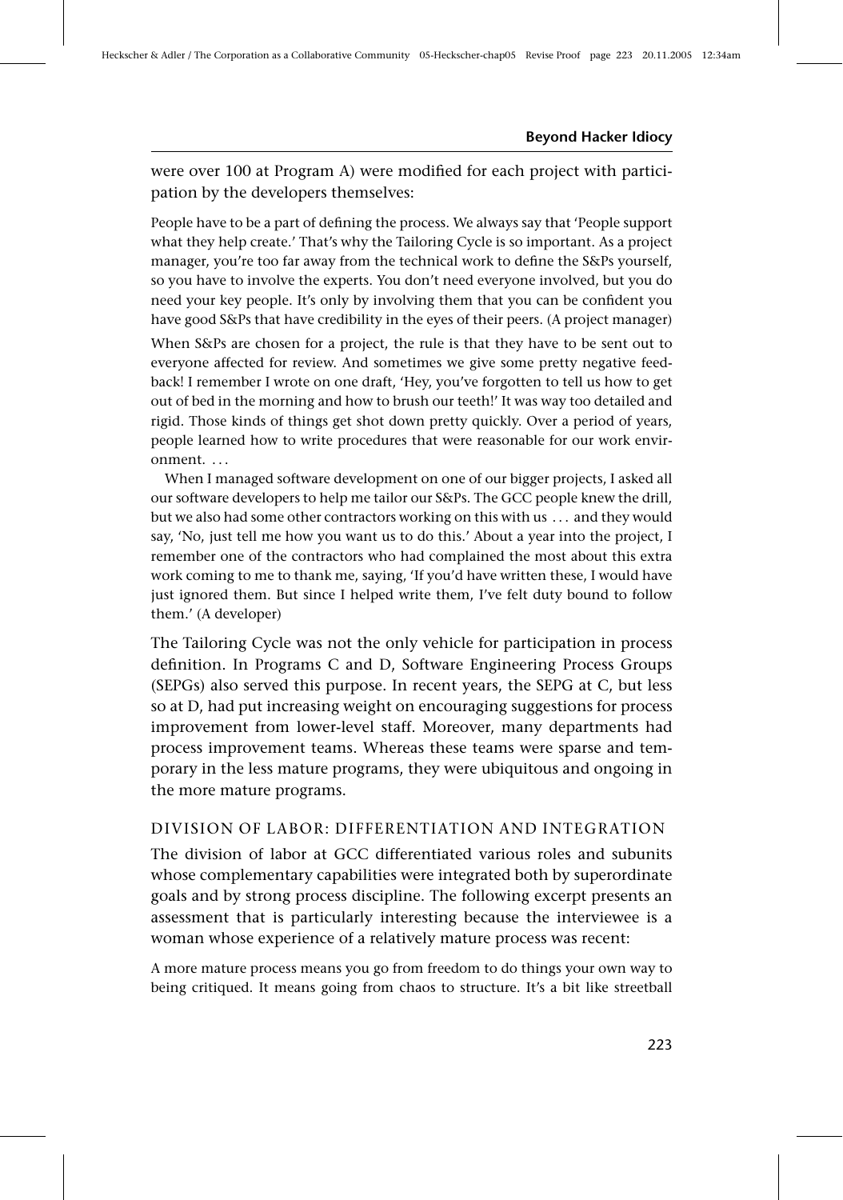were over 100 at Program A) were modified for each project with participation by the developers themselves:

> People have to be a part of defining the process. We always say that 'People support what they help create.' That's why the Tailoring Cycle is so important. As a project manager, you're too far away from the technical work to define the S&Ps yourself, so you have to involve the experts. You don't need everyone involved, but you do need your key people. It's only by involving them that you can be confident you have good S&Ps that have credibility in the eyes of their peers. (A project manager)

> When S&Ps are chosen for a project, the rule is that they have to be sent out to everyone affected for review. And sometimes we give some pretty negative feedback! I remember I wrote on one draft, 'Hey, you've forgotten to tell us how to get out of bed in the morning and how to brush our teeth!' It was way too detailed and rigid. Those kinds of things get shot down pretty quickly. Over a period of years, people learned how to write procedures that were reasonable for our work environment. . . .
>
> When I managed software development on one of our bigger projects, I asked all our software developers to help me tailor our S&Ps. The GCC people knew the drill, but we also had some other contractors working on this with us . . . and they would say, 'No, just tell me how you want us to do this.' About a year into the project, I remember one of the contractors who had complained the most about this extra work coming to me to thank me, saying, 'If you'd have written these, I would have just ignored them. But since I helped write them, I've felt duty bound to follow them.' (A developer)

The Tailoring Cycle was not the only vehicle for participation in process definition. In Programs C and D, Software Engineering Process Groups (SEPGs) also served this purpose. In recent years, the SEPG at C, but less so at D, had put increasing weight on encouraging suggestions for process improvement from lower-level staff. Moreover, many departments had process improvement teams. Whereas these teams were sparse and temporary in the less mature programs, they were ubiquitous and ongoing in the more mature programs.

### DIVISION OF LABOR: DIFFERENTIATION AND INTEGRATION

The division of labor at GCC differentiated various roles and subunits whose complementary capabilities were integrated both by superordinate goals and by strong process discipline. The following excerpt presents an assessment that is particularly interesting because the interviewee is a woman whose experience of a relatively mature process was recent:

> A more mature process means you go from freedom to do things your own way to being critiqued. It means going from chaos to structure. It's a bit like streetball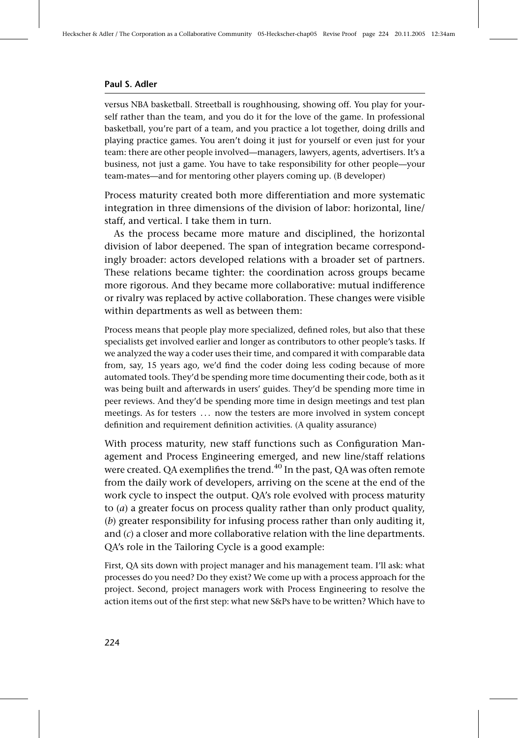versus NBA basketball. Streetball is roughhousing, showing off. You play for yourself rather than the team, and you do it for the love of the game. In professional basketball, you're part of a team, and you practice a lot together, doing drills and playing practice games. You aren't doing it just for yourself or even just for your team: there are other people involved—managers, lawyers, agents, advertisers. It's a business, not just a game. You have to take responsibility for other people—your team-mates—and for mentoring other players coming up. (B developer)

Process maturity created both more differentiation and more systematic integration in three dimensions of the division of labor: horizontal, line/staff, and vertical. I take them in turn.

As the process became more mature and disciplined, the horizontal division of labor deepened. The span of integration became correspondingly broader: actors developed relations with a broader set of partners. These relations became tighter: the coordination across groups became more rigorous. And they became more collaborative: mutual indifference or rivalry was replaced by active collaboration. These changes were visible within departments as well as between them:

> Process means that people play more specialized, defined roles, but also that these specialists get involved earlier and longer as contributors to other people's tasks. If we analyzed the way a coder uses their time, and compared it with comparable data from, say, 15 years ago, we'd find the coder doing less coding because of more automated tools. They'd be spending more time documenting their code, both as it was being built and afterwards in users' guides. They'd be spending more time in peer reviews. And they'd be spending more time in design meetings and test plan meetings. As for testers ... now the testers are more involved in system concept definition and requirement definition activities. (A quality assurance)

With process maturity, new staff functions such as Configuration Management and Process Engineering emerged, and new line/staff relations were created. QA exemplifies the trend.[40] In the past, QA was often remote from the daily work of developers, arriving on the scene at the end of the work cycle to inspect the output. QA's role evolved with process maturity to (*a*) a greater focus on process quality rather than only product quality, (*b*) greater responsibility for infusing process rather than only auditing it, and (*c*) a closer and more collaborative relation with the line departments. QA's role in the Tailoring Cycle is a good example:

> First, QA sits down with project manager and his management team. I'll ask: what processes do you need? Do they exist? We come up with a process approach for the project. Second, project managers work with Process Engineering to resolve the action items out of the first step: what new S&Ps have to be written? Which have to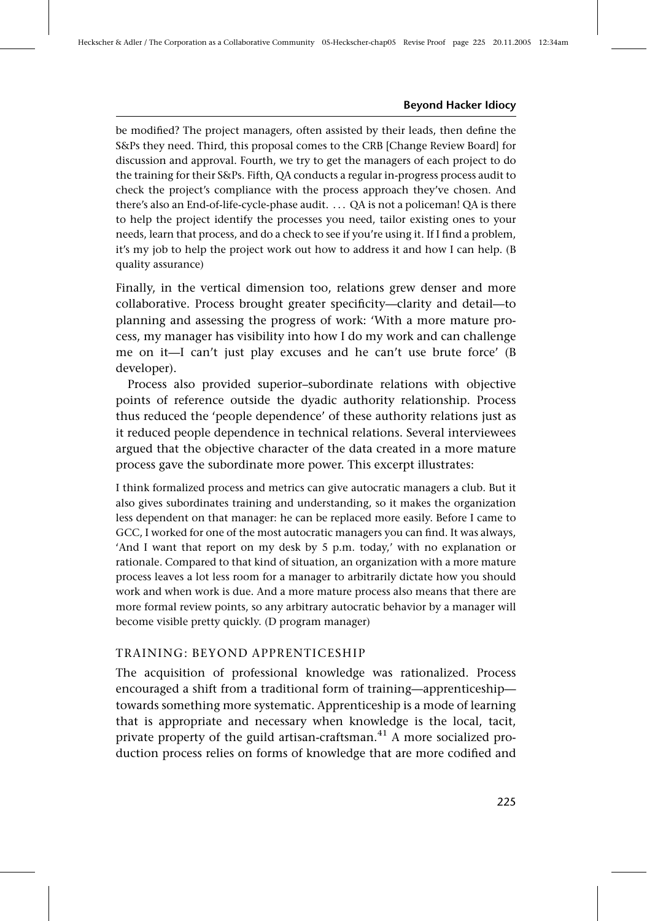be modified? The project managers, often assisted by their leads, then define the S&Ps they need. Third, this proposal comes to the CRB [Change Review Board] for discussion and approval. Fourth, we try to get the managers of each project to do the training for their S&Ps. Fifth, QA conducts a regular in-progress process audit to check the project's compliance with the process approach they've chosen. And there's also an End-of-life-cycle-phase audit. ... QA is not a policeman! QA is there to help the project identify the processes you need, tailor existing ones to your needs, learn that process, and do a check to see if you're using it. If I find a problem, it's my job to help the project work out how to address it and how I can help. (B quality assurance)

Finally, in the vertical dimension too, relations grew denser and more collaborative. Process brought greater specificity—clarity and detail—to planning and assessing the progress of work: 'With a more mature process, my manager has visibility into how I do my work and can challenge me on it—I can't just play excuses and he can't use brute force' (B developer).

Process also provided superior–subordinate relations with objective points of reference outside the dyadic authority relationship. Process thus reduced the 'people dependence' of these authority relations just as it reduced people dependence in technical relations. Several interviewees argued that the objective character of the data created in a more mature process gave the subordinate more power. This excerpt illustrates:

> I think formalized process and metrics can give autocratic managers a club. But it also gives subordinates training and understanding, so it makes the organization less dependent on that manager: he can be replaced more easily. Before I came to GCC, I worked for one of the most autocratic managers you can find. It was always, 'And I want that report on my desk by 5 p.m. today,' with no explanation or rationale. Compared to that kind of situation, an organization with a more mature process leaves a lot less room for a manager to arbitrarily dictate how you should work and when work is due. And a more mature process also means that there are more formal review points, so any arbitrary autocratic behavior by a manager will become visible pretty quickly. (D program manager)

### TRAINING: BEYOND APPRENTICESHIP

The acquisition of professional knowledge was rationalized. Process encouraged a shift from a traditional form of training—apprenticeship—towards something more systematic. Apprenticeship is a mode of learning that is appropriate and necessary when knowledge is the local, tacit, private property of the guild artisan-craftsman.[41] A more socialized production process relies on forms of knowledge that are more codified and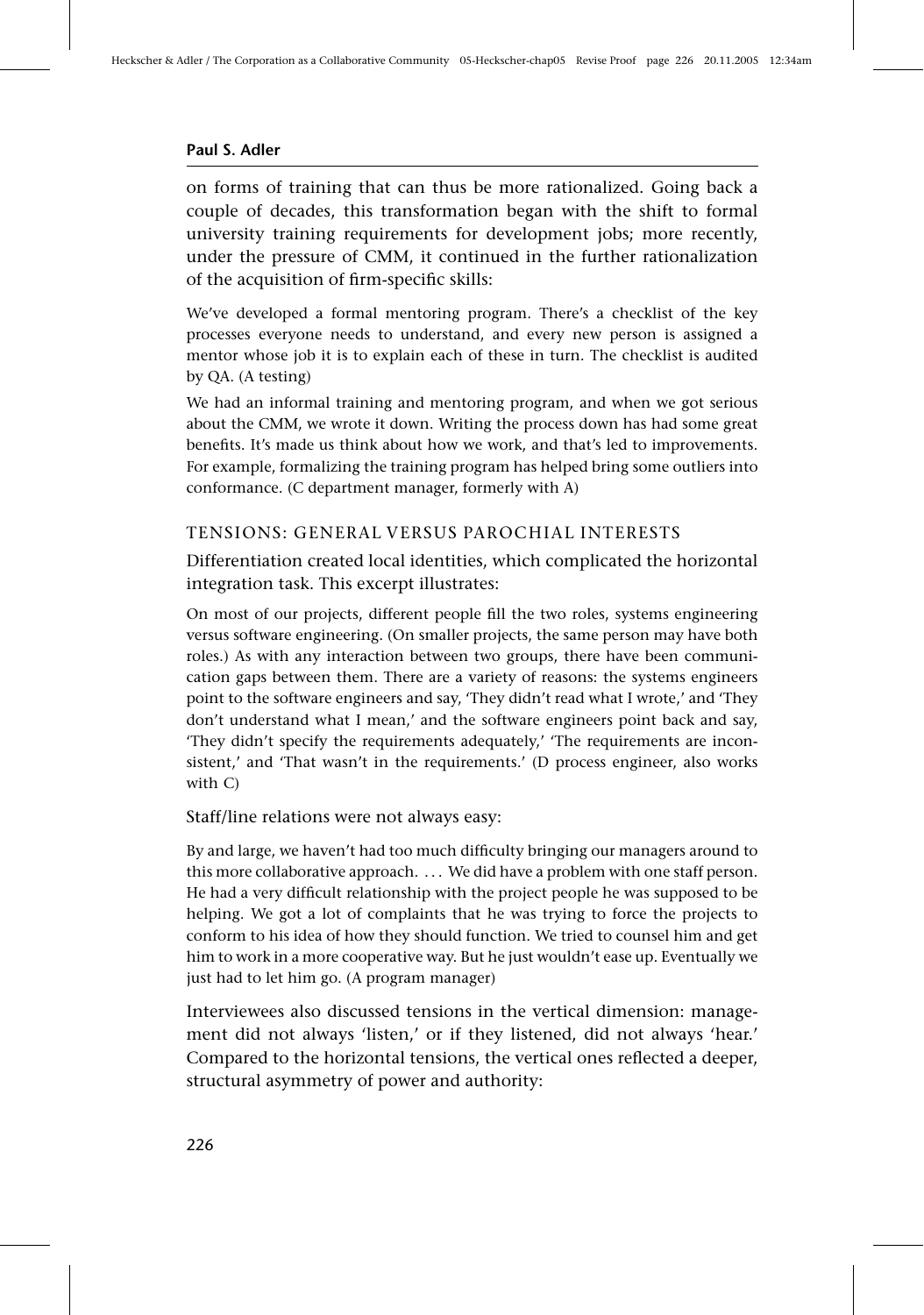on forms of training that can thus be more rationalized. Going back a couple of decades, this transformation began with the shift to formal university training requirements for development jobs; more recently, under the pressure of CMM, it continued in the further rationalization of the acquisition of firm-specific skills:

> We've developed a formal mentoring program. There's a checklist of the key processes everyone needs to understand, and every new person is assigned a mentor whose job it is to explain each of these in turn. The checklist is audited by QA. (A testing)

> We had an informal training and mentoring program, and when we got serious about the CMM, we wrote it down. Writing the process down has had some great benefits. It's made us think about how we work, and that's led to improvements. For example, formalizing the training program has helped bring some outliers into conformance. (C department manager, formerly with A)

### TENSIONS: GENERAL VERSUS PAROCHIAL INTERESTS

Differentiation created local identities, which complicated the horizontal integration task. This excerpt illustrates:

> On most of our projects, different people fill the two roles, systems engineering versus software engineering. (On smaller projects, the same person may have both roles.) As with any interaction between two groups, there have been communication gaps between them. There are a variety of reasons: the systems engineers point to the software engineers and say, 'They didn't read what I wrote,' and 'They don't understand what I mean,' and the software engineers point back and say, 'They didn't specify the requirements adequately,' 'The requirements are inconsistent,' and 'That wasn't in the requirements.' (D process engineer, also works with C)

Staff/line relations were not always easy:

> By and large, we haven't had too much difficulty bringing our managers around to this more collaborative approach. . . . We did have a problem with one staff person. He had a very difficult relationship with the project people he was supposed to be helping. We got a lot of complaints that he was trying to force the projects to conform to his idea of how they should function. We tried to counsel him and get him to work in a more cooperative way. But he just wouldn't ease up. Eventually we just had to let him go. (A program manager)

Interviewees also discussed tensions in the vertical dimension: management did not always 'listen,' or if they listened, did not always 'hear.' Compared to the horizontal tensions, the vertical ones reflected a deeper, structural asymmetry of power and authority: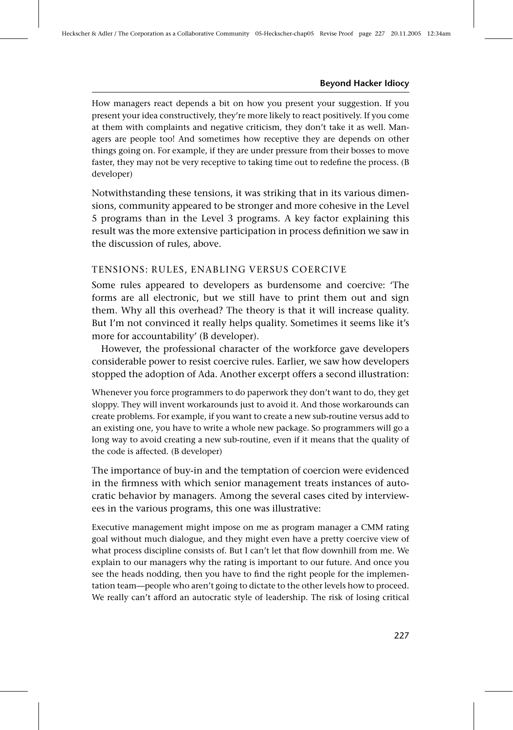How managers react depends a bit on how you present your suggestion. If you present your idea constructively, they're more likely to react positively. If you come at them with complaints and negative criticism, they don't take it as well. Managers are people too! And sometimes how receptive they are depends on other things going on. For example, if they are under pressure from their bosses to move faster, they may not be very receptive to taking time out to redefine the process. (B developer)

Notwithstanding these tensions, it was striking that in its various dimensions, community appeared to be stronger and more cohesive in the Level 5 programs than in the Level 3 programs. A key factor explaining this result was the more extensive participation in process definition we saw in the discussion of rules, above.

### TENSIONS: RULES, ENABLING VERSUS COERCIVE

Some rules appeared to developers as burdensome and coercive: 'The forms are all electronic, but we still have to print them out and sign them. Why all this overhead? The theory is that it will increase quality. But I'm not convinced it really helps quality. Sometimes it seems like it's more for accountability' (B developer).

However, the professional character of the workforce gave developers considerable power to resist coercive rules. Earlier, we saw how developers stopped the adoption of Ada. Another excerpt offers a second illustration:

Whenever you force programmers to do paperwork they don't want to do, they get sloppy. They will invent workarounds just to avoid it. And those workarounds can create problems. For example, if you want to create a new sub-routine versus add to an existing one, you have to write a whole new package. So programmers will go a long way to avoid creating a new sub-routine, even if it means that the quality of the code is affected. (B developer)

The importance of buy-in and the temptation of coercion were evidenced in the firmness with which senior management treats instances of autocratic behavior by managers. Among the several cases cited by interviewees in the various programs, this one was illustrative:

Executive management might impose on me as program manager a CMM rating goal without much dialogue, and they might even have a pretty coercive view of what process discipline consists of. But I can't let that flow downhill from me. We explain to our managers why the rating is important to our future. And once you see the heads nodding, then you have to find the right people for the implementation team—people who aren't going to dictate to the other levels how to proceed. We really can't afford an autocratic style of leadership. The risk of losing critical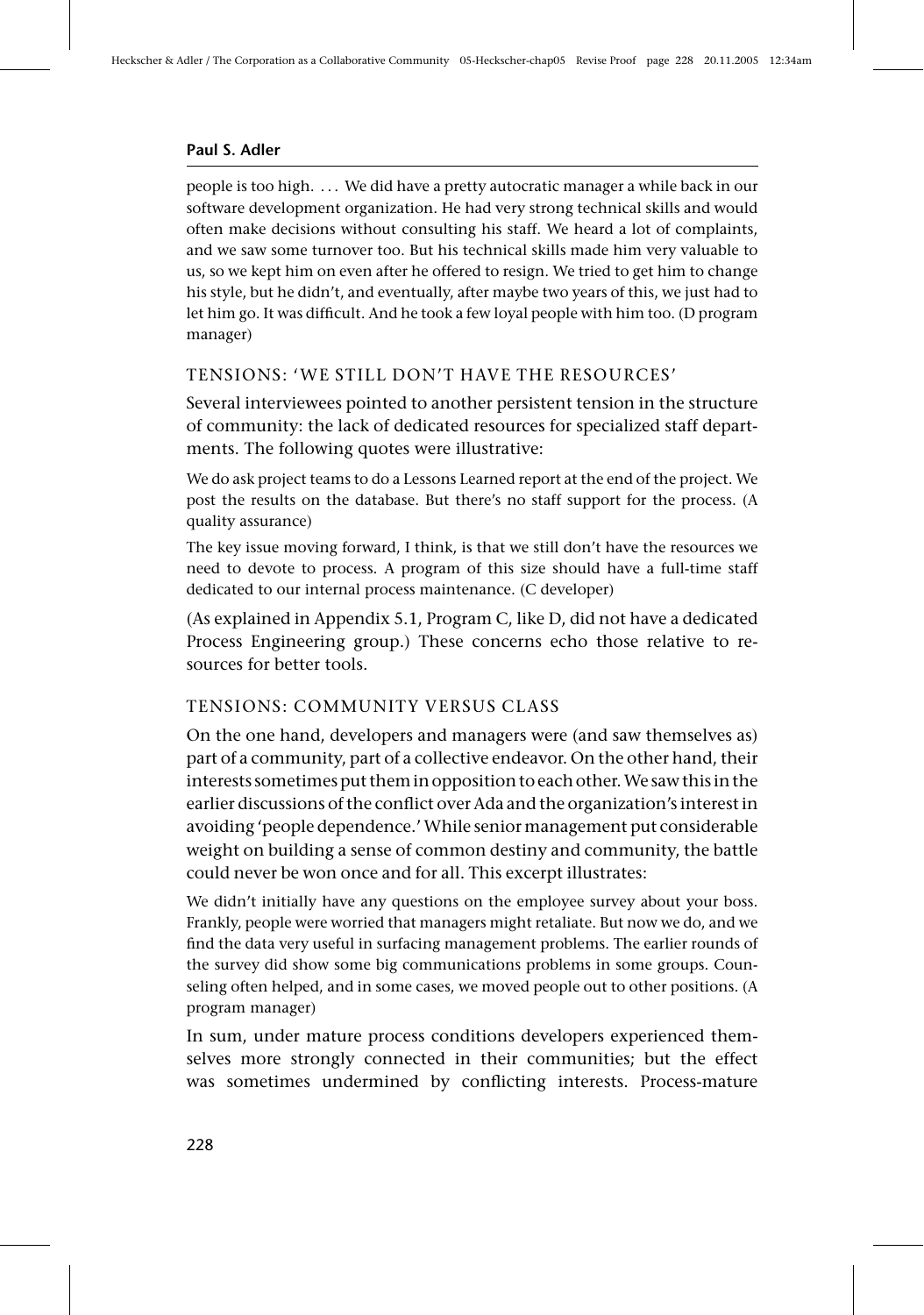people is too high. ... We did have a pretty autocratic manager a while back in our software development organization. He had very strong technical skills and would often make decisions without consulting his staff. We heard a lot of complaints, and we saw some turnover too. But his technical skills made him very valuable to us, so we kept him on even after he offered to resign. We tried to get him to change his style, but he didn't, and eventually, after maybe two years of this, we just had to let him go. It was difficult. And he took a few loyal people with him too. (D program manager)

### TENSIONS: 'WE STILL DON'T HAVE THE RESOURCES'

Several interviewees pointed to another persistent tension in the structure of community: the lack of dedicated resources for specialized staff departments. The following quotes were illustrative:

> We do ask project teams to do a Lessons Learned report at the end of the project. We post the results on the database. But there's no staff support for the process. (A quality assurance)

> The key issue moving forward, I think, is that we still don't have the resources we need to devote to process. A program of this size should have a full-time staff dedicated to our internal process maintenance. (C developer)

(As explained in Appendix 5.1, Program C, like D, did not have a dedicated Process Engineering group.) These concerns echo those relative to resources for better tools.

### TENSIONS: COMMUNITY VERSUS CLASS

On the one hand, developers and managers were (and saw themselves as) part of a community, part of a collective endeavor. On the other hand, their interests sometimes put them in opposition to each other. We saw this in the earlier discussions of the conflict over Ada and the organization's interest in avoiding 'people dependence.' While senior management put considerable weight on building a sense of common destiny and community, the battle could never be won once and for all. This excerpt illustrates:

> We didn't initially have any questions on the employee survey about your boss. Frankly, people were worried that managers might retaliate. But now we do, and we find the data very useful in surfacing management problems. The earlier rounds of the survey did show some big communications problems in some groups. Counseling often helped, and in some cases, we moved people out to other positions. (A program manager)

In sum, under mature process conditions developers experienced themselves more strongly connected in their communities; but the effect was sometimes undermined by conflicting interests. Process-mature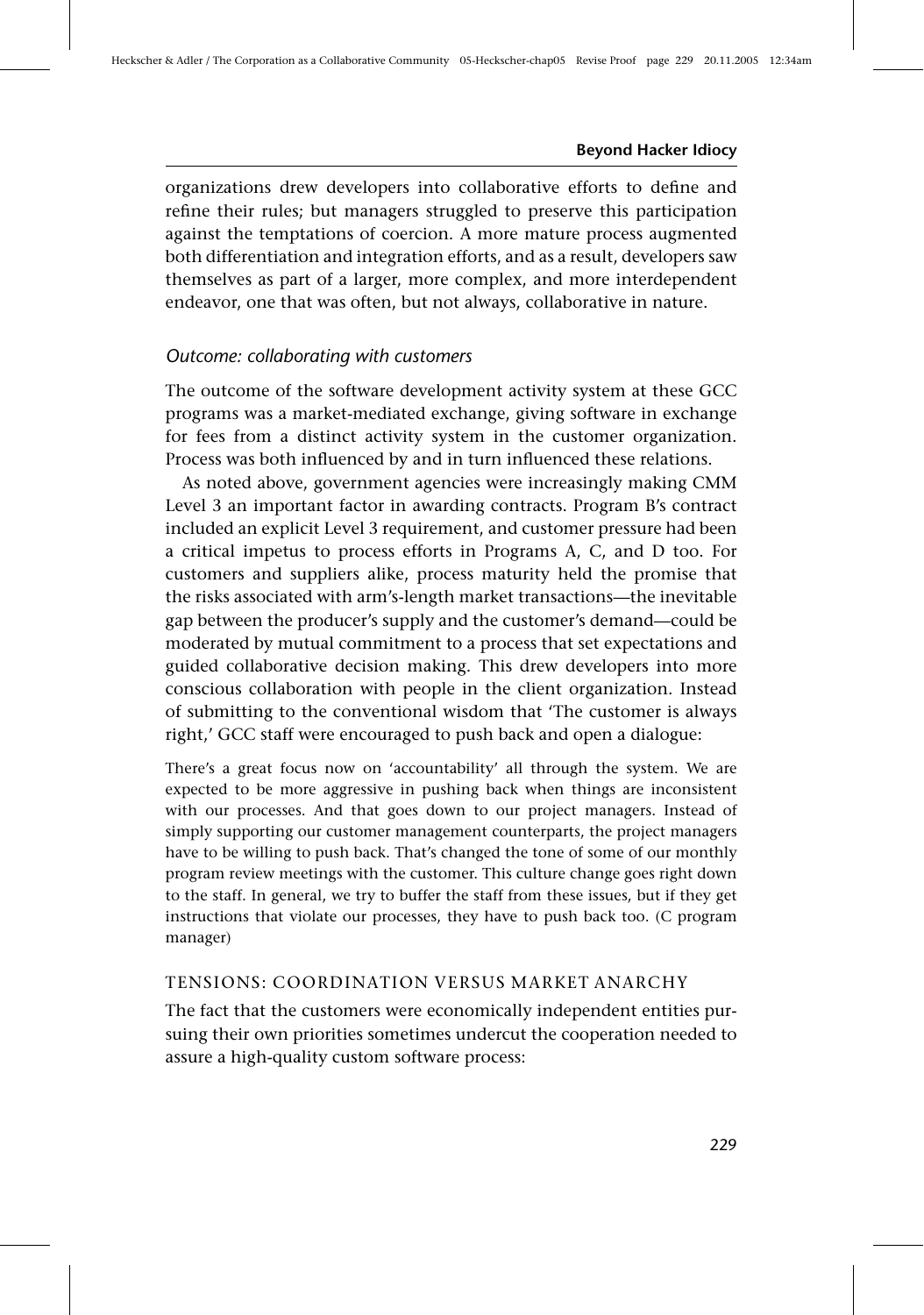organizations drew developers into collaborative efforts to define and refine their rules; but managers struggled to preserve this participation against the temptations of coercion. A more mature process augmented both differentiation and integration efforts, and as a result, developers saw themselves as part of a larger, more complex, and more interdependent endeavor, one that was often, but not always, collaborative in nature.

### *Outcome: collaborating with customers*

The outcome of the software development activity system at these GCC programs was a market-mediated exchange, giving software in exchange for fees from a distinct activity system in the customer organization. Process was both influenced by and in turn influenced these relations.

As noted above, government agencies were increasingly making CMM Level 3 an important factor in awarding contracts. Program B's contract included an explicit Level 3 requirement, and customer pressure had been a critical impetus to process efforts in Programs A, C, and D too. For customers and suppliers alike, process maturity held the promise that the risks associated with arm's-length market transactions—the inevitable gap between the producer's supply and the customer's demand—could be moderated by mutual commitment to a process that set expectations and guided collaborative decision making. This drew developers into more conscious collaboration with people in the client organization. Instead of submitting to the conventional wisdom that 'The customer is always right,' GCC staff were encouraged to push back and open a dialogue:

> There's a great focus now on 'accountability' all through the system. We are expected to be more aggressive in pushing back when things are inconsistent with our processes. And that goes down to our project managers. Instead of simply supporting our customer management counterparts, the project managers have to be willing to push back. That's changed the tone of some of our monthly program review meetings with the customer. This culture change goes right down to the staff. In general, we try to buffer the staff from these issues, but if they get instructions that violate our processes, they have to push back too. (C program manager)

#### TENSIONS: COORDINATION VERSUS MARKET ANARCHY

The fact that the customers were economically independent entities pursuing their own priorities sometimes undercut the cooperation needed to assure a high-quality custom software process: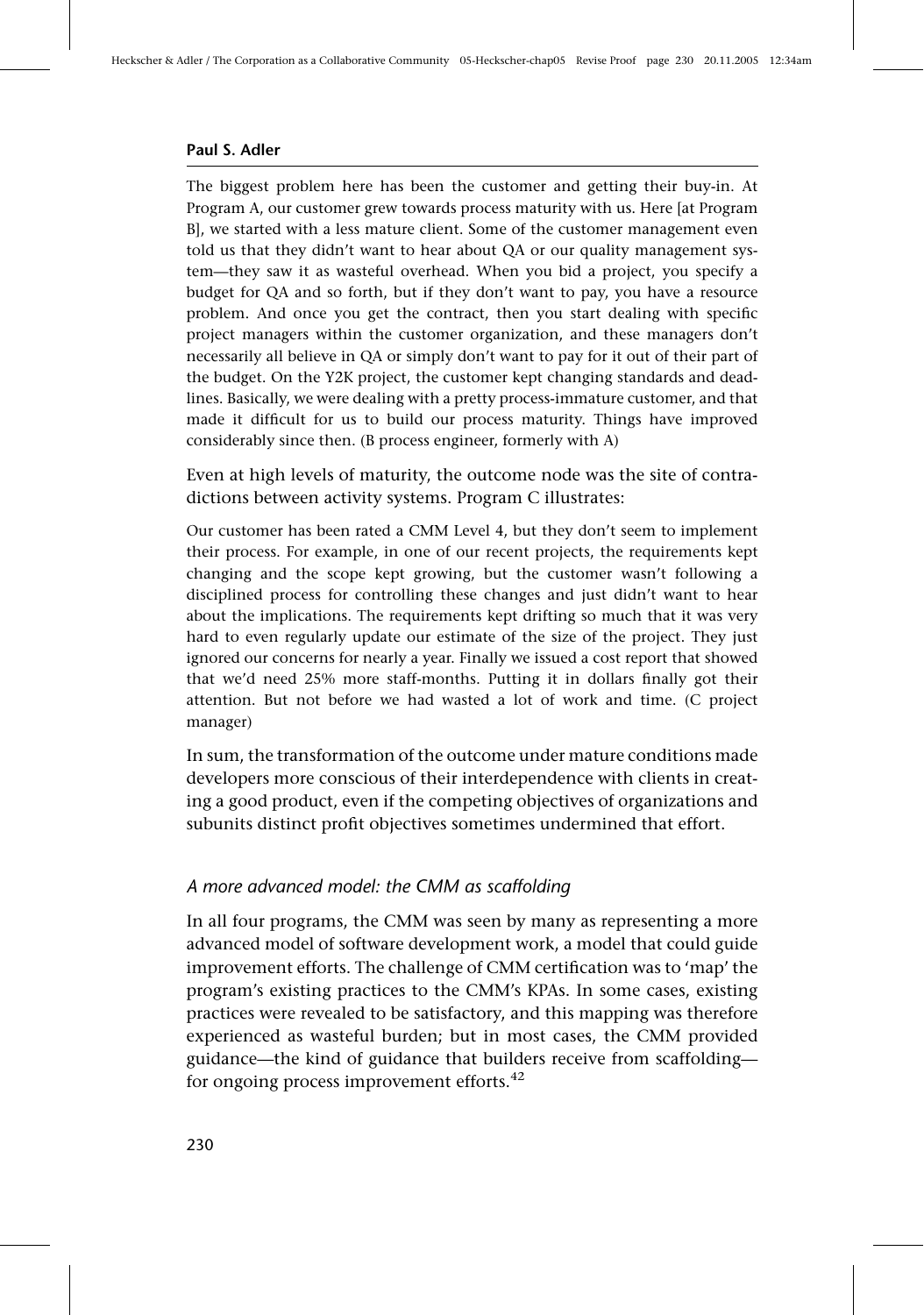> The biggest problem here has been the customer and getting their buy-in. At Program A, our customer grew towards process maturity with us. Here [at Program B], we started with a less mature client. Some of the customer management even told us that they didn't want to hear about QA or our quality management system—they saw it as wasteful overhead. When you bid a project, you specify a budget for QA and so forth, but if they don't want to pay, you have a resource problem. And once you get the contract, then you start dealing with specific project managers within the customer organization, and these managers don't necessarily all believe in QA or simply don't want to pay for it out of their part of the budget. On the Y2K project, the customer kept changing standards and deadlines. Basically, we were dealing with a pretty process-immature customer, and that made it difficult for us to build our process maturity. Things have improved considerably since then. (B process engineer, formerly with A)

Even at high levels of maturity, the outcome node was the site of contradictions between activity systems. Program C illustrates:

> Our customer has been rated a CMM Level 4, but they don't seem to implement their process. For example, in one of our recent projects, the requirements kept changing and the scope kept growing, but the customer wasn't following a disciplined process for controlling these changes and just didn't want to hear about the implications. The requirements kept drifting so much that it was very hard to even regularly update our estimate of the size of the project. They just ignored our concerns for nearly a year. Finally we issued a cost report that showed that we'd need 25% more staff-months. Putting it in dollars finally got their attention. But not before we had wasted a lot of work and time. (C project manager)

In sum, the transformation of the outcome under mature conditions made developers more conscious of their interdependence with clients in creating a good product, even if the competing objectives of organizations and subunits distinct profit objectives sometimes undermined that effort.

### *A more advanced model: the CMM as scaffolding*

In all four programs, the CMM was seen by many as representing a more advanced model of software development work, a model that could guide improvement efforts. The challenge of CMM certification was to 'map' the program's existing practices to the CMM's KPAs. In some cases, existing practices were revealed to be satisfactory, and this mapping was therefore experienced as wasteful burden; but in most cases, the CMM provided guidance—the kind of guidance that builders receive from scaffolding—for ongoing process improvement efforts.[42]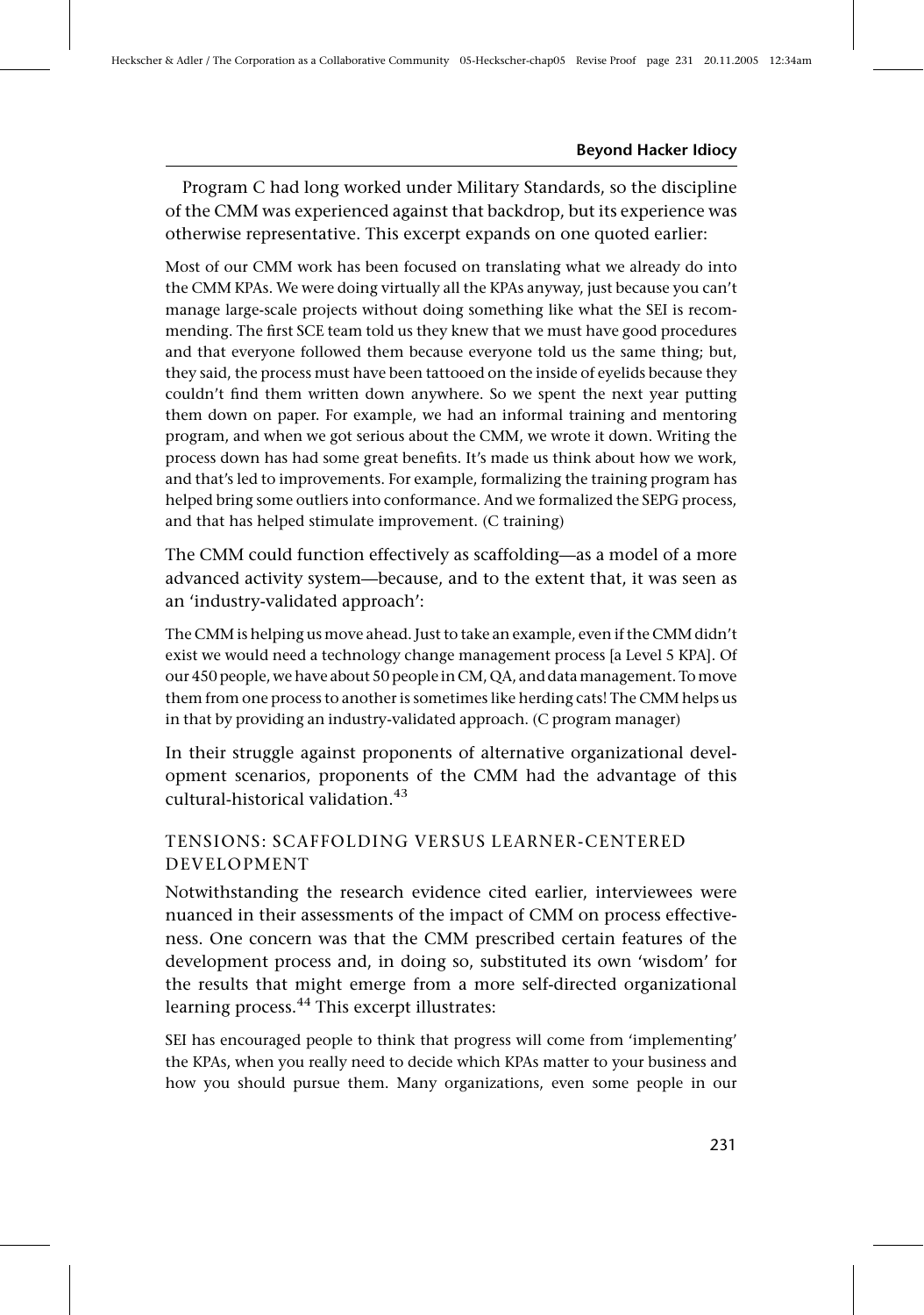Program C had long worked under Military Standards, so the discipline of the CMM was experienced against that backdrop, but its experience was otherwise representative. This excerpt expands on one quoted earlier:

> Most of our CMM work has been focused on translating what we already do into the CMM KPAs. We were doing virtually all the KPAs anyway, just because you can't manage large-scale projects without doing something like what the SEI is recommending. The first SCE team told us they knew that we must have good procedures and that everyone followed them because everyone told us the same thing; but, they said, the process must have been tattooed on the inside of eyelids because they couldn't find them written down anywhere. So we spent the next year putting them down on paper. For example, we had an informal training and mentoring program, and when we got serious about the CMM, we wrote it down. Writing the process down has had some great benefits. It's made us think about how we work, and that's led to improvements. For example, formalizing the training program has helped bring some outliers into conformance. And we formalized the SEPG process, and that has helped stimulate improvement. (C training)

The CMM could function effectively as scaffolding—as a model of a more advanced activity system—because, and to the extent that, it was seen as an 'industry-validated approach':

> The CMM is helping us move ahead. Just to take an example, even if the CMM didn't exist we would need a technology change management process [a Level 5 KPA]. Of our 450 people, we have about 50 people in CM, QA, and data management. To move them from one process to another is sometimes like herding cats! The CMM helps us in that by providing an industry-validated approach. (C program manager)

In their struggle against proponents of alternative organizational development scenarios, proponents of the CMM had the advantage of this cultural-historical validation.[43]

## TENSIONS: SCAFFOLDING VERSUS LEARNER-CENTERED DEVELOPMENT

Notwithstanding the research evidence cited earlier, interviewees were nuanced in their assessments of the impact of CMM on process effectiveness. One concern was that the CMM prescribed certain features of the development process and, in doing so, substituted its own 'wisdom' for the results that might emerge from a more self-directed organizational learning process.[44] This excerpt illustrates:

> SEI has encouraged people to think that progress will come from 'implementing' the KPAs, when you really need to decide which KPAs matter to your business and how you should pursue them. Many organizations, even some people in our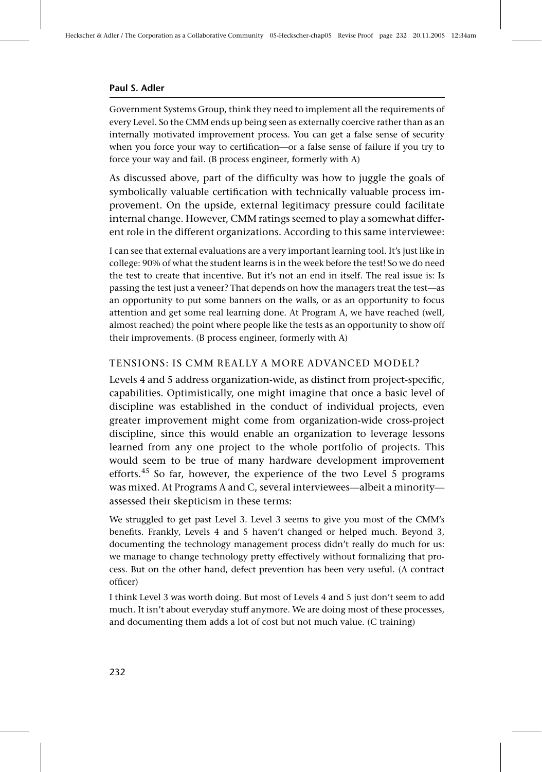Government Systems Group, think they need to implement all the requirements of every Level. So the CMM ends up being seen as externally coercive rather than as an internally motivated improvement process. You can get a false sense of security when you force your way to certification—or a false sense of failure if you try to force your way and fail. (B process engineer, formerly with A)

As discussed above, part of the difficulty was how to juggle the goals of symbolically valuable certification with technically valuable process improvement. On the upside, external legitimacy pressure could facilitate internal change. However, CMM ratings seemed to play a somewhat different role in the different organizations. According to this same interviewee:

I can see that external evaluations are a very important learning tool. It's just like in college: 90% of what the student learns is in the week before the test! So we do need the test to create that incentive. But it's not an end in itself. The real issue is: Is passing the test just a veneer? That depends on how the managers treat the test—as an opportunity to put some banners on the walls, or as an opportunity to focus attention and get some real learning done. At Program A, we have reached (well, almost reached) the point where people like the tests as an opportunity to show off their improvements. (B process engineer, formerly with A)

## TENSIONS: IS CMM REALLY A MORE ADVANCED MODEL?

Levels 4 and 5 address organization-wide, as distinct from project-specific, capabilities. Optimistically, one might imagine that once a basic level of discipline was established in the conduct of individual projects, even greater improvement might come from organization-wide cross-project discipline, since this would enable an organization to leverage lessons learned from any one project to the whole portfolio of projects. This would seem to be true of many hardware development improvement efforts.[45] So far, however, the experience of the two Level 5 programs was mixed. At Programs A and C, several interviewees—albeit a minority—assessed their skepticism in these terms:

We struggled to get past Level 3. Level 3 seems to give you most of the CMM's benefits. Frankly, Levels 4 and 5 haven't changed or helped much. Beyond 3, documenting the technology management process didn't really do much for us: we manage to change technology pretty effectively without formalizing that process. But on the other hand, defect prevention has been very useful. (A contract officer)

I think Level 3 was worth doing. But most of Levels 4 and 5 just don't seem to add much. It isn't about everyday stuff anymore. We are doing most of these processes, and documenting them adds a lot of cost but not much value. (C training)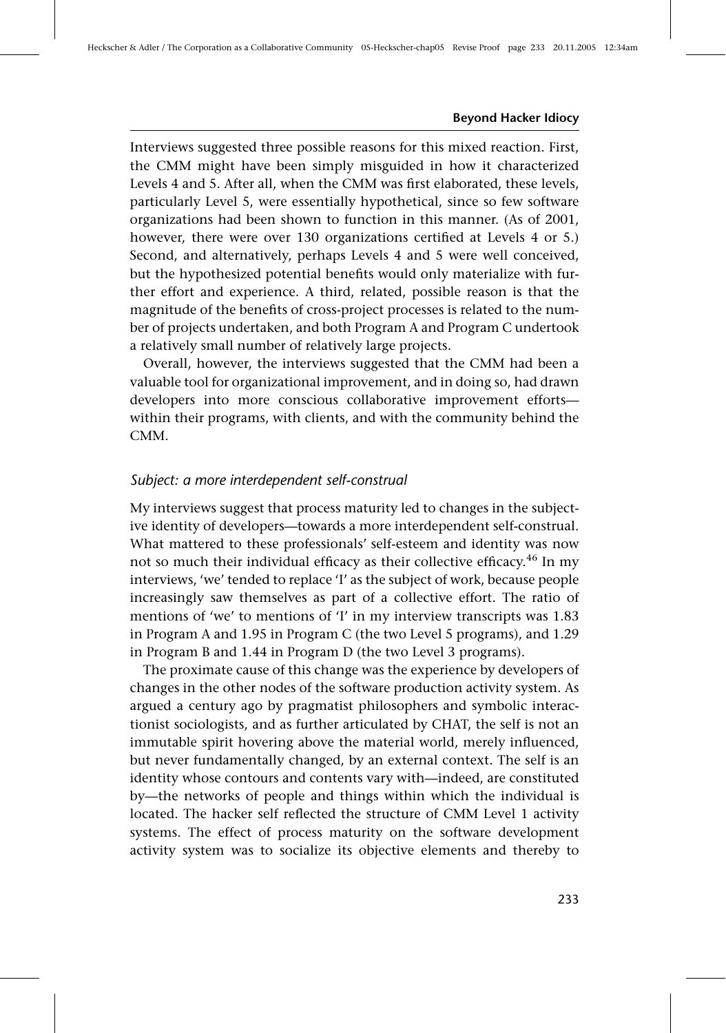Interviews suggested three possible reasons for this mixed reaction. First, the CMM might have been simply misguided in how it characterized Levels 4 and 5. After all, when the CMM was first elaborated, these levels, particularly Level 5, were essentially hypothetical, since so few software organizations had been shown to function in this manner. (As of 2001, however, there were over 130 organizations certified at Levels 4 or 5.) Second, and alternatively, perhaps Levels 4 and 5 were well conceived, but the hypothesized potential benefits would only materialize with further effort and experience. A third, related, possible reason is that the magnitude of the benefits of cross-project processes is related to the number of projects undertaken, and both Program A and Program C undertook a relatively small number of relatively large projects.

Overall, however, the interviews suggested that the CMM had been a valuable tool for organizational improvement, and in doing so, had drawn developers into more conscious collaborative improvement efforts—within their programs, with clients, and with the community behind the CMM.

### *Subject: a more interdependent self-construal*

My interviews suggest that process maturity led to changes in the subjective identity of developers—towards a more interdependent self-construal. What mattered to these professionals' self-esteem and identity was now not so much their individual efficacy as their collective efficacy.[46] In my interviews, 'we' tended to replace 'I' as the subject of work, because people increasingly saw themselves as part of a collective effort. The ratio of mentions of 'we' to mentions of 'I' in my interview transcripts was 1.83 in Program A and 1.95 in Program C (the two Level 5 programs), and 1.29 in Program B and 1.44 in Program D (the two Level 3 programs).

The proximate cause of this change was the experience by developers of changes in the other nodes of the software production activity system. As argued a century ago by pragmatist philosophers and symbolic interactionist sociologists, and as further articulated by CHAT, the self is not an immutable spirit hovering above the material world, merely influenced, but never fundamentally changed, by an external context. The self is an identity whose contours and contents vary with—indeed, are constituted by—the networks of people and things within which the individual is located. The hacker self reflected the structure of CMM Level 1 activity systems. The effect of process maturity on the software development activity system was to socialize its objective elements and thereby to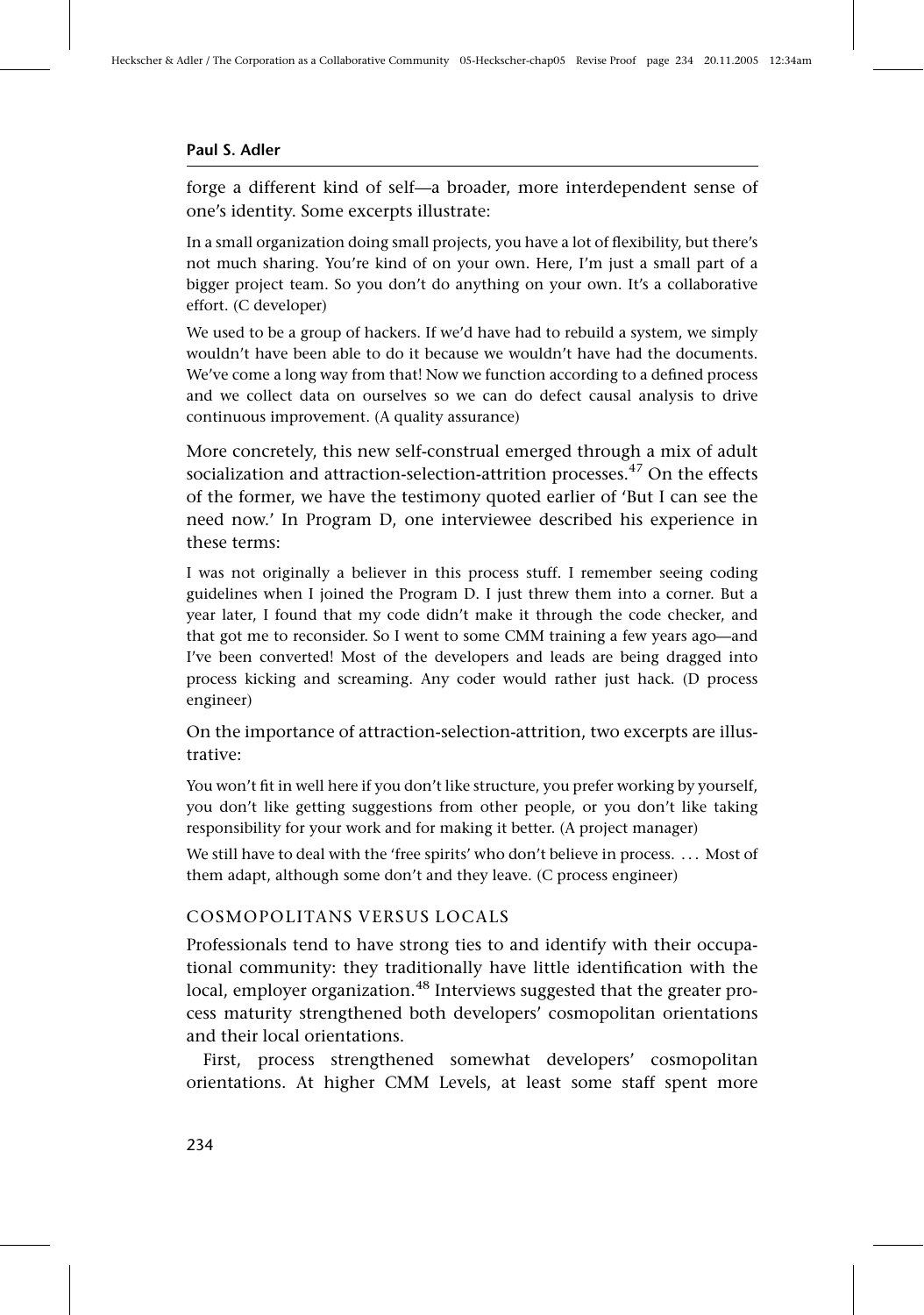forge a different kind of self—a broader, more interdependent sense of one's identity. Some excerpts illustrate:

> In a small organization doing small projects, you have a lot of flexibility, but there's not much sharing. You're kind of on your own. Here, I'm just a small part of a bigger project team. So you don't do anything on your own. It's a collaborative effort. (C developer)

> We used to be a group of hackers. If we'd have had to rebuild a system, we simply wouldn't have been able to do it because we wouldn't have had the documents. We've come a long way from that! Now we function according to a defined process and we collect data on ourselves so we can do defect causal analysis to drive continuous improvement. (A quality assurance)

More concretely, this new self-construal emerged through a mix of adult socialization and attraction-selection-attrition processes.[47] On the effects of the former, we have the testimony quoted earlier of 'But I can see the need now.' In Program D, one interviewee described his experience in these terms:

> I was not originally a believer in this process stuff. I remember seeing coding guidelines when I joined the Program D. I just threw them into a corner. But a year later, I found that my code didn't make it through the code checker, and that got me to reconsider. So I went to some CMM training a few years ago—and I've been converted! Most of the developers and leads are being dragged into process kicking and screaming. Any coder would rather just hack. (D process engineer)

On the importance of attraction-selection-attrition, two excerpts are illustrative:

> You won't fit in well here if you don't like structure, you prefer working by yourself, you don't like getting suggestions from other people, or you don't like taking responsibility for your work and for making it better. (A project manager)

> We still have to deal with the 'free spirits' who don't believe in process. ... Most of them adapt, although some don't and they leave. (C process engineer)

### COSMOPOLITANS VERSUS LOCALS

Professionals tend to have strong ties to and identify with their occupational community: they traditionally have little identification with the local, employer organization.[48] Interviews suggested that the greater process maturity strengthened both developers' cosmopolitan orientations and their local orientations.

First, process strengthened somewhat developers' cosmopolitan orientations. At higher CMM Levels, at least some staff spent more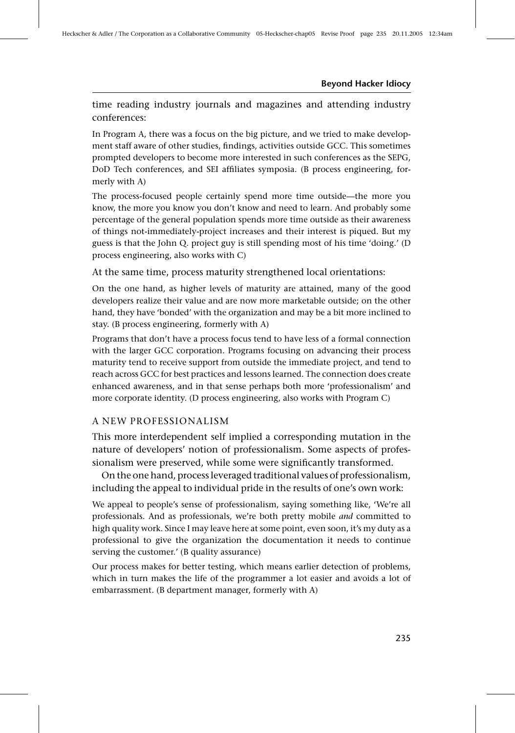time reading industry journals and magazines and attending industry conferences:

In Program A, there was a focus on the big picture, and we tried to make development staff aware of other studies, findings, activities outside GCC. This sometimes prompted developers to become more interested in such conferences as the SEPG, DoD Tech conferences, and SEI affiliates symposia. (B process engineering, formerly with A)

The process-focused people certainly spend more time outside—the more you know, the more you know you don't know and need to learn. And probably some percentage of the general population spends more time outside as their awareness of things not-immediately-project increases and their interest is piqued. But my guess is that the John Q. project guy is still spending most of his time 'doing.' (D process engineering, also works with C)

At the same time, process maturity strengthened local orientations:

On the one hand, as higher levels of maturity are attained, many of the good developers realize their value and are now more marketable outside; on the other hand, they have 'bonded' with the organization and may be a bit more inclined to stay. (B process engineering, formerly with A)

Programs that don't have a process focus tend to have less of a formal connection with the larger GCC corporation. Programs focusing on advancing their process maturity tend to receive support from outside the immediate project, and tend to reach across GCC for best practices and lessons learned. The connection does create enhanced awareness, and in that sense perhaps both more 'professionalism' and more corporate identity. (D process engineering, also works with Program C)

## A NEW PROFESSIONALISM

This more interdependent self implied a corresponding mutation in the nature of developers' notion of professionalism. Some aspects of professionalism were preserved, while some were significantly transformed.

On the one hand, process leveraged traditional values of professionalism, including the appeal to individual pride in the results of one's own work:

We appeal to people's sense of professionalism, saying something like, 'We're all professionals. And as professionals, we're both pretty mobile *and* committed to high quality work. Since I may leave here at some point, even soon, it's my duty as a professional to give the organization the documentation it needs to continue serving the customer.' (B quality assurance)

Our process makes for better testing, which means earlier detection of problems, which in turn makes the life of the programmer a lot easier and avoids a lot of embarrassment. (B department manager, formerly with A)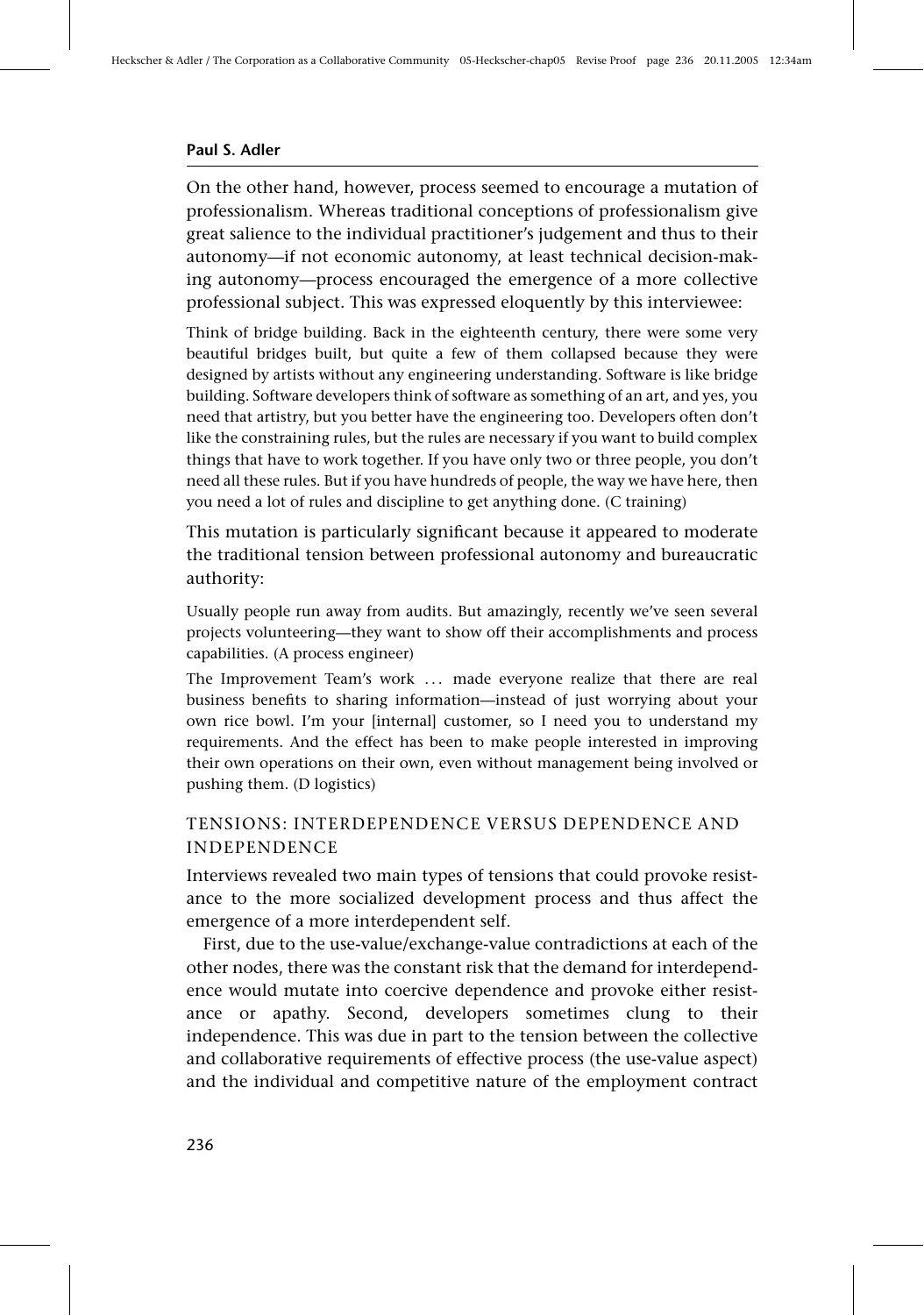On the other hand, however, process seemed to encourage a mutation of professionalism. Whereas traditional conceptions of professionalism give great salience to the individual practitioner's judgement and thus to their autonomy—if not economic autonomy, at least technical decision-making autonomy—process encouraged the emergence of a more collective professional subject. This was expressed eloquently by this interviewee:

> Think of bridge building. Back in the eighteenth century, there were some very beautiful bridges built, but quite a few of them collapsed because they were designed by artists without any engineering understanding. Software is like bridge building. Software developers think of software as something of an art, and yes, you need that artistry, but you better have the engineering too. Developers often don't like the constraining rules, but the rules are necessary if you want to build complex things that have to work together. If you have only two or three people, you don't need all these rules. But if you have hundreds of people, the way we have here, then you need a lot of rules and discipline to get anything done. (C training)

This mutation is particularly significant because it appeared to moderate the traditional tension between professional autonomy and bureaucratic authority:

> Usually people run away from audits. But amazingly, recently we've seen several projects volunteering—they want to show off their accomplishments and process capabilities. (A process engineer)

> The Improvement Team's work ... made everyone realize that there are real business benefits to sharing information—instead of just worrying about your own rice bowl. I'm your [internal] customer, so I need you to understand my requirements. And the effect has been to make people interested in improving their own operations on their own, even without management being involved or pushing them. (D logistics)

## TENSIONS: INTERDEPENDENCE VERSUS DEPENDENCE AND INDEPENDENCE

Interviews revealed two main types of tensions that could provoke resistance to the more socialized development process and thus affect the emergence of a more interdependent self.

First, due to the use-value/exchange-value contradictions at each of the other nodes, there was the constant risk that the demand for interdependence would mutate into coercive dependence and provoke either resistance or apathy. Second, developers sometimes clung to their independence. This was due in part to the tension between the collective and collaborative requirements of effective process (the use-value aspect) and the individual and competitive nature of the employment contract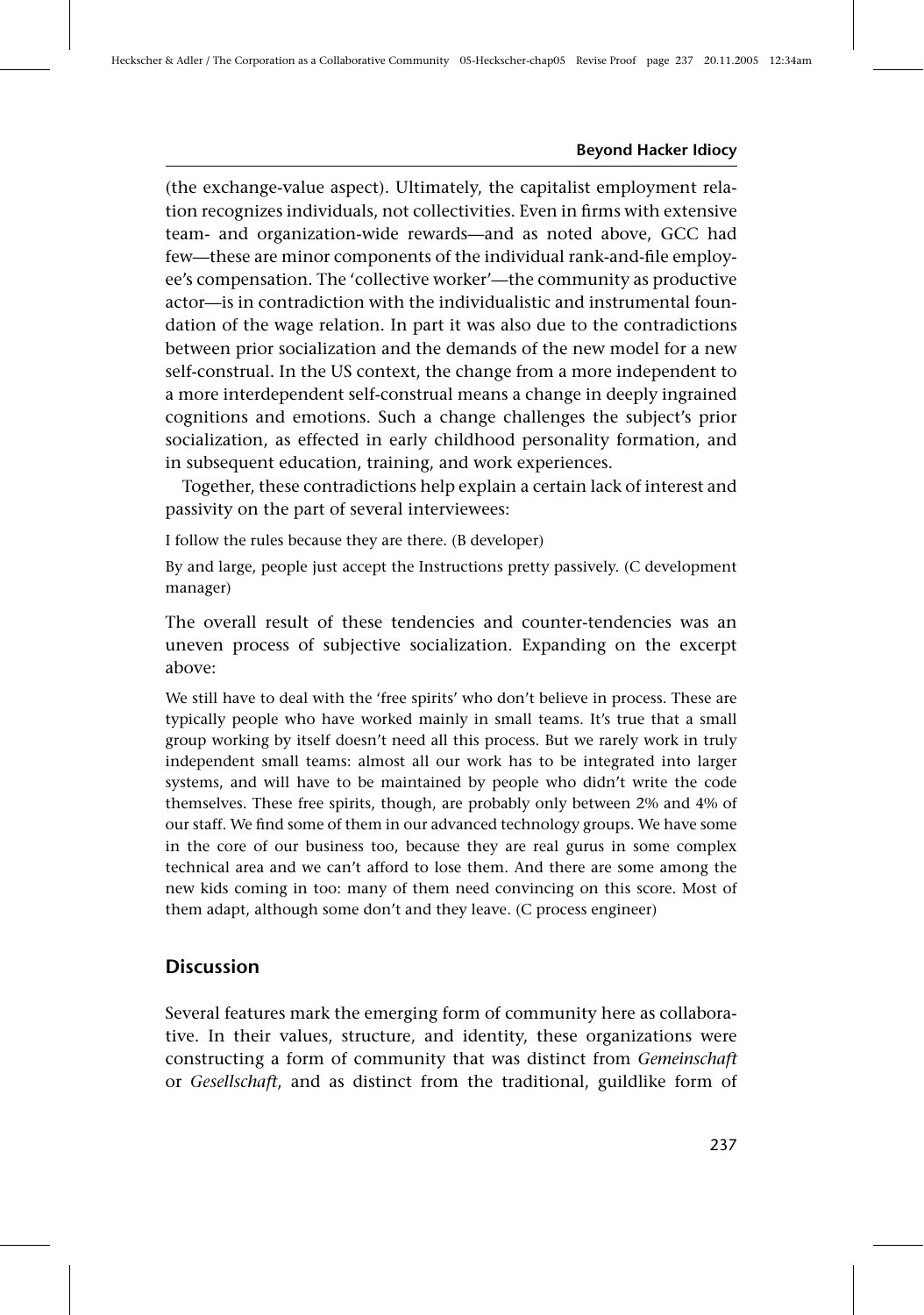(the exchange-value aspect). Ultimately, the capitalist employment relation recognizes individuals, not collectivities. Even in firms with extensive team- and organization-wide rewards—and as noted above, GCC had few—these are minor components of the individual rank-and-file employee's compensation. The 'collective worker'—the community as productive actor—is in contradiction with the individualistic and instrumental foundation of the wage relation. In part it was also due to the contradictions between prior socialization and the demands of the new model for a new self-construal. In the US context, the change from a more independent to a more interdependent self-construal means a change in deeply ingrained cognitions and emotions. Such a change challenges the subject's prior socialization, as effected in early childhood personality formation, and in subsequent education, training, and work experiences.

Together, these contradictions help explain a certain lack of interest and passivity on the part of several interviewees:

> I follow the rules because they are there. (B developer)

> By and large, people just accept the Instructions pretty passively. (C development manager)

The overall result of these tendencies and counter-tendencies was an uneven process of subjective socialization. Expanding on the excerpt above:

> We still have to deal with the 'free spirits' who don't believe in process. These are typically people who have worked mainly in small teams. It's true that a small group working by itself doesn't need all this process. But we rarely work in truly independent small teams: almost all our work has to be integrated into larger systems, and will have to be maintained by people who didn't write the code themselves. These free spirits, though, are probably only between 2% and 4% of our staff. We find some of them in our advanced technology groups. We have some in the core of our business too, because they are real gurus in some complex technical area and we can't afford to lose them. And there are some among the new kids coming in too: many of them need convincing on this score. Most of them adapt, although some don't and they leave. (C process engineer)

## Discussion

Several features mark the emerging form of community here as collaborative. In their values, structure, and identity, these organizations were constructing a form of community that was distinct from *Gemeinschaft* or *Gesellschaft*, and as distinct from the traditional, guildlike form of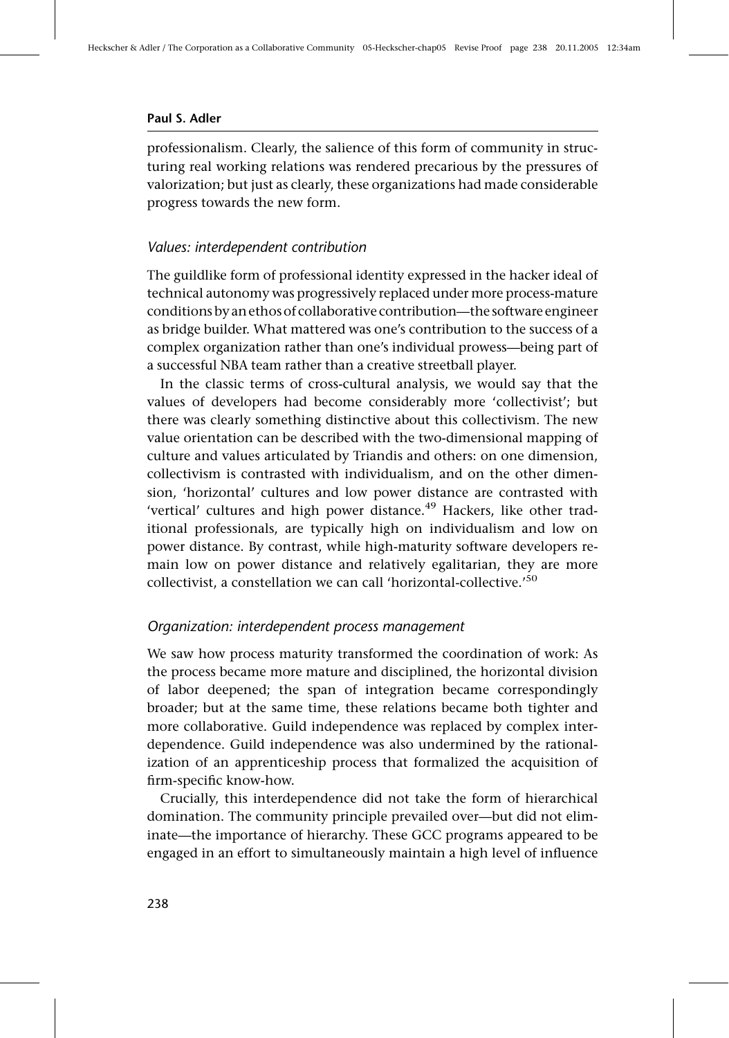professionalism. Clearly, the salience of this form of community in structuring real working relations was rendered precarious by the pressures of valorization; but just as clearly, these organizations had made considerable progress towards the new form.

### *Values: interdependent contribution*

The guildlike form of professional identity expressed in the hacker ideal of technical autonomy was progressively replaced under more process-mature conditions by an ethos of collaborative contribution—the software engineer as bridge builder. What mattered was one's contribution to the success of a complex organization rather than one's individual prowess—being part of a successful NBA team rather than a creative streetball player.

In the classic terms of cross-cultural analysis, we would say that the values of developers had become considerably more 'collectivist'; but there was clearly something distinctive about this collectivism. The new value orientation can be described with the two-dimensional mapping of culture and values articulated by Triandis and others: on one dimension, collectivism is contrasted with individualism, and on the other dimension, 'horizontal' cultures and low power distance are contrasted with 'vertical' cultures and high power distance.[49] Hackers, like other traditional professionals, are typically high on individualism and low on power distance. By contrast, while high-maturity software developers remain low on power distance and relatively egalitarian, they are more collectivist, a constellation we can call 'horizontal-collective.'[50]

### *Organization: interdependent process management*

We saw how process maturity transformed the coordination of work: As the process became more mature and disciplined, the horizontal division of labor deepened; the span of integration became correspondingly broader; but at the same time, these relations became both tighter and more collaborative. Guild independence was replaced by complex interdependence. Guild independence was also undermined by the rationalization of an apprenticeship process that formalized the acquisition of firm-specific know-how.

Crucially, this interdependence did not take the form of hierarchical domination. The community principle prevailed over—but did not eliminate—the importance of hierarchy. These GCC programs appeared to be engaged in an effort to simultaneously maintain a high level of influence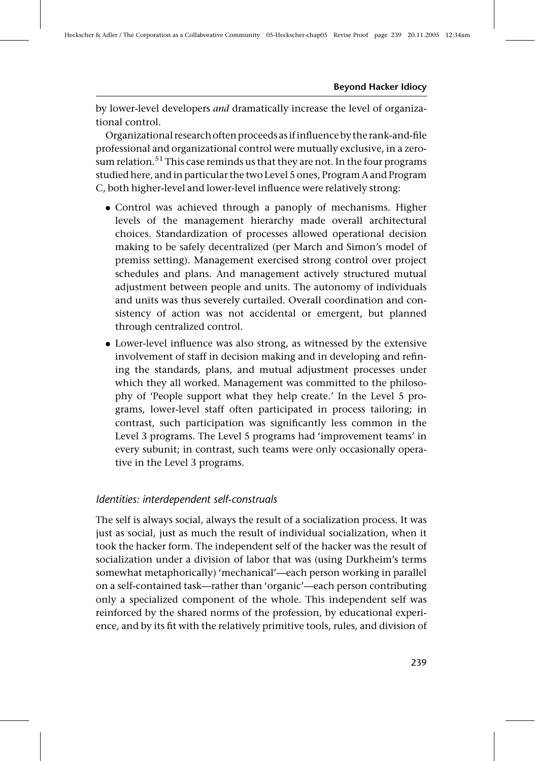by lower-level developers *and* dramatically increase the level of organizational control.

Organizational research often proceeds as if influence by the rank-and-file professional and organizational control were mutually exclusive, in a zero-sum relation.[51] This case reminds us that they are not. In the four programs studied here, and in particular the two Level 5 ones, Program A and Program C, both higher-level and lower-level influence were relatively strong:

- Control was achieved through a panoply of mechanisms. Higher levels of the management hierarchy made overall architectural choices. Standardization of processes allowed operational decision making to be safely decentralized (per March and Simon's model of premiss setting). Management exercised strong control over project schedules and plans. And management actively structured mutual adjustment between people and units. The autonomy of individuals and units was thus severely curtailed. Overall coordination and consistency of action was not accidental or emergent, but planned through centralized control.
- Lower-level influence was also strong, as witnessed by the extensive involvement of staff in decision making and in developing and refining the standards, plans, and mutual adjustment processes under which they all worked. Management was committed to the philosophy of 'People support what they help create.' In the Level 5 programs, lower-level staff often participated in process tailoring; in contrast, such participation was significantly less common in the Level 3 programs. The Level 5 programs had 'improvement teams' in every subunit; in contrast, such teams were only occasionally operative in the Level 3 programs.

### *Identities: interdependent self-construals*

The self is always social, always the result of a socialization process. It was just as social, just as much the result of individual socialization, when it took the hacker form. The independent self of the hacker was the result of socialization under a division of labor that was (using Durkheim's terms somewhat metaphorically) 'mechanical'—each person working in parallel on a self-contained task—rather than 'organic'—each person contributing only a specialized component of the whole. This independent self was reinforced by the shared norms of the profession, by educational experience, and by its fit with the relatively primitive tools, rules, and division of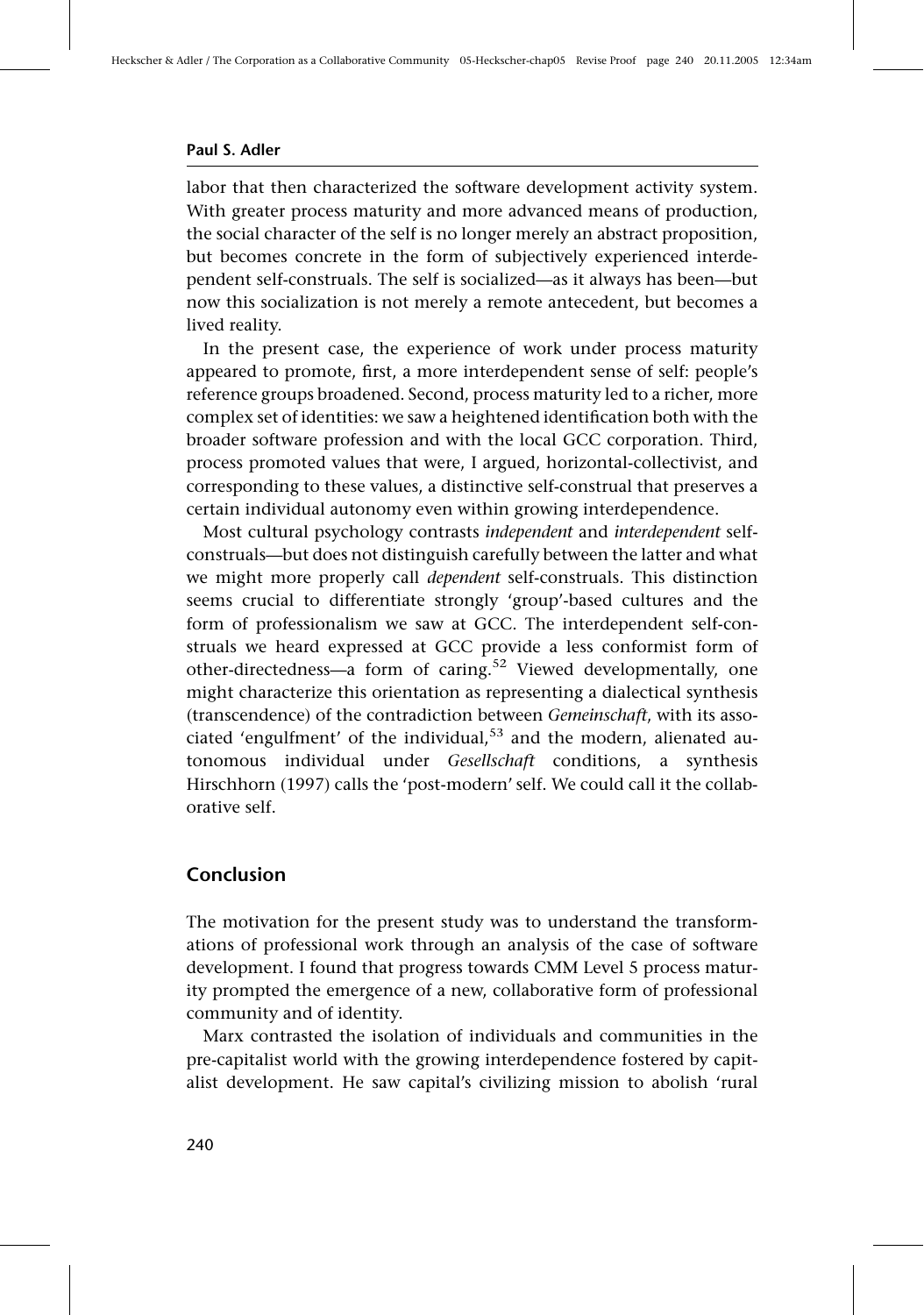labor that then characterized the software development activity system. With greater process maturity and more advanced means of production, the social character of the self is no longer merely an abstract proposition, but becomes concrete in the form of subjectively experienced interdependent self-construals. The self is socialized—as it always has been—but now this socialization is not merely a remote antecedent, but becomes a lived reality.

In the present case, the experience of work under process maturity appeared to promote, first, a more interdependent sense of self: people's reference groups broadened. Second, process maturity led to a richer, more complex set of identities: we saw a heightened identification both with the broader software profession and with the local GCC corporation. Third, process promoted values that were, I argued, horizontal-collectivist, and corresponding to these values, a distinctive self-construal that preserves a certain individual autonomy even within growing interdependence.

Most cultural psychology contrasts *independent* and *interdependent* self-construals—but does not distinguish carefully between the latter and what we might more properly call *dependent* self-construals. This distinction seems crucial to differentiate strongly 'group'-based cultures and the form of professionalism we saw at GCC. The interdependent self-construals we heard expressed at GCC provide a less conformist form of other-directedness—a form of caring.[52] Viewed developmentally, one might characterize this orientation as representing a dialectical synthesis (transcendence) of the contradiction between *Gemeinschaft*, with its associated 'engulfment' of the individual,[53] and the modern, alienated autonomous individual under *Gesellschaft* conditions, a synthesis Hirschhorn (1997) calls the 'post-modern' self. We could call it the collaborative self.

## Conclusion

The motivation for the present study was to understand the transformations of professional work through an analysis of the case of software development. I found that progress towards CMM Level 5 process maturity prompted the emergence of a new, collaborative form of professional community and of identity.

Marx contrasted the isolation of individuals and communities in the pre-capitalist world with the growing interdependence fostered by capitalist development. He saw capital's civilizing mission to abolish 'rural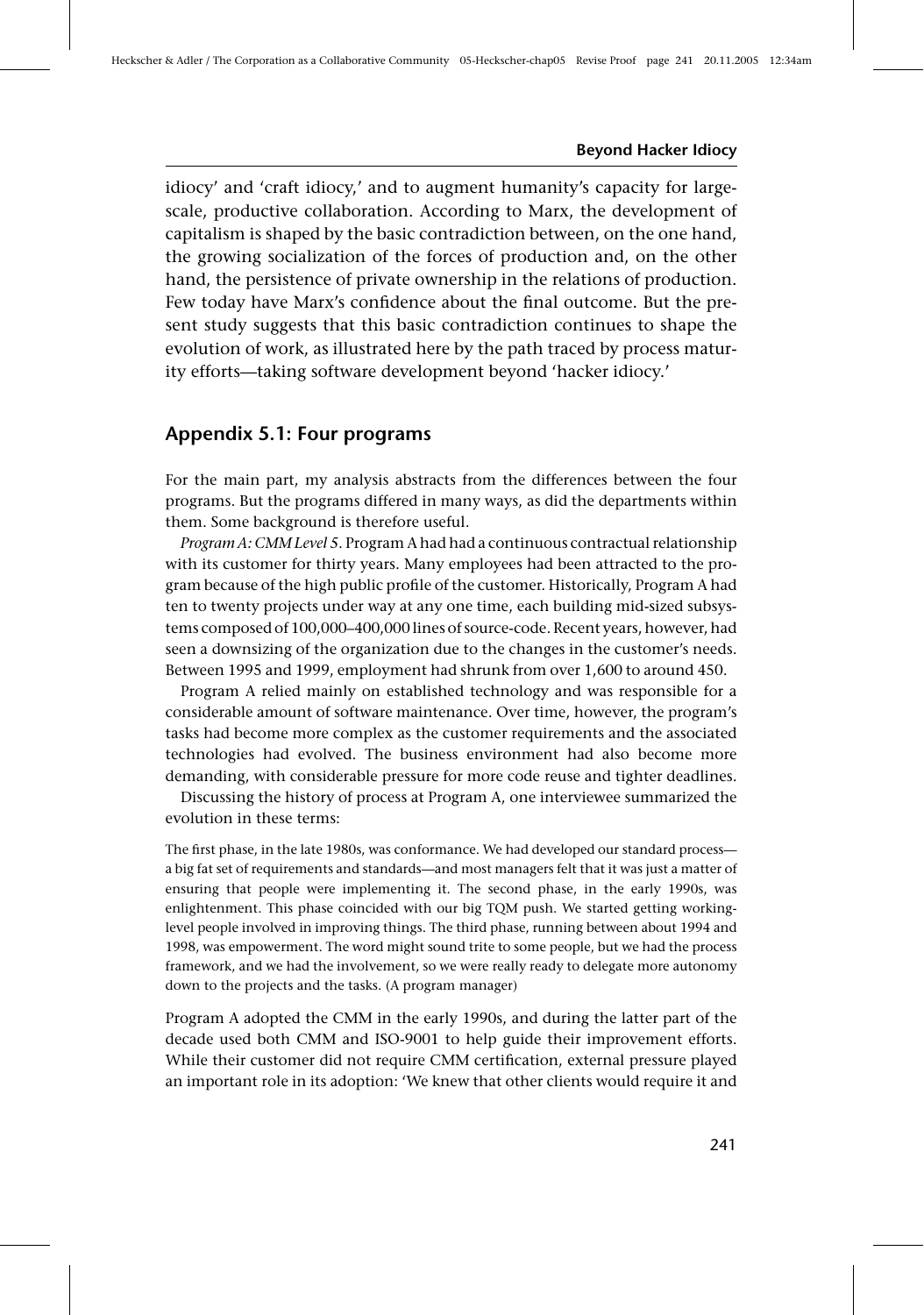idiocy' and 'craft idiocy,' and to augment humanity's capacity for large-scale, productive collaboration. According to Marx, the development of capitalism is shaped by the basic contradiction between, on the one hand, the growing socialization of the forces of production and, on the other hand, the persistence of private ownership in the relations of production. Few today have Marx's confidence about the final outcome. But the present study suggests that this basic contradiction continues to shape the evolution of work, as illustrated here by the path traced by process maturity efforts—taking software development beyond 'hacker idiocy.'

## Appendix 5.1: Four programs

For the main part, my analysis abstracts from the differences between the four programs. But the programs differed in many ways, as did the departments within them. Some background is therefore useful.

*Program A: CMM Level 5*. Program A had had a continuous contractual relationship with its customer for thirty years. Many employees had been attracted to the program because of the high public profile of the customer. Historically, Program A had ten to twenty projects under way at any one time, each building mid-sized subsystems composed of 100,000–400,000 lines of source-code. Recent years, however, had seen a downsizing of the organization due to the changes in the customer's needs. Between 1995 and 1999, employment had shrunk from over 1,600 to around 450.

Program A relied mainly on established technology and was responsible for a considerable amount of software maintenance. Over time, however, the program's tasks had become more complex as the customer requirements and the associated technologies had evolved. The business environment had also become more demanding, with considerable pressure for more code reuse and tighter deadlines.

Discussing the history of process at Program A, one interviewee summarized the evolution in these terms:

> The first phase, in the late 1980s, was conformance. We had developed our standard process—a big fat set of requirements and standards—and most managers felt that it was just a matter of ensuring that people were implementing it. The second phase, in the early 1990s, was enlightenment. This phase coincided with our big TQM push. We started getting working-level people involved in improving things. The third phase, running between about 1994 and 1998, was empowerment. The word might sound trite to some people, but we had the process framework, and we had the involvement, so we were really ready to delegate more autonomy down to the projects and the tasks. (A program manager)

Program A adopted the CMM in the early 1990s, and during the latter part of the decade used both CMM and ISO-9001 to help guide their improvement efforts. While their customer did not require CMM certification, external pressure played an important role in its adoption: 'We knew that other clients would require it and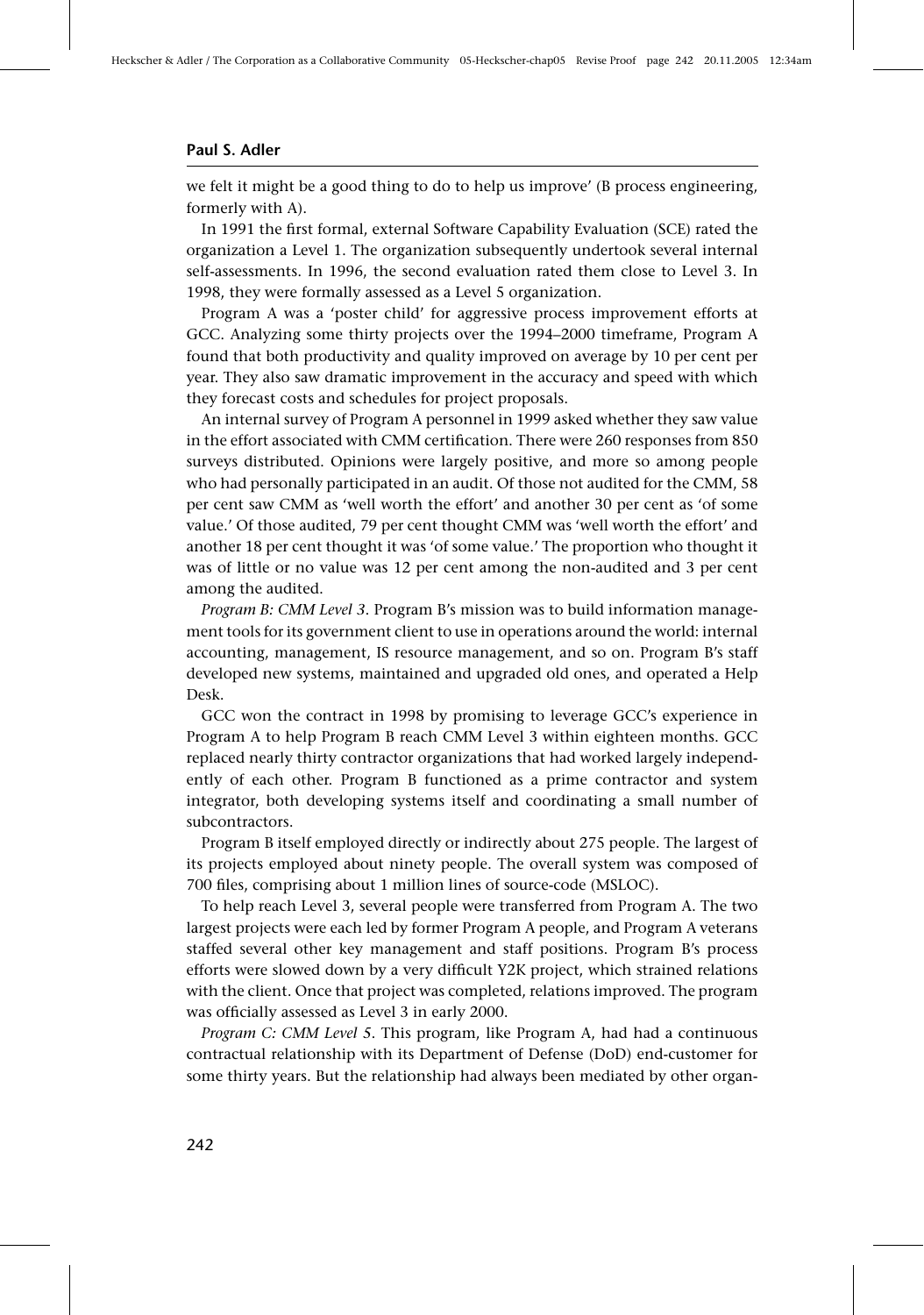we felt it might be a good thing to do to help us improve' (B process engineering, formerly with A).

In 1991 the first formal, external Software Capability Evaluation (SCE) rated the organization a Level 1. The organization subsequently undertook several internal self-assessments. In 1996, the second evaluation rated them close to Level 3. In 1998, they were formally assessed as a Level 5 organization.

Program A was a 'poster child' for aggressive process improvement efforts at GCC. Analyzing some thirty projects over the 1994–2000 timeframe, Program A found that both productivity and quality improved on average by 10 per cent per year. They also saw dramatic improvement in the accuracy and speed with which they forecast costs and schedules for project proposals.

An internal survey of Program A personnel in 1999 asked whether they saw value in the effort associated with CMM certification. There were 260 responses from 850 surveys distributed. Opinions were largely positive, and more so among people who had personally participated in an audit. Of those not audited for the CMM, 58 per cent saw CMM as 'well worth the effort' and another 30 per cent as 'of some value.' Of those audited, 79 per cent thought CMM was 'well worth the effort' and another 18 per cent thought it was 'of some value.' The proportion who thought it was of little or no value was 12 per cent among the non-audited and 3 per cent among the audited.

*Program B: CMM Level 3*. Program B's mission was to build information management tools for its government client to use in operations around the world: internal accounting, management, IS resource management, and so on. Program B's staff developed new systems, maintained and upgraded old ones, and operated a Help Desk.

GCC won the contract in 1998 by promising to leverage GCC's experience in Program A to help Program B reach CMM Level 3 within eighteen months. GCC replaced nearly thirty contractor organizations that had worked largely independently of each other. Program B functioned as a prime contractor and system integrator, both developing systems itself and coordinating a small number of subcontractors.

Program B itself employed directly or indirectly about 275 people. The largest of its projects employed about ninety people. The overall system was composed of 700 files, comprising about 1 million lines of source-code (MSLOC).

To help reach Level 3, several people were transferred from Program A. The two largest projects were each led by former Program A people, and Program A veterans staffed several other key management and staff positions. Program B's process efforts were slowed down by a very difficult Y2K project, which strained relations with the client. Once that project was completed, relations improved. The program was officially assessed as Level 3 in early 2000.

*Program C: CMM Level 5*. This program, like Program A, had had a continuous contractual relationship with its Department of Defense (DoD) end-customer for some thirty years. But the relationship had always been mediated by other organ-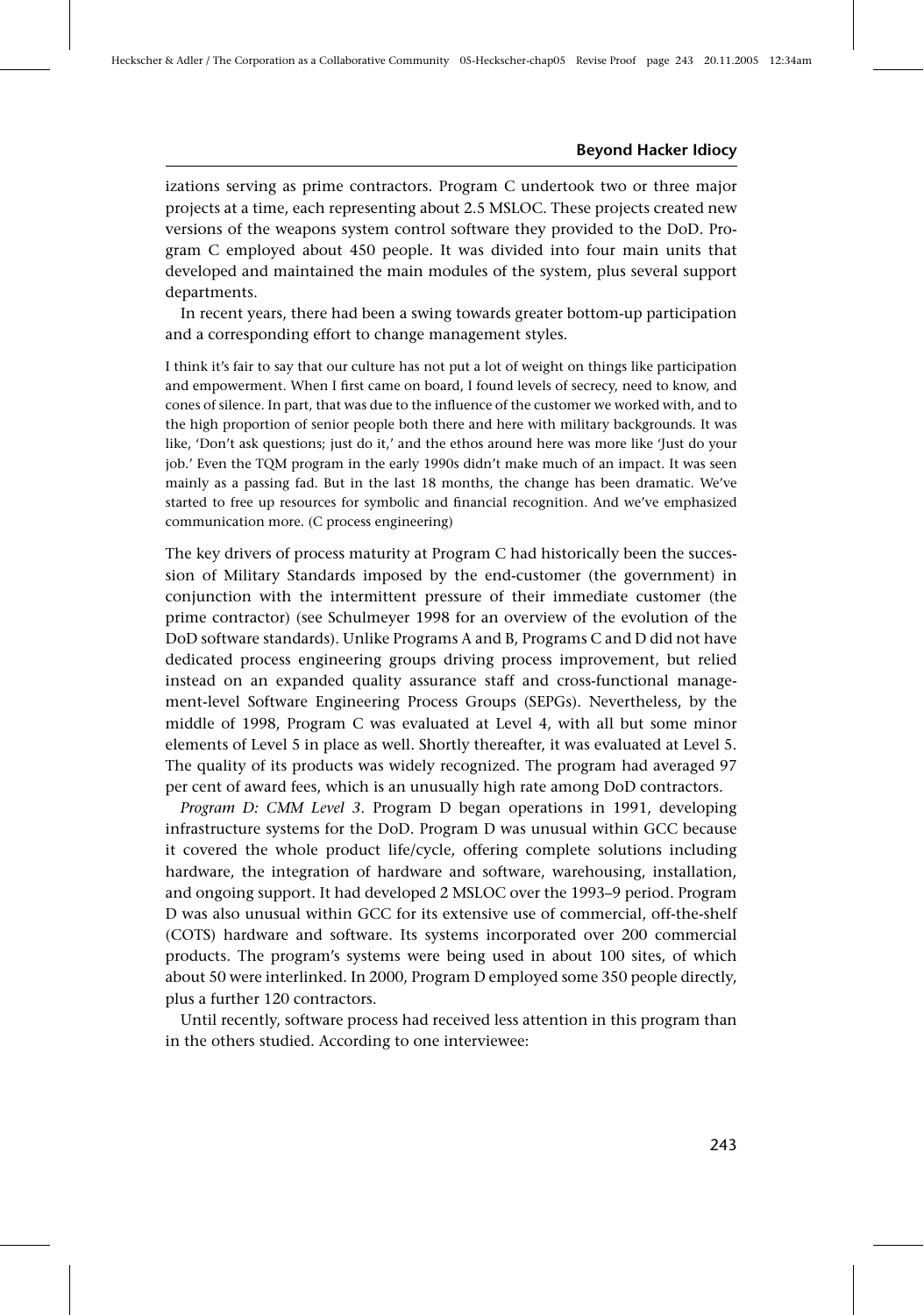izations serving as prime contractors. Program C undertook two or three major projects at a time, each representing about 2.5 MSLOC. These projects created new versions of the weapons system control software they provided to the DoD. Program C employed about 450 people. It was divided into four main units that developed and maintained the main modules of the system, plus several support departments.

In recent years, there had been a swing towards greater bottom-up participation and a corresponding effort to change management styles.

> I think it's fair to say that our culture has not put a lot of weight on things like participation and empowerment. When I first came on board, I found levels of secrecy, need to know, and cones of silence. In part, that was due to the influence of the customer we worked with, and to the high proportion of senior people both there and here with military backgrounds. It was like, 'Don't ask questions; just do it,' and the ethos around here was more like 'Just do your job.' Even the TQM program in the early 1990s didn't make much of an impact. It was seen mainly as a passing fad. But in the last 18 months, the change has been dramatic. We've started to free up resources for symbolic and financial recognition. And we've emphasized communication more. (C process engineering)

The key drivers of process maturity at Program C had historically been the succession of Military Standards imposed by the end-customer (the government) in conjunction with the intermittent pressure of their immediate customer (the prime contractor) (see Schulmeyer 1998 for an overview of the evolution of the DoD software standards). Unlike Programs A and B, Programs C and D did not have dedicated process engineering groups driving process improvement, but relied instead on an expanded quality assurance staff and cross-functional management-level Software Engineering Process Groups (SEPGs). Nevertheless, by the middle of 1998, Program C was evaluated at Level 4, with all but some minor elements of Level 5 in place as well. Shortly thereafter, it was evaluated at Level 5. The quality of its products was widely recognized. The program had averaged 97 per cent of award fees, which is an unusually high rate among DoD contractors.

*Program D: CMM Level 3*. Program D began operations in 1991, developing infrastructure systems for the DoD. Program D was unusual within GCC because it covered the whole product life/cycle, offering complete solutions including hardware, the integration of hardware and software, warehousing, installation, and ongoing support. It had developed 2 MSLOC over the 1993–9 period. Program D was also unusual within GCC for its extensive use of commercial, off-the-shelf (COTS) hardware and software. Its systems incorporated over 200 commercial products. The program's systems were being used in about 100 sites, of which about 50 were interlinked. In 2000, Program D employed some 350 people directly, plus a further 120 contractors.

Until recently, software process had received less attention in this program than in the others studied. According to one interviewee: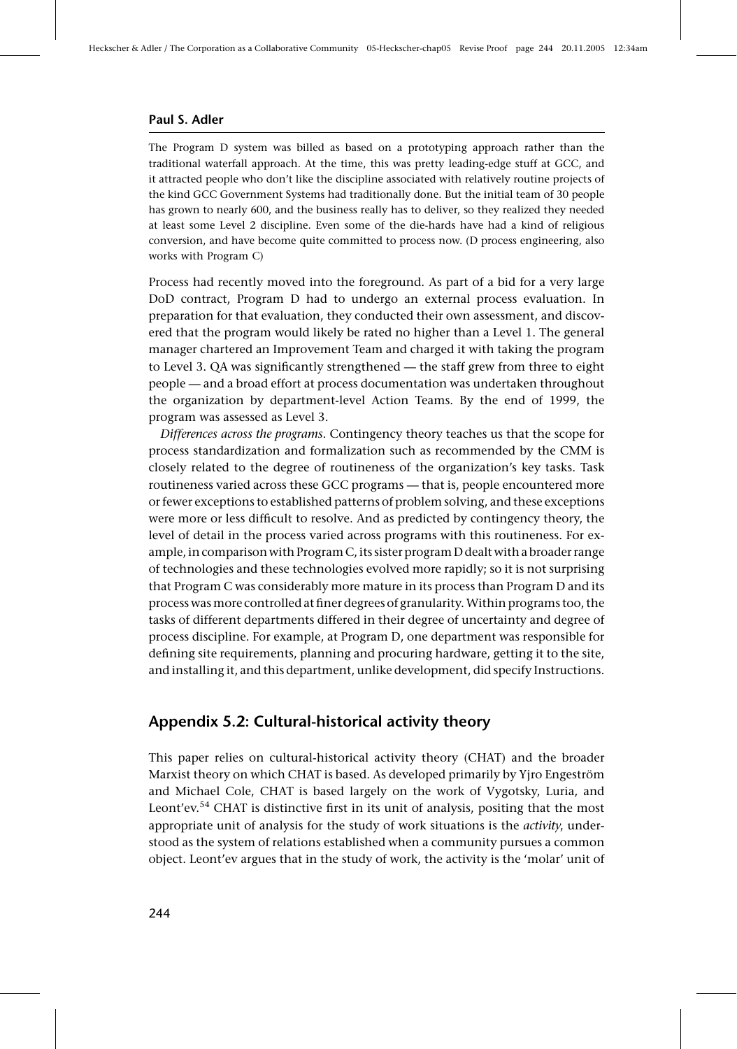The Program D system was billed as based on a prototyping approach rather than the traditional waterfall approach. At the time, this was pretty leading-edge stuff at GCC, and it attracted people who don't like the discipline associated with relatively routine projects of the kind GCC Government Systems had traditionally done. But the initial team of 30 people has grown to nearly 600, and the business really has to deliver, so they realized they needed at least some Level 2 discipline. Even some of the die-hards have had a kind of religious conversion, and have become quite committed to process now. (D process engineering, also works with Program C)

Process had recently moved into the foreground. As part of a bid for a very large DoD contract, Program D had to undergo an external process evaluation. In preparation for that evaluation, they conducted their own assessment, and discovered that the program would likely be rated no higher than a Level 1. The general manager chartered an Improvement Team and charged it with taking the program to Level 3. QA was significantly strengthened — the staff grew from three to eight people — and a broad effort at process documentation was undertaken throughout the organization by department-level Action Teams. By the end of 1999, the program was assessed as Level 3.

*Differences across the programs*. Contingency theory teaches us that the scope for process standardization and formalization such as recommended by the CMM is closely related to the degree of routineness of the organization's key tasks. Task routineness varied across these GCC programs — that is, people encountered more or fewer exceptions to established patterns of problem solving, and these exceptions were more or less difficult to resolve. And as predicted by contingency theory, the level of detail in the process varied across programs with this routineness. For example, in comparison with Program C, its sister program D dealt with a broader range of technologies and these technologies evolved more rapidly; so it is not surprising that Program C was considerably more mature in its process than Program D and its process was more controlled at finer degrees of granularity. Within programs too, the tasks of different departments differed in their degree of uncertainty and degree of process discipline. For example, at Program D, one department was responsible for defining site requirements, planning and procuring hardware, getting it to the site, and installing it, and this department, unlike development, did specify Instructions.

## Appendix 5.2: Cultural-historical activity theory

This paper relies on cultural-historical activity theory (CHAT) and the broader Marxist theory on which CHAT is based. As developed primarily by Yjro Engeström and Michael Cole, CHAT is based largely on the work of Vygotsky, Luria, and Leont'ev.[54] CHAT is distinctive first in its unit of analysis, positing that the most appropriate unit of analysis for the study of work situations is the *activity*, understood as the system of relations established when a community pursues a common object. Leont'ev argues that in the study of work, the activity is the 'molar' unit of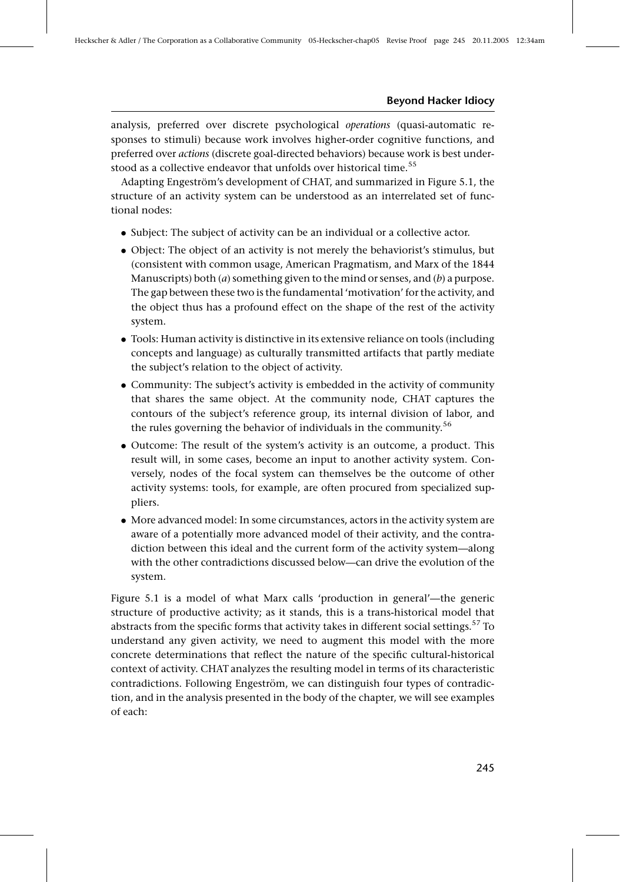analysis, preferred over discrete psychological *operations* (quasi-automatic responses to stimuli) because work involves higher-order cognitive functions, and preferred over *actions* (discrete goal-directed behaviors) because work is best understood as a collective endeavor that unfolds over historical time.[55]

Adapting Engeström's development of CHAT, and summarized in Figure 5.1, the structure of an activity system can be understood as an interrelated set of functional nodes:

- Subject: The subject of activity can be an individual or a collective actor.
- Object: The object of an activity is not merely the behaviorist's stimulus, but (consistent with common usage, American Pragmatism, and Marx of the 1844 Manuscripts) both (*a*) something given to the mind or senses, and (*b*) a purpose. The gap between these two is the fundamental 'motivation' for the activity, and the object thus has a profound effect on the shape of the rest of the activity system.
- Tools: Human activity is distinctive in its extensive reliance on tools (including concepts and language) as culturally transmitted artifacts that partly mediate the subject's relation to the object of activity.
- Community: The subject's activity is embedded in the activity of community that shares the same object. At the community node, CHAT captures the contours of the subject's reference group, its internal division of labor, and the rules governing the behavior of individuals in the community.[56]
- Outcome: The result of the system's activity is an outcome, a product. This result will, in some cases, become an input to another activity system. Conversely, nodes of the focal system can themselves be the outcome of other activity systems: tools, for example, are often procured from specialized suppliers.
- More advanced model: In some circumstances, actors in the activity system are aware of a potentially more advanced model of their activity, and the contradiction between this ideal and the current form of the activity system—along with the other contradictions discussed below—can drive the evolution of the system.

Figure 5.1 is a model of what Marx calls 'production in general'—the generic structure of productive activity; as it stands, this is a trans-historical model that abstracts from the specific forms that activity takes in different social settings.[57] To understand any given activity, we need to augment this model with the more concrete determinations that reflect the nature of the specific cultural-historical context of activity. CHAT analyzes the resulting model in terms of its characteristic contradictions. Following Engeström, we can distinguish four types of contradiction, and in the analysis presented in the body of the chapter, we will see examples of each: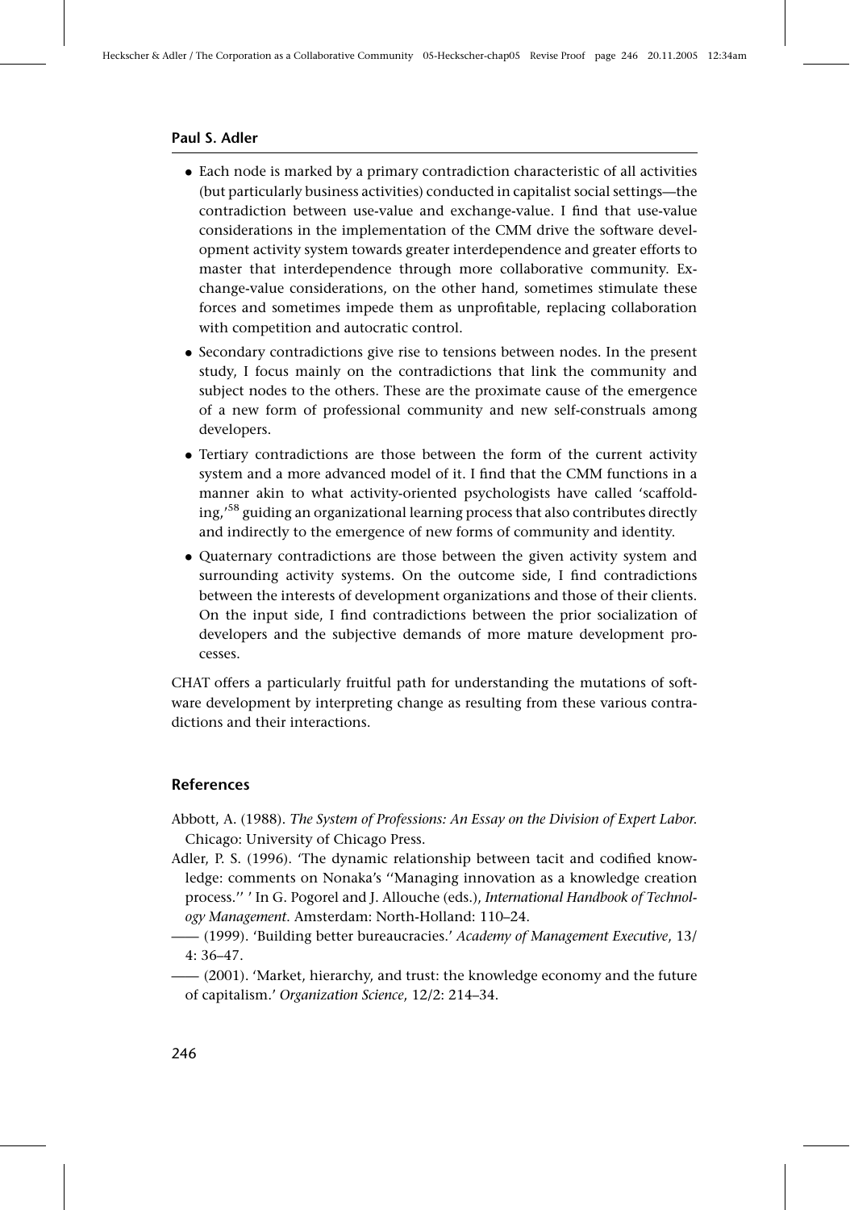- Each node is marked by a primary contradiction characteristic of all activities (but particularly business activities) conducted in capitalist social settings—the contradiction between use-value and exchange-value. I find that use-value considerations in the implementation of the CMM drive the software development activity system towards greater interdependence and greater efforts to master that interdependence through more collaborative community. Exchange-value considerations, on the other hand, sometimes stimulate these forces and sometimes impede them as unprofitable, replacing collaboration with competition and autocratic control.
- Secondary contradictions give rise to tensions between nodes. In the present study, I focus mainly on the contradictions that link the community and subject nodes to the others. These are the proximate cause of the emergence of a new form of professional community and new self-construals among developers.
- Tertiary contradictions are those between the form of the current activity system and a more advanced model of it. I find that the CMM functions in a manner akin to what activity-oriented psychologists have called 'scaffolding,'[58] guiding an organizational learning process that also contributes directly and indirectly to the emergence of new forms of community and identity.
- Quaternary contradictions are those between the given activity system and surrounding activity systems. On the outcome side, I find contradictions between the interests of development organizations and those of their clients. On the input side, I find contradictions between the prior socialization of developers and the subjective demands of more mature development processes.

CHAT offers a particularly fruitful path for understanding the mutations of software development by interpreting change as resulting from these various contradictions and their interactions.

## References

Abbott, A. (1988). *The System of Professions: An Essay on the Division of Expert Labor.* Chicago: University of Chicago Press.

Adler, P. S. (1996). 'The dynamic relationship between tacit and codified knowledge: comments on Nonaka's ''Managing innovation as a knowledge creation process.'' ' In G. Pogorel and J. Allouche (eds.), *International Handbook of Technology Management*. Amsterdam: North-Holland: 110–24.

—— (1999). 'Building better bureaucracies.' *Academy of Management Executive*, 13/4: 36–47.

—— (2001). 'Market, hierarchy, and trust: the knowledge economy and the future of capitalism.' *Organization Science*, 12/2: 214–34.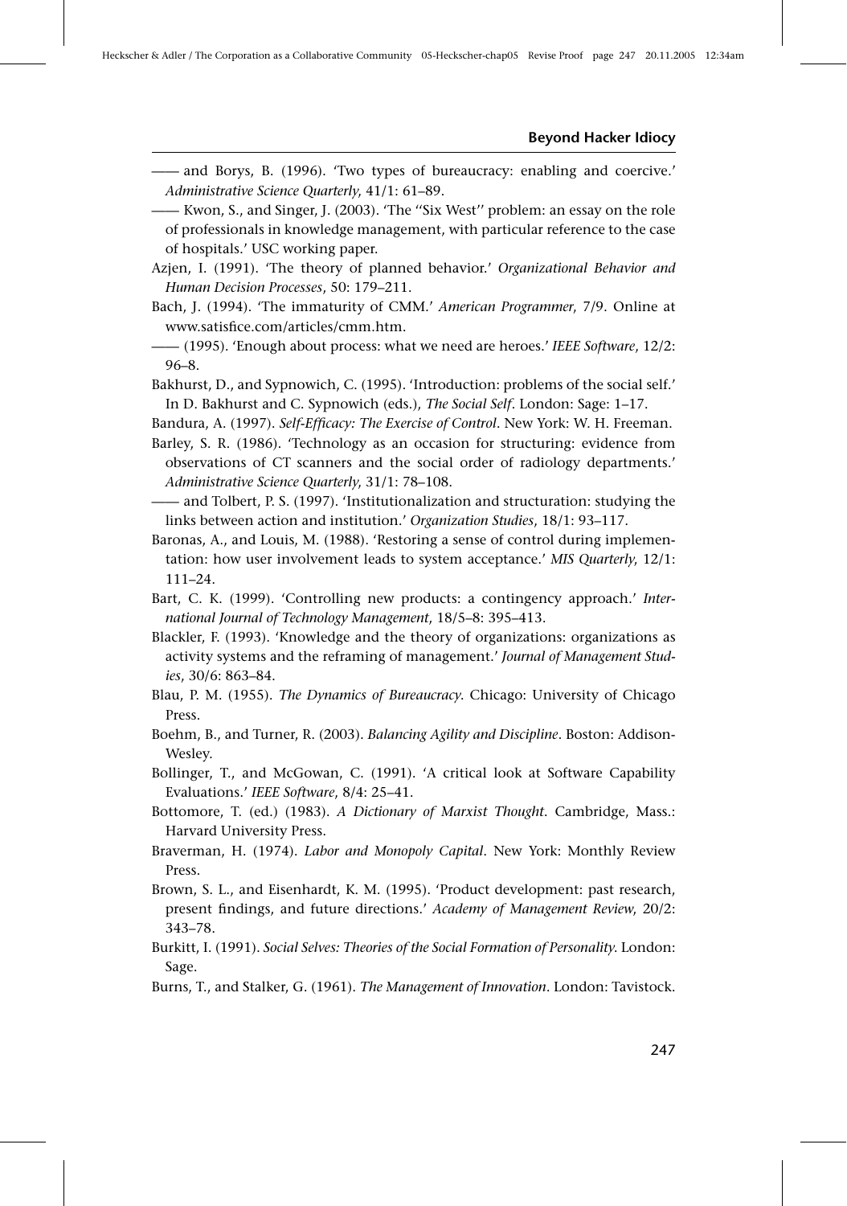—— and Borys, B. (1996). 'Two types of bureaucracy: enabling and coercive.' *Administrative Science Quarterly*, 41/1: 61–89.

—— Kwon, S., and Singer, J. (2003). 'The ''Six West'' problem: an essay on the role of professionals in knowledge management, with particular reference to the case of hospitals.' USC working paper.

Azjen, I. (1991). 'The theory of planned behavior.' *Organizational Behavior and Human Decision Processes*, 50: 179–211.

Bach, J. (1994). 'The immaturity of CMM.' *American Programmer*, 7/9. Online at www.satisfice.com/articles/cmm.htm.

—— (1995). 'Enough about process: what we need are heroes.' *IEEE Software*, 12/2: 96–8.

Bakhurst, D., and Sypnowich, C. (1995). 'Introduction: problems of the social self.' In D. Bakhurst and C. Sypnowich (eds.), *The Social Self*. London: Sage: 1–17.

Bandura, A. (1997). *Self-Efficacy: The Exercise of Control*. New York: W. H. Freeman.

Barley, S. R. (1986). 'Technology as an occasion for structuring: evidence from observations of CT scanners and the social order of radiology departments.' *Administrative Science Quarterly*, 31/1: 78–108.

—— and Tolbert, P. S. (1997). 'Institutionalization and structuration: studying the links between action and institution.' *Organization Studies*, 18/1: 93–117.

Baronas, A., and Louis, M. (1988). 'Restoring a sense of control during implementation: how user involvement leads to system acceptance.' *MIS Quarterly*, 12/1: 111–24.

Bart, C. K. (1999). 'Controlling new products: a contingency approach.' *International Journal of Technology Management*, 18/5–8: 395–413.

Blackler, F. (1993). 'Knowledge and the theory of organizations: organizations as activity systems and the reframing of management.' *Journal of Management Studies*, 30/6: 863–84.

Blau, P. M. (1955). *The Dynamics of Bureaucracy*. Chicago: University of Chicago Press.

Boehm, B., and Turner, R. (2003). *Balancing Agility and Discipline*. Boston: Addison-Wesley.

Bollinger, T., and McGowan, C. (1991). 'A critical look at Software Capability Evaluations.' *IEEE Software*, 8/4: 25–41.

Bottomore, T. (ed.) (1983). *A Dictionary of Marxist Thought*. Cambridge, Mass.: Harvard University Press.

Braverman, H. (1974). *Labor and Monopoly Capital*. New York: Monthly Review Press.

Brown, S. L., and Eisenhardt, K. M. (1995). 'Product development: past research, present findings, and future directions.' *Academy of Management Review*, 20/2: 343–78.

Burkitt, I. (1991). *Social Selves: Theories of the Social Formation of Personality*. London: Sage.

Burns, T., and Stalker, G. (1961). *The Management of Innovation*. London: Tavistock.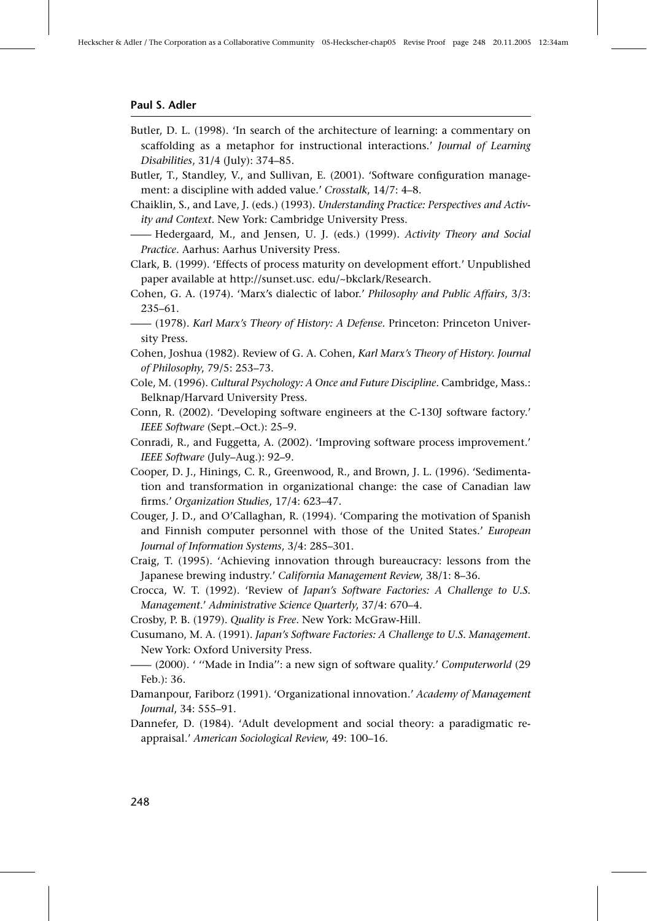Butler, D. L. (1998). 'In search of the architecture of learning: a commentary on scaffolding as a metaphor for instructional interactions.' *Journal of Learning Disabilities*, 31/4 (July): 374–85.

Butler, T., Standley, V., and Sullivan, E. (2001). 'Software configuration management: a discipline with added value.' *Crosstalk*, 14/7: 4–8.

Chaiklin, S., and Lave, J. (eds.) (1993). *Understanding Practice: Perspectives and Activity and Context*. New York: Cambridge University Press.

—— Hedergaard, M., and Jensen, U. J. (eds.) (1999). *Activity Theory and Social Practice*. Aarhus: Aarhus University Press.

Clark, B. (1999). 'Effects of process maturity on development effort.' Unpublished paper available at http://sunset.usc. edu/~bkclark/Research.

Cohen, G. A. (1974). 'Marx's dialectic of labor.' *Philosophy and Public Affairs*, 3/3: 235–61.

—— (1978). *Karl Marx's Theory of History: A Defense*. Princeton: Princeton University Press.

Cohen, Joshua (1982). Review of G. A. Cohen, *Karl Marx's Theory of History. Journal of Philosophy*, 79/5: 253–73.

Cole, M. (1996). *Cultural Psychology: A Once and Future Discipline*. Cambridge, Mass.: Belknap/Harvard University Press.

Conn, R. (2002). 'Developing software engineers at the C-130J software factory.' *IEEE Software* (Sept.–Oct.): 25–9.

Conradi, R., and Fuggetta, A. (2002). 'Improving software process improvement.' *IEEE Software* (July–Aug.): 92–9.

Cooper, D. J., Hinings, C. R., Greenwood, R., and Brown, J. L. (1996). 'Sedimentation and transformation in organizational change: the case of Canadian law firms.' *Organization Studies*, 17/4: 623–47.

Couger, J. D., and O'Callaghan, R. (1994). 'Comparing the motivation of Spanish and Finnish computer personnel with those of the United States.' *European Journal of Information Systems*, 3/4: 285–301.

Craig, T. (1995). 'Achieving innovation through bureaucracy: lessons from the Japanese brewing industry.' *California Management Review*, 38/1: 8–36.

Crocca, W. T. (1992). 'Review of *Japan's Software Factories: A Challenge to U.S. Management*.' *Administrative Science Quarterly*, 37/4: 670–4.

Crosby, P. B. (1979). *Quality is Free*. New York: McGraw-Hill.

Cusumano, M. A. (1991). *Japan's Software Factories: A Challenge to U.S. Management*. New York: Oxford University Press.

—— (2000). ' "Made in India": a new sign of software quality.' *Computerworld* (29 Feb.): 36.

Damanpour, Fariborz (1991). 'Organizational innovation.' *Academy of Management Journal*, 34: 555–91.

Dannefer, D. (1984). 'Adult development and social theory: a paradigmatic reappraisal.' *American Sociological Review*, 49: 100–16.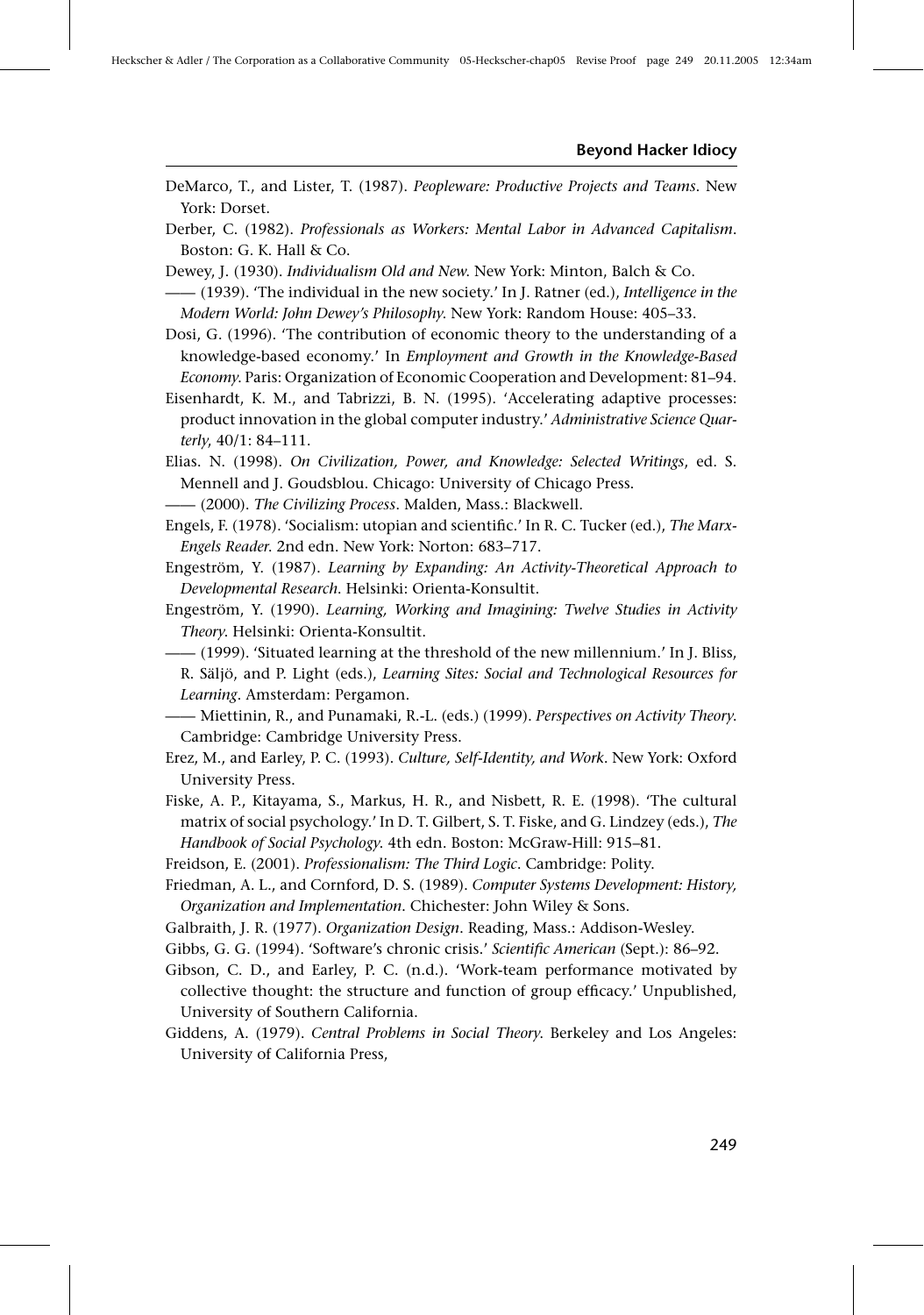DeMarco, T., and Lister, T. (1987). *Peopleware: Productive Projects and Teams*. New York: Dorset.

Derber, C. (1982). *Professionals as Workers: Mental Labor in Advanced Capitalism*. Boston: G. K. Hall & Co.

Dewey, J. (1930). *Individualism Old and New*. New York: Minton, Balch & Co.

—— (1939). 'The individual in the new society.' In J. Ratner (ed.), *Intelligence in the Modern World: John Dewey's Philosophy*. New York: Random House: 405–33.

Dosi, G. (1996). 'The contribution of economic theory to the understanding of a knowledge-based economy.' In *Employment and Growth in the Knowledge-Based Economy*. Paris: Organization of Economic Cooperation and Development: 81–94.

Eisenhardt, K. M., and Tabrizzi, B. N. (1995). 'Accelerating adaptive processes: product innovation in the global computer industry.' *Administrative Science Quarterly*, 40/1: 84–111.

Elias. N. (1998). *On Civilization, Power, and Knowledge: Selected Writings*, ed. S. Mennell and J. Goudsblou. Chicago: University of Chicago Press.

—— (2000). *The Civilizing Process*. Malden, Mass.: Blackwell.

Engels, F. (1978). 'Socialism: utopian and scientific.' In R. C. Tucker (ed.), *The Marx-Engels Reader*. 2nd edn. New York: Norton: 683–717.

Engeström, Y. (1987). *Learning by Expanding: An Activity-Theoretical Approach to Developmental Research*. Helsinki: Orienta-Konsultit.

Engeström, Y. (1990). *Learning, Working and Imagining: Twelve Studies in Activity Theory*. Helsinki: Orienta-Konsultit.

—— (1999). 'Situated learning at the threshold of the new millennium.' In J. Bliss, R. Säljö, and P. Light (eds.), *Learning Sites: Social and Technological Resources for Learning*. Amsterdam: Pergamon.

—— Miettinin, R., and Punamaki, R.-L. (eds.) (1999). *Perspectives on Activity Theory*. Cambridge: Cambridge University Press.

Erez, M., and Earley, P. C. (1993). *Culture, Self-Identity, and Work*. New York: Oxford University Press.

Fiske, A. P., Kitayama, S., Markus, H. R., and Nisbett, R. E. (1998). 'The cultural matrix of social psychology.' In D. T. Gilbert, S. T. Fiske, and G. Lindzey (eds.), *The Handbook of Social Psychology*. 4th edn. Boston: McGraw-Hill: 915–81.

Freidson, E. (2001). *Professionalism: The Third Logic*. Cambridge: Polity.

Friedman, A. L., and Cornford, D. S. (1989). *Computer Systems Development: History, Organization and Implementation*. Chichester: John Wiley & Sons.

Galbraith, J. R. (1977). *Organization Design*. Reading, Mass.: Addison-Wesley.

Gibbs, G. G. (1994). 'Software's chronic crisis.' *Scientific American* (Sept.): 86–92.

Gibson, C. D., and Earley, P. C. (n.d.). 'Work-team performance motivated by collective thought: the structure and function of group efficacy.' Unpublished, University of Southern California.

Giddens, A. (1979). *Central Problems in Social Theory*. Berkeley and Los Angeles: University of California Press,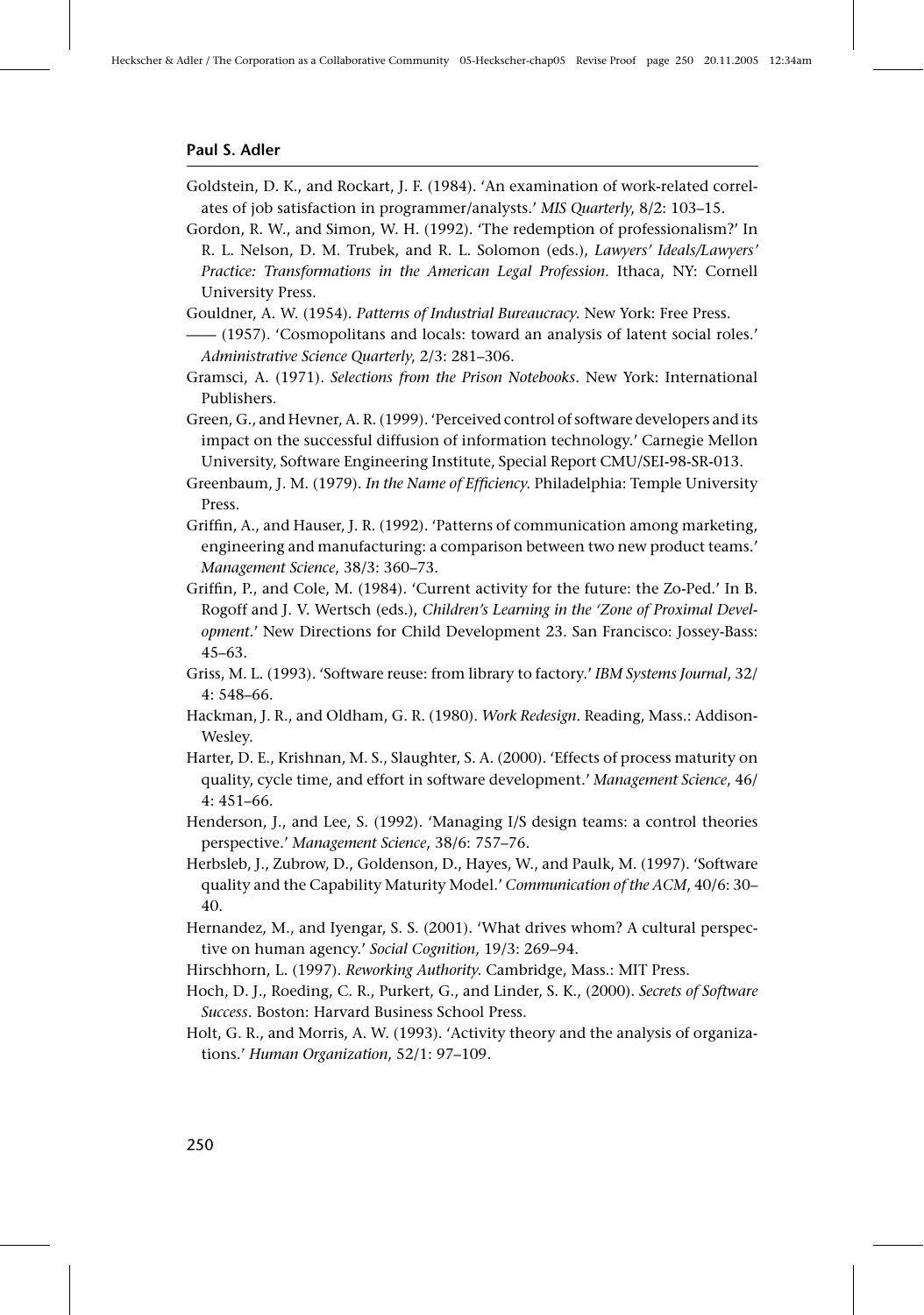Goldstein, D. K., and Rockart, J. F. (1984). 'An examination of work-related correlates of job satisfaction in programmer/analysts.' *MIS Quarterly*, 8/2: 103–15.

Gordon, R. W., and Simon, W. H. (1992). 'The redemption of professionalism?' In R. L. Nelson, D. M. Trubek, and R. L. Solomon (eds.), *Lawyers' Ideals/Lawyers' Practice: Transformations in the American Legal Profession*. Ithaca, NY: Cornell University Press.

Gouldner, A. W. (1954). *Patterns of Industrial Bureaucracy*. New York: Free Press.

—— (1957). 'Cosmopolitans and locals: toward an analysis of latent social roles.' *Administrative Science Quarterly*, 2/3: 281–306.

Gramsci, A. (1971). *Selections from the Prison Notebooks*. New York: International Publishers.

Green, G., and Hevner, A. R. (1999). 'Perceived control of software developers and its impact on the successful diffusion of information technology.' Carnegie Mellon University, Software Engineering Institute, Special Report CMU/SEI-98-SR-013.

Greenbaum, J. M. (1979). *In the Name of Efficiency*. Philadelphia: Temple University Press.

Griffin, A., and Hauser, J. R. (1992). 'Patterns of communication among marketing, engineering and manufacturing: a comparison between two new product teams.' *Management Science*, 38/3: 360–73.

Griffin, P., and Cole, M. (1984). 'Current activity for the future: the Zo-Ped.' In B. Rogoff and J. V. Wertsch (eds.), *Children's Learning in the 'Zone of Proximal Development*.' New Directions for Child Development 23. San Francisco: Jossey-Bass: 45–63.

Griss, M. L. (1993). 'Software reuse: from library to factory.' *IBM Systems Journal*, 32/4: 548–66.

Hackman, J. R., and Oldham, G. R. (1980). *Work Redesign*. Reading, Mass.: Addison-Wesley.

Harter, D. E., Krishnan, M. S., Slaughter, S. A. (2000). 'Effects of process maturity on quality, cycle time, and effort in software development.' *Management Science*, 46/4: 451–66.

Henderson, J., and Lee, S. (1992). 'Managing I/S design teams: a control theories perspective.' *Management Science*, 38/6: 757–76.

Herbsleb, J., Zubrow, D., Goldenson, D., Hayes, W., and Paulk, M. (1997). 'Software quality and the Capability Maturity Model.' *Communication of the ACM*, 40/6: 30–40.

Hernandez, M., and Iyengar, S. S. (2001). 'What drives whom? A cultural perspective on human agency.' *Social Cognition*, 19/3: 269–94.

Hirschhorn, L. (1997). *Reworking Authority*. Cambridge, Mass.: MIT Press.

Hoch, D. J., Roeding, C. R., Purkert, G., and Linder, S. K., (2000). *Secrets of Software Success*. Boston: Harvard Business School Press.

Holt, G. R., and Morris, A. W. (1993). 'Activity theory and the analysis of organizations.' *Human Organization*, 52/1: 97–109.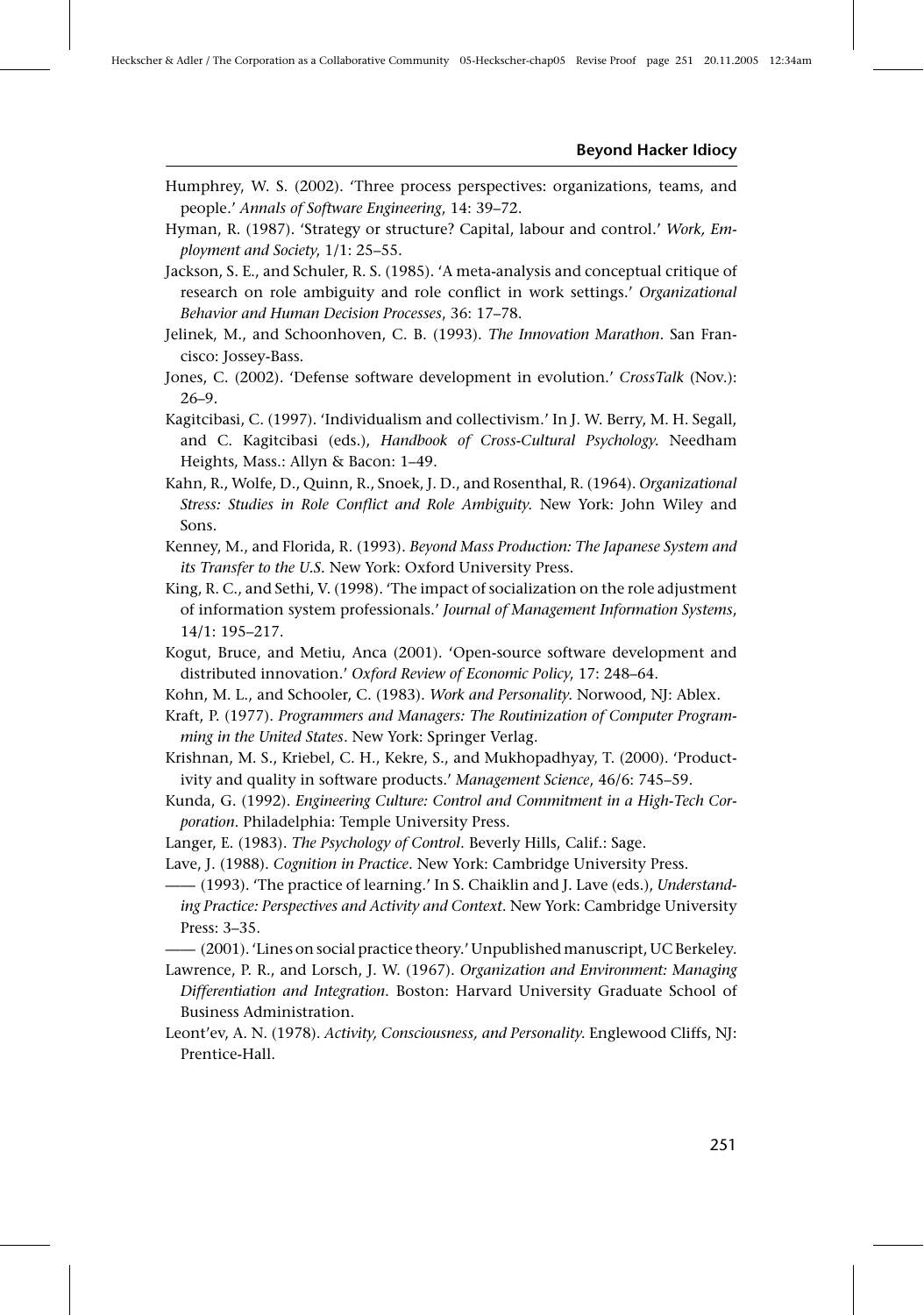Humphrey, W. S. (2002). 'Three process perspectives: organizations, teams, and people.' *Annals of Software Engineering*, 14: 39–72.

Hyman, R. (1987). 'Strategy or structure? Capital, labour and control.' *Work, Employment and Society*, 1/1: 25–55.

Jackson, S. E., and Schuler, R. S. (1985). 'A meta-analysis and conceptual critique of research on role ambiguity and role conflict in work settings.' *Organizational Behavior and Human Decision Processes*, 36: 17–78.

Jelinek, M., and Schoonhoven, C. B. (1993). *The Innovation Marathon*. San Francisco: Jossey-Bass.

Jones, C. (2002). 'Defense software development in evolution.' *CrossTalk* (Nov.): 26–9.

Kagitcibasi, C. (1997). 'Individualism and collectivism.' In J. W. Berry, M. H. Segall, and C. Kagitcibasi (eds.), *Handbook of Cross-Cultural Psychology*. Needham Heights, Mass.: Allyn & Bacon: 1–49.

Kahn, R., Wolfe, D., Quinn, R., Snoek, J. D., and Rosenthal, R. (1964). *Organizational Stress: Studies in Role Conflict and Role Ambiguity*. New York: John Wiley and Sons.

Kenney, M., and Florida, R. (1993). *Beyond Mass Production: The Japanese System and its Transfer to the U.S.* New York: Oxford University Press.

King, R. C., and Sethi, V. (1998). 'The impact of socialization on the role adjustment of information system professionals.' *Journal of Management Information Systems*, 14/1: 195–217.

Kogut, Bruce, and Metiu, Anca (2001). 'Open-source software development and distributed innovation.' *Oxford Review of Economic Policy*, 17: 248–64.

Kohn, M. L., and Schooler, C. (1983). *Work and Personality*. Norwood, NJ: Ablex.

Kraft, P. (1977). *Programmers and Managers: The Routinization of Computer Programming in the United States*. New York: Springer Verlag.

Krishnan, M. S., Kriebel, C. H., Kekre, S., and Mukhopadhyay, T. (2000). 'Productivity and quality in software products.' *Management Science*, 46/6: 745–59.

Kunda, G. (1992). *Engineering Culture: Control and Commitment in a High-Tech Corporation*. Philadelphia: Temple University Press.

Langer, E. (1983). *The Psychology of Control*. Beverly Hills, Calif.: Sage.

Lave, J. (1988). *Cognition in Practice*. New York: Cambridge University Press.

—— (1993). 'The practice of learning.' In S. Chaiklin and J. Lave (eds.), *Understanding Practice: Perspectives and Activity and Context*. New York: Cambridge University Press: 3–35.

—— (2001). 'Lines on social practice theory.' Unpublished manuscript, UC Berkeley.

Lawrence, P. R., and Lorsch, J. W. (1967). *Organization and Environment: Managing Differentiation and Integration*. Boston: Harvard University Graduate School of Business Administration.

Leont'ev, A. N. (1978). *Activity, Consciousness, and Personality*. Englewood Cliffs, NJ: Prentice-Hall.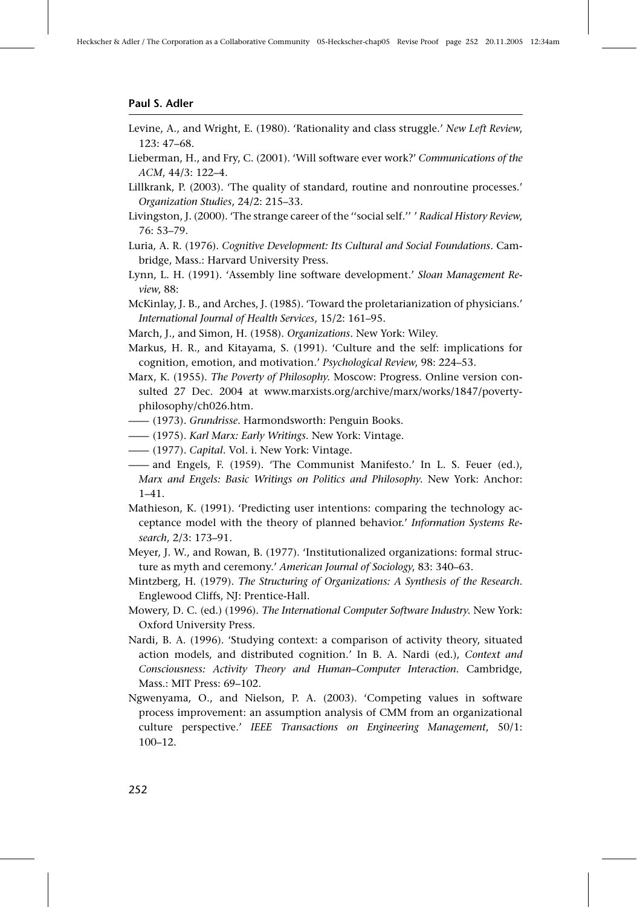Levine, A., and Wright, E. (1980). 'Rationality and class struggle.' *New Left Review*, 123: 47–68.

Lieberman, H., and Fry, C. (2001). 'Will software ever work?' *Communications of the ACM*, 44/3: 122–4.

Lillkrank, P. (2003). 'The quality of standard, routine and nonroutine processes.' *Organization Studies*, 24/2: 215–33.

Livingston, J. (2000). 'The strange career of the ''social self.'' ' *Radical History Review*, 76: 53–79.

Luria, A. R. (1976). *Cognitive Development: Its Cultural and Social Foundations*. Cambridge, Mass.: Harvard University Press.

Lynn, L. H. (1991). 'Assembly line software development.' *Sloan Management Review*, 88:

McKinlay, J. B., and Arches, J. (1985). 'Toward the proletarianization of physicians.' *International Journal of Health Services*, 15/2: 161–95.

March, J., and Simon, H. (1958). *Organizations*. New York: Wiley.

Markus, H. R., and Kitayama, S. (1991). 'Culture and the self: implications for cognition, emotion, and motivation.' *Psychological Review*, 98: 224–53.

Marx, K. (1955). *The Poverty of Philosophy*. Moscow: Progress. Online version consulted 27 Dec. 2004 at www.marxists.org/archive/marx/works/1847/poverty-philosophy/ch026.htm.

—— (1973). *Grundrisse*. Harmondsworth: Penguin Books.

—— (1975). *Karl Marx: Early Writings*. New York: Vintage.

—— (1977). *Capital*. Vol. i. New York: Vintage.

—— and Engels, F. (1959). 'The Communist Manifesto.' In L. S. Feuer (ed.), *Marx and Engels: Basic Writings on Politics and Philosophy*. New York: Anchor: 1–41.

Mathieson, K. (1991). 'Predicting user intentions: comparing the technology acceptance model with the theory of planned behavior.' *Information Systems Research*, 2/3: 173–91.

Meyer, J. W., and Rowan, B. (1977). 'Institutionalized organizations: formal structure as myth and ceremony.' *American Journal of Sociology*, 83: 340–63.

Mintzberg, H. (1979). *The Structuring of Organizations: A Synthesis of the Research*. Englewood Cliffs, NJ: Prentice-Hall.

Mowery, D. C. (ed.) (1996). *The International Computer Software Industry*. New York: Oxford University Press.

Nardi, B. A. (1996). 'Studying context: a comparison of activity theory, situated action models, and distributed cognition.' In B. A. Nardi (ed.), *Context and Consciousness: Activity Theory and Human–Computer Interaction*. Cambridge, Mass.: MIT Press: 69–102.

Ngwenyama, O., and Nielson, P. A. (2003). 'Competing values in software process improvement: an assumption analysis of CMM from an organizational culture perspective.' *IEEE Transactions on Engineering Management*, 50/1: 100–12.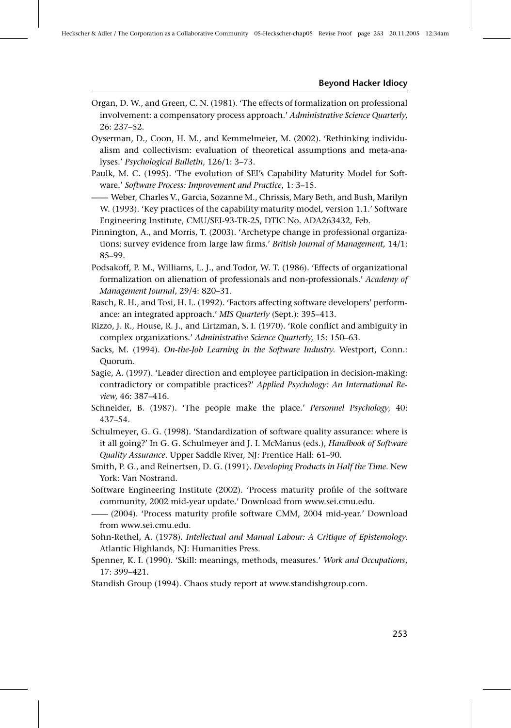Organ, D. W., and Green, C. N. (1981). 'The effects of formalization on professional involvement: a compensatory process approach.' *Administrative Science Quarterly*, 26: 237–52.

Oyserman, D., Coon, H. M., and Kemmelmeier, M. (2002). 'Rethinking individualism and collectivism: evaluation of theoretical assumptions and meta-analyses.' *Psychological Bulletin*, 126/1: 3–73.

Paulk, M. C. (1995). 'The evolution of SEI's Capability Maturity Model for Software.' *Software Process: Improvement and Practice*, 1: 3–15.

—— Weber, Charles V., Garcia, Sozanne M., Chrissis, Mary Beth, and Bush, Marilyn W. (1993). 'Key practices of the capability maturity model, version 1.1.' Software Engineering Institute, CMU/SEI-93-TR-25, DTIC No. ADA263432, Feb.

Pinnington, A., and Morris, T. (2003). 'Archetype change in professional organizations: survey evidence from large law firms.' *British Journal of Management*, 14/1: 85–99.

Podsakoff, P. M., Williams, L. J., and Todor, W. T. (1986). 'Effects of organizational formalization on alienation of professionals and non-professionals.' *Academy of Management Journal*, 29/4: 820–31.

Rasch, R. H., and Tosi, H. L. (1992). 'Factors affecting software developers' performance: an integrated approach.' *MIS Quarterly* (Sept.): 395–413.

Rizzo, J. R., House, R. J., and Lirtzman, S. I. (1970). 'Role conflict and ambiguity in complex organizations.' *Administrative Science Quarterly*, 15: 150–63.

Sacks, M. (1994). *On-the-Job Learning in the Software Industry*. Westport, Conn.: Quorum.

Sagie, A. (1997). 'Leader direction and employee participation in decision-making: contradictory or compatible practices?' *Applied Psychology: An International Review*, 46: 387–416.

Schneider, B. (1987). 'The people make the place.' *Personnel Psychology*, 40: 437–54.

Schulmeyer, G. G. (1998). 'Standardization of software quality assurance: where is it all going?' In G. G. Schulmeyer and J. I. McManus (eds.), *Handbook of Software Quality Assurance*. Upper Saddle River, NJ: Prentice Hall: 61–90.

Smith, P. G., and Reinertsen, D. G. (1991). *Developing Products in Half the Time*. New York: Van Nostrand.

Software Engineering Institute (2002). 'Process maturity profile of the software community, 2002 mid-year update.' Download from www.sei.cmu.edu.

—— (2004). 'Process maturity profile software CMM, 2004 mid-year.' Download from www.sei.cmu.edu.

Sohn-Rethel, A. (1978). *Intellectual and Manual Labour: A Critique of Epistemology*. Atlantic Highlands, NJ: Humanities Press.

Spenner, K. I. (1990). 'Skill: meanings, methods, measures.' *Work and Occupations*, 17: 399–421.

Standish Group (1994). Chaos study report at www.standishgroup.com.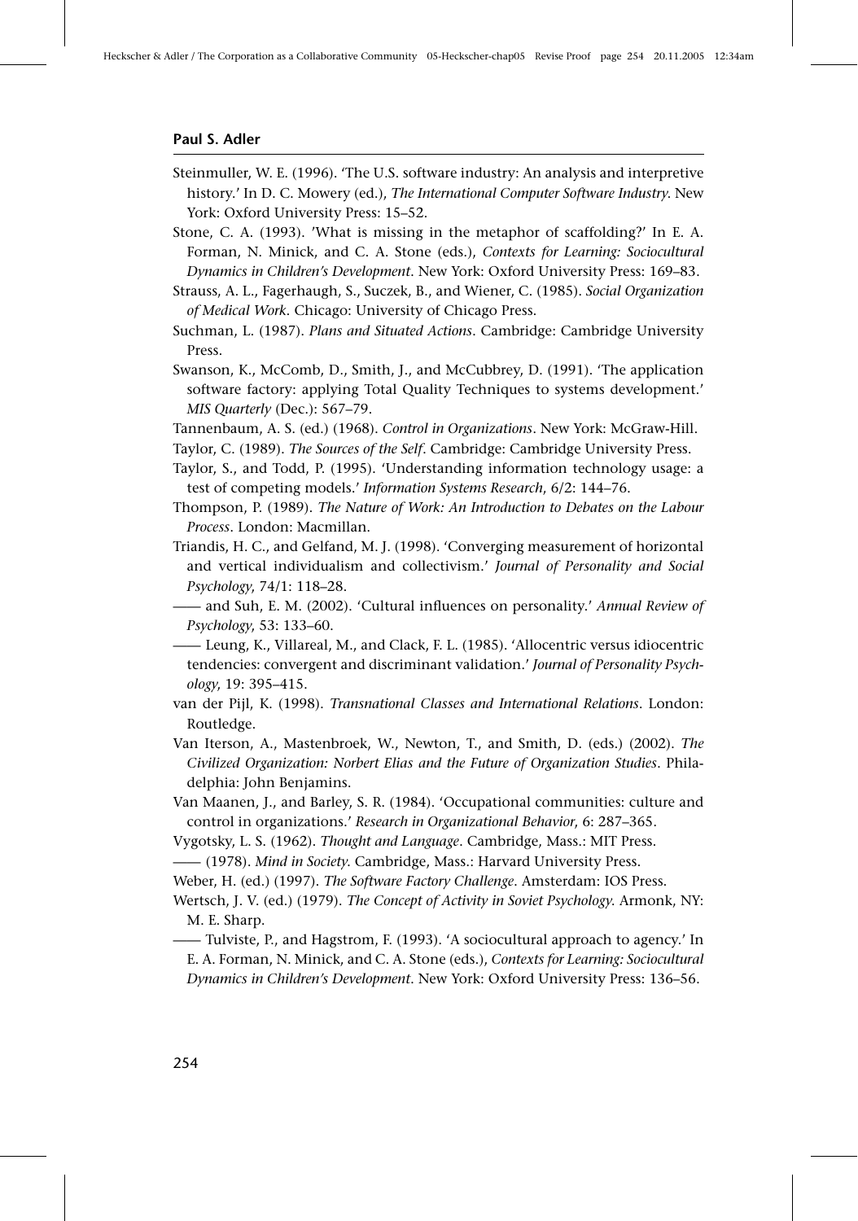Steinmuller, W. E. (1996). 'The U.S. software industry: An analysis and interpretive history.' In D. C. Mowery (ed.), *The International Computer Software Industry*. New York: Oxford University Press: 15–52.

Stone, C. A. (1993). 'What is missing in the metaphor of scaffolding?' In E. A. Forman, N. Minick, and C. A. Stone (eds.), *Contexts for Learning: Sociocultural Dynamics in Children's Development*. New York: Oxford University Press: 169–83.

Strauss, A. L., Fagerhaugh, S., Suczek, B., and Wiener, C. (1985). *Social Organization of Medical Work*. Chicago: University of Chicago Press.

Suchman, L. (1987). *Plans and Situated Actions*. Cambridge: Cambridge University Press.

Swanson, K., McComb, D., Smith, J., and McCubbrey, D. (1991). 'The application software factory: applying Total Quality Techniques to systems development.' *MIS Quarterly* (Dec.): 567–79.

Tannenbaum, A. S. (ed.) (1968). *Control in Organizations*. New York: McGraw-Hill.

Taylor, C. (1989). *The Sources of the Self*. Cambridge: Cambridge University Press.

Taylor, S., and Todd, P. (1995). 'Understanding information technology usage: a test of competing models.' *Information Systems Research*, 6/2: 144–76.

Thompson, P. (1989). *The Nature of Work: An Introduction to Debates on the Labour Process*. London: Macmillan.

Triandis, H. C., and Gelfand, M. J. (1998). 'Converging measurement of horizontal and vertical individualism and collectivism.' *Journal of Personality and Social Psychology*, 74/1: 118–28.

—— and Suh, E. M. (2002). 'Cultural influences on personality.' *Annual Review of Psychology*, 53: 133–60.

—— Leung, K., Villareal, M., and Clack, F. L. (1985). 'Allocentric versus idiocentric tendencies: convergent and discriminant validation.' *Journal of Personality Psychology*, 19: 395–415.

van der Pijl, K. (1998). *Transnational Classes and International Relations*. London: Routledge.

Van Iterson, A., Mastenbroek, W., Newton, T., and Smith, D. (eds.) (2002). *The Civilized Organization: Norbert Elias and the Future of Organization Studies*. Philadelphia: John Benjamins.

Van Maanen, J., and Barley, S. R. (1984). 'Occupational communities: culture and control in organizations.' *Research in Organizational Behavior*, 6: 287–365.

Vygotsky, L. S. (1962). *Thought and Language*. Cambridge, Mass.: MIT Press.

—— (1978). *Mind in Society.* Cambridge, Mass.: Harvard University Press.

Weber, H. (ed.) (1997). *The Software Factory Challenge*. Amsterdam: IOS Press.

Wertsch, J. V. (ed.) (1979). *The Concept of Activity in Soviet Psychology.* Armonk, NY: M. E. Sharp.

—— Tulviste, P., and Hagstrom, F. (1993). 'A sociocultural approach to agency.' In E. A. Forman, N. Minick, and C. A. Stone (eds.), *Contexts for Learning: Sociocultural Dynamics in Children's Development*. New York: Oxford University Press: 136–56.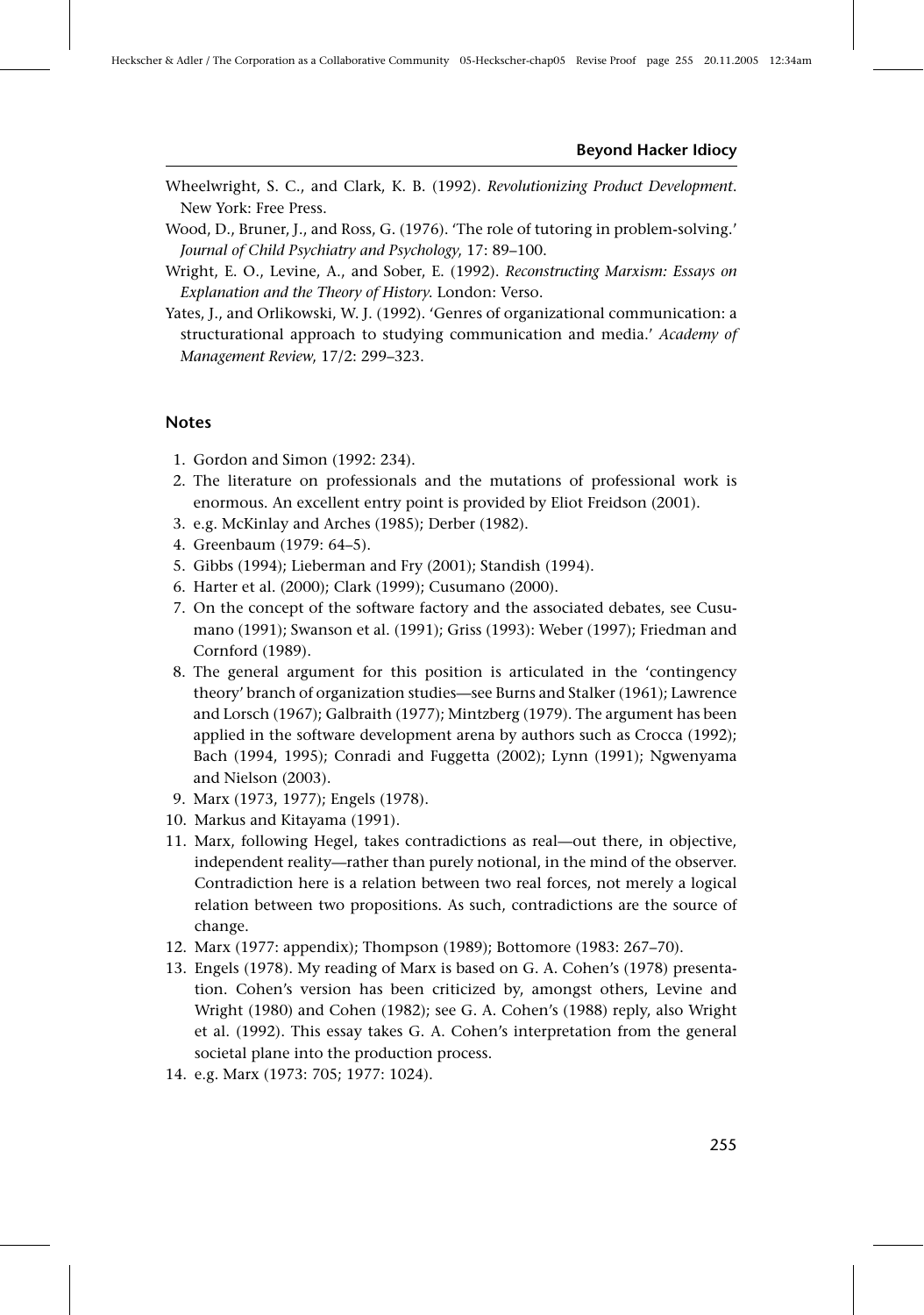Wheelwright, S. C., and Clark, K. B. (1992). *Revolutionizing Product Development*. New York: Free Press.

Wood, D., Bruner, J., and Ross, G. (1976). 'The role of tutoring in problem-solving.' *Journal of Child Psychiatry and Psychology*, 17: 89–100.

Wright, E. O., Levine, A., and Sober, E. (1992). *Reconstructing Marxism: Essays on Explanation and the Theory of History*. London: Verso.

Yates, J., and Orlikowski, W. J. (1992). 'Genres of organizational communication: a structurational approach to studying communication and media.' *Academy of Management Review*, 17/2: 299–323.

## Notes

1. Gordon and Simon (1992: 234).
2. The literature on professionals and the mutations of professional work is enormous. An excellent entry point is provided by Eliot Freidson (2001).
3. e.g. McKinlay and Arches (1985); Derber (1982).
4. Greenbaum (1979: 64–5).
5. Gibbs (1994); Lieberman and Fry (2001); Standish (1994).
6. Harter et al. (2000); Clark (1999); Cusumano (2000).
7. On the concept of the software factory and the associated debates, see Cusumano (1991); Swanson et al. (1991); Griss (1993): Weber (1997); Friedman and Cornford (1989).
8. The general argument for this position is articulated in the 'contingency theory' branch of organization studies—see Burns and Stalker (1961); Lawrence and Lorsch (1967); Galbraith (1977); Mintzberg (1979). The argument has been applied in the software development arena by authors such as Crocca (1992); Bach (1994, 1995); Conradi and Fuggetta (2002); Lynn (1991); Ngwenyama and Nielson (2003).
9. Marx (1973, 1977); Engels (1978).
10. Markus and Kitayama (1991).
11. Marx, following Hegel, takes contradictions as real—out there, in objective, independent reality—rather than purely notional, in the mind of the observer. Contradiction here is a relation between two real forces, not merely a logical relation between two propositions. As such, contradictions are the source of change.
12. Marx (1977: appendix); Thompson (1989); Bottomore (1983: 267–70).
13. Engels (1978). My reading of Marx is based on G. A. Cohen's (1978) presentation. Cohen's version has been criticized by, amongst others, Levine and Wright (1980) and Cohen (1982); see G. A. Cohen's (1988) reply, also Wright et al. (1992). This essay takes G. A. Cohen's interpretation from the general societal plane into the production process.
14. e.g. Marx (1973: 705; 1977: 1024).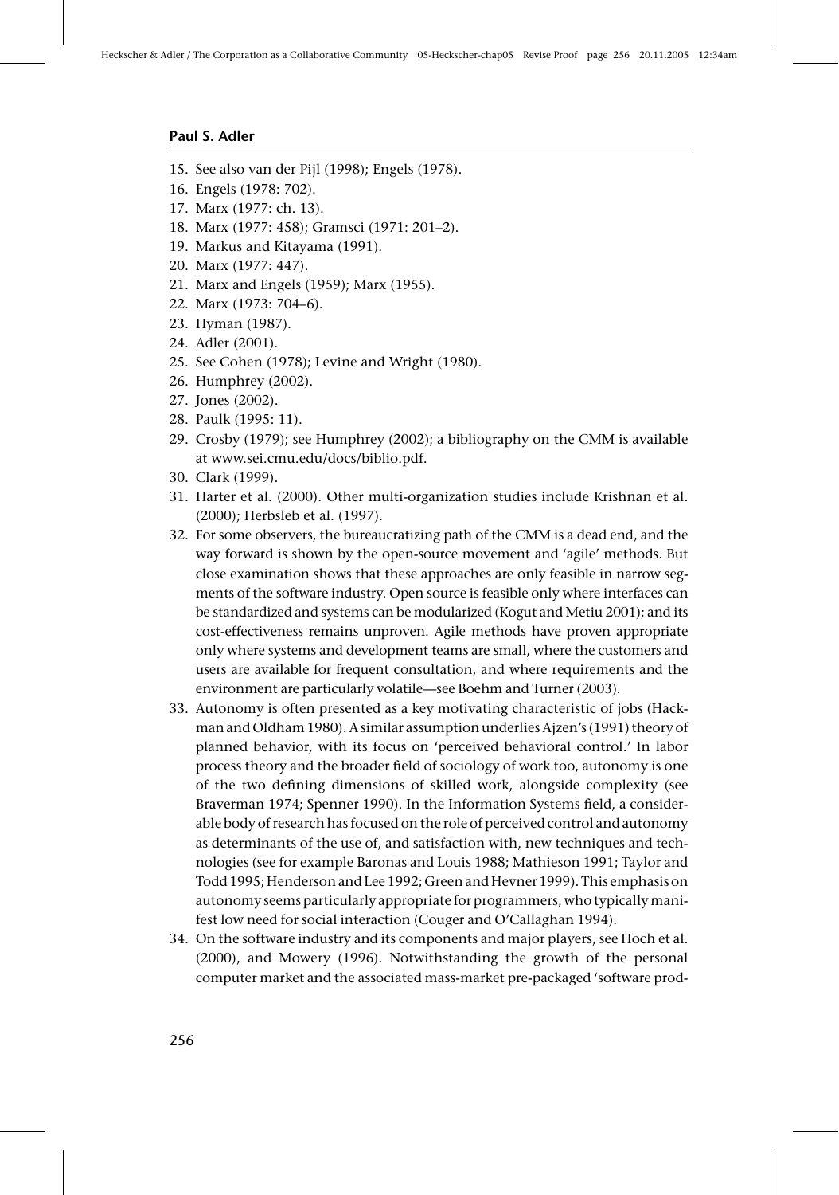15. See also van der Pijl (1998); Engels (1978).
16. Engels (1978: 702).
17. Marx (1977: ch. 13).
18. Marx (1977: 458); Gramsci (1971: 201–2).
19. Markus and Kitayama (1991).
20. Marx (1977: 447).
21. Marx and Engels (1959); Marx (1955).
22. Marx (1973: 704–6).
23. Hyman (1987).
24. Adler (2001).
25. See Cohen (1978); Levine and Wright (1980).
26. Humphrey (2002).
27. Jones (2002).
28. Paulk (1995: 11).
29. Crosby (1979); see Humphrey (2002); a bibliography on the CMM is available at www.sei.cmu.edu/docs/biblio.pdf.
30. Clark (1999).
31. Harter et al. (2000). Other multi-organization studies include Krishnan et al. (2000); Herbsleb et al. (1997).
32. For some observers, the bureaucratizing path of the CMM is a dead end, and the way forward is shown by the open-source movement and 'agile' methods. But close examination shows that these approaches are only feasible in narrow segments of the software industry. Open source is feasible only where interfaces can be standardized and systems can be modularized (Kogut and Metiu 2001); and its cost-effectiveness remains unproven. Agile methods have proven appropriate only where systems and development teams are small, where the customers and users are available for frequent consultation, and where requirements and the environment are particularly volatile—see Boehm and Turner (2003).
33. Autonomy is often presented as a key motivating characteristic of jobs (Hackman and Oldham 1980). A similar assumption underlies Ajzen's (1991) theory of planned behavior, with its focus on 'perceived behavioral control.' In labor process theory and the broader field of sociology of work too, autonomy is one of the two defining dimensions of skilled work, alongside complexity (see Braverman 1974; Spenner 1990). In the Information Systems field, a considerable body of research has focused on the role of perceived control and autonomy as determinants of the use of, and satisfaction with, new techniques and technologies (see for example Baronas and Louis 1988; Mathieson 1991; Taylor and Todd 1995; Henderson and Lee 1992; Green and Hevner 1999). This emphasis on autonomy seems particularly appropriate for programmers, who typically manifest low need for social interaction (Couger and O'Callaghan 1994).
34. On the software industry and its components and major players, see Hoch et al. (2000), and Mowery (1996). Notwithstanding the growth of the personal computer market and the associated mass-market pre-packaged 'software prod-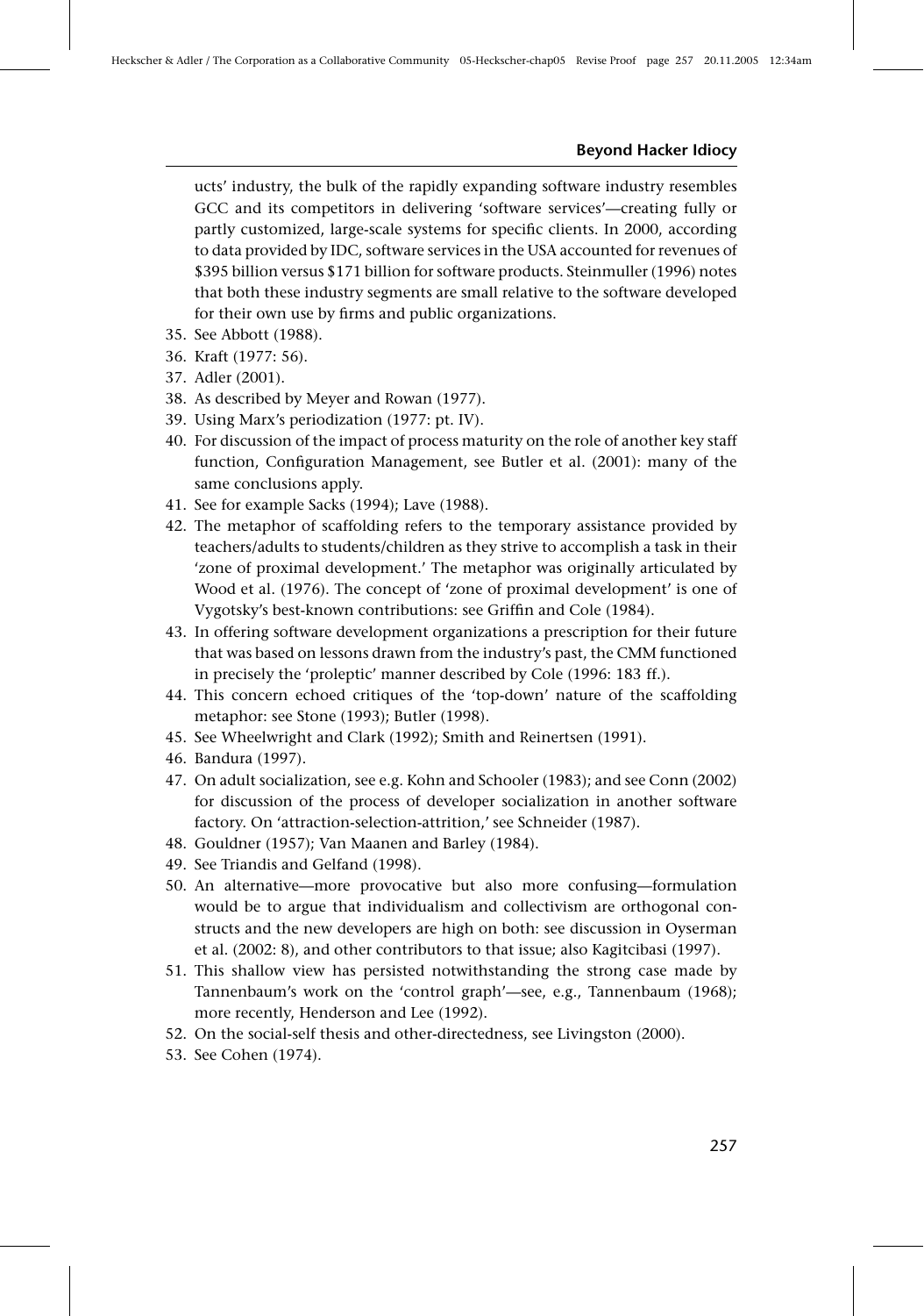ucts' industry, the bulk of the rapidly expanding software industry resembles GCC and its competitors in delivering 'software services'—creating fully or partly customized, large-scale systems for specific clients. In 2000, according to data provided by IDC, software services in the USA accounted for revenues of \$395 billion versus \$171 billion for software products. Steinmuller (1996) notes that both these industry segments are small relative to the software developed for their own use by firms and public organizations.

35. See Abbott (1988).
36. Kraft (1977: 56).
37. Adler (2001).
38. As described by Meyer and Rowan (1977).
39. Using Marx's periodization (1977: pt. IV).
40. For discussion of the impact of process maturity on the role of another key staff function, Configuration Management, see Butler et al. (2001): many of the same conclusions apply.
41. See for example Sacks (1994); Lave (1988).
42. The metaphor of scaffolding refers to the temporary assistance provided by teachers/adults to students/children as they strive to accomplish a task in their 'zone of proximal development.' The metaphor was originally articulated by Wood et al. (1976). The concept of 'zone of proximal development' is one of Vygotsky's best-known contributions: see Griffin and Cole (1984).
43. In offering software development organizations a prescription for their future that was based on lessons drawn from the industry's past, the CMM functioned in precisely the 'proleptic' manner described by Cole (1996: 183 ff.).
44. This concern echoed critiques of the 'top-down' nature of the scaffolding metaphor: see Stone (1993); Butler (1998).
45. See Wheelwright and Clark (1992); Smith and Reinertsen (1991).
46. Bandura (1997).
47. On adult socialization, see e.g. Kohn and Schooler (1983); and see Conn (2002) for discussion of the process of developer socialization in another software factory. On 'attraction-selection-attrition,' see Schneider (1987).
48. Gouldner (1957); Van Maanen and Barley (1984).
49. See Triandis and Gelfand (1998).
50. An alternative—more provocative but also more confusing—formulation would be to argue that individualism and collectivism are orthogonal constructs and the new developers are high on both: see discussion in Oyserman et al. (2002: 8), and other contributors to that issue; also Kagitcibasi (1997).
51. This shallow view has persisted notwithstanding the strong case made by Tannenbaum's work on the 'control graph'—see, e.g., Tannenbaum (1968); more recently, Henderson and Lee (1992).
52. On the social-self thesis and other-directedness, see Livingston (2000).
53. See Cohen (1974).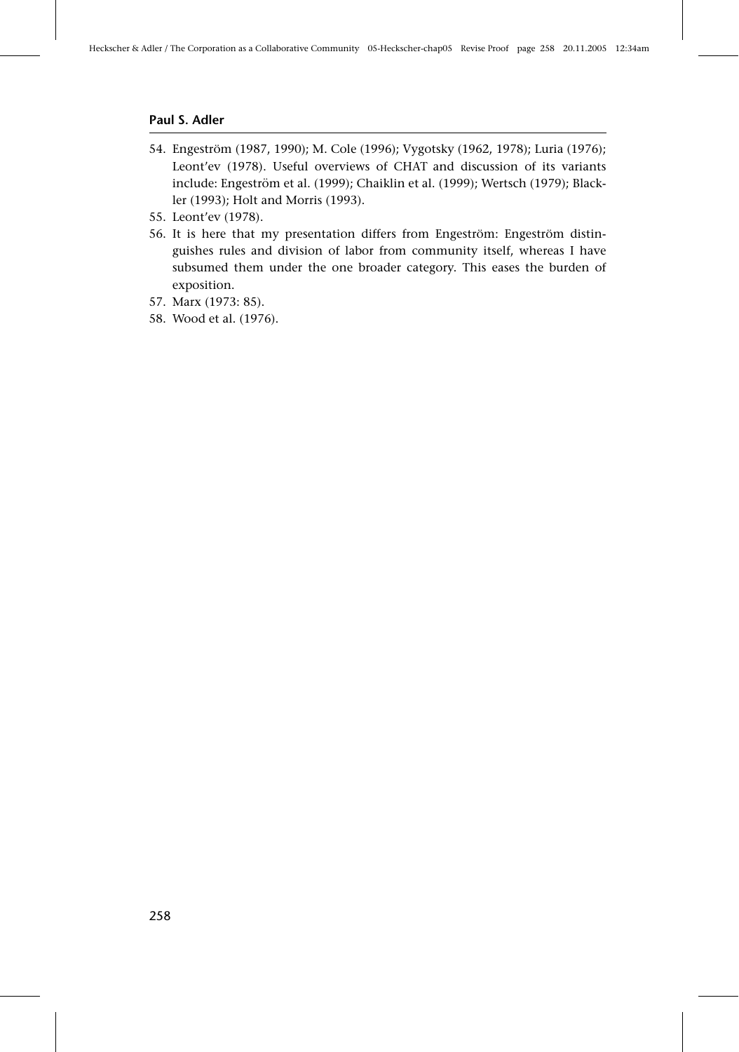54. Engeström (1987, 1990); M. Cole (1996); Vygotsky (1962, 1978); Luria (1976); Leont'ev (1978). Useful overviews of CHAT and discussion of its variants include: Engeström et al. (1999); Chaiklin et al. (1999); Wertsch (1979); Blackler (1993); Holt and Morris (1993).
55. Leont'ev (1978).
56. It is here that my presentation differs from Engeström: Engeström distinguishes rules and division of labor from community itself, whereas I have subsumed them under the one broader category. This eases the burden of exposition.
57. Marx (1973: 85).
58. Wood et al. (1976).